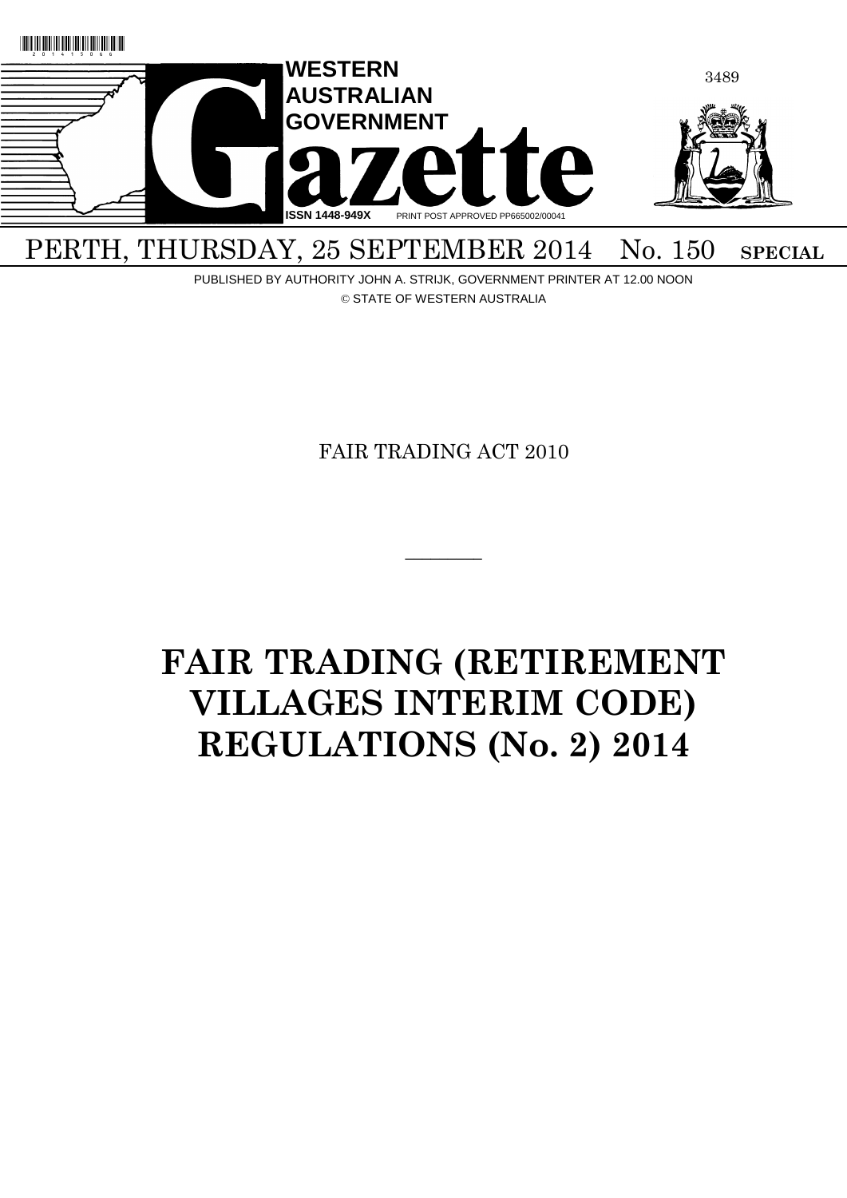WESTERN AUSTRALIAN GOVERNMENT

# Gazette

ISSN 1448-949X PRINT POST APPROVED PP665002/00041

PERTH, THURSDAY, 25 SEPTEMBER 2014 No. 150 **SPECIAL**

PUBLISHED BY AUTHORITY JOHN A. STRIJK, GOVERNMENT PRINTER AT 12.00 NOON

© STATE OF WESTERN AUSTRALIA

FAIR TRADING ACT 2010

---

# FAIR TRADING (RETIREMENT VILLAGES INTERIM CODE) REGULATIONS (No. 2) 2014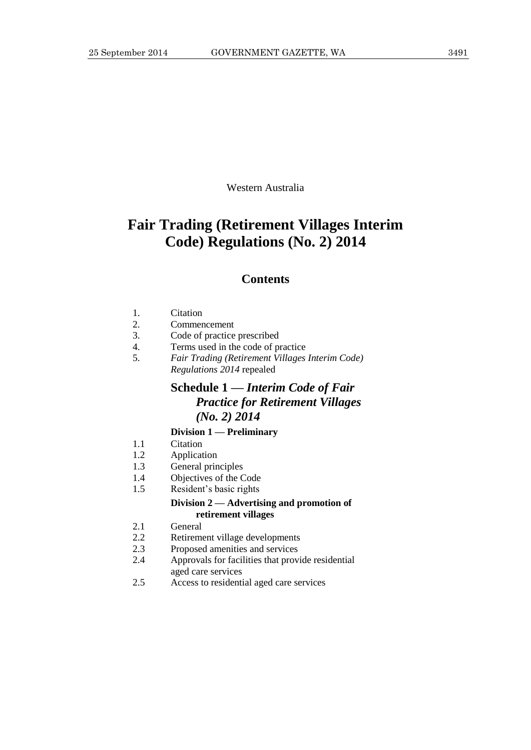Western Australia

# Fair Trading (Retirement Villages Interim Code) Regulations (No. 2) 2014

## Contents

1. Citation
2. Commencement
3. Code of practice prescribed
4. Terms used in the code of practice
5. *Fair Trading (Retirement Villages Interim Code) Regulations 2014* repealed

### Schedule 1 — *Interim Code of Fair Practice for Retirement Villages (No. 2) 2014*

#### Division 1 — Preliminary

1.1 Citation
1.2 Application
1.3 General principles
1.4 Objectives of the Code
1.5 Resident's basic rights

#### Division 2 — Advertising and promotion of retirement villages

2.1 General
2.2 Retirement village developments
2.3 Proposed amenities and services
2.4 Approvals for facilities that provide residential aged care services
2.5 Access to residential aged care services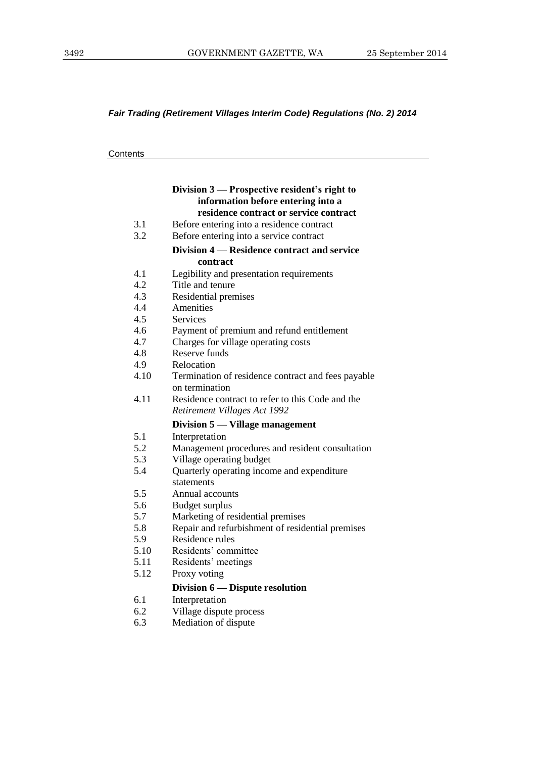*Fair Trading (Retirement Villages Interim Code) Regulations (No. 2) 2014*

Contents

**Division 3 — Prospective resident's right to information before entering into a residence contract or service contract**

3.1 Before entering into a residence contract
3.2 Before entering into a service contract

**Division 4 — Residence contract and service contract**

4.1 Legibility and presentation requirements
4.2 Title and tenure
4.3 Residential premises
4.4 Amenities
4.5 Services
4.6 Payment of premium and refund entitlement
4.7 Charges for village operating costs
4.8 Reserve funds
4.9 Relocation
4.10 Termination of residence contract and fees payable on termination
4.11 Residence contract to refer to this Code and the *Retirement Villages Act 1992*

**Division 5 — Village management**

5.1 Interpretation
5.2 Management procedures and resident consultation
5.3 Village operating budget
5.4 Quarterly operating income and expenditure statements
5.5 Annual accounts
5.6 Budget surplus
5.7 Marketing of residential premises
5.8 Repair and refurbishment of residential premises
5.9 Residence rules
5.10 Residents' committee
5.11 Residents' meetings
5.12 Proxy voting

**Division 6 — Dispute resolution**

6.1 Interpretation
6.2 Village dispute process
6.3 Mediation of dispute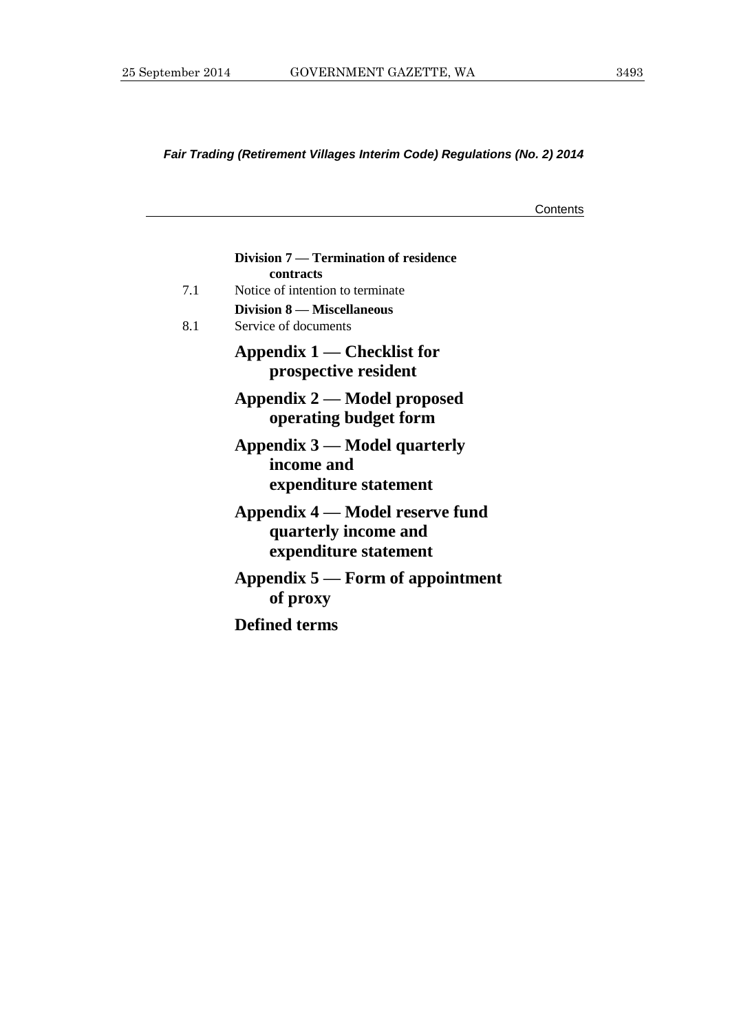*Fair Trading (Retirement Villages Interim Code) Regulations (No. 2) 2014*

Contents

**Division 7 — Termination of residence contracts**

7.1 Notice of intention to terminate

**Division 8 — Miscellaneous**

8.1 Service of documents

## Appendix 1 — Checklist for prospective resident

## Appendix 2 — Model proposed operating budget form

## Appendix 3 — Model quarterly income and expenditure statement

## Appendix 4 — Model reserve fund quarterly income and expenditure statement

## Appendix 5 — Form of appointment of proxy

## Defined terms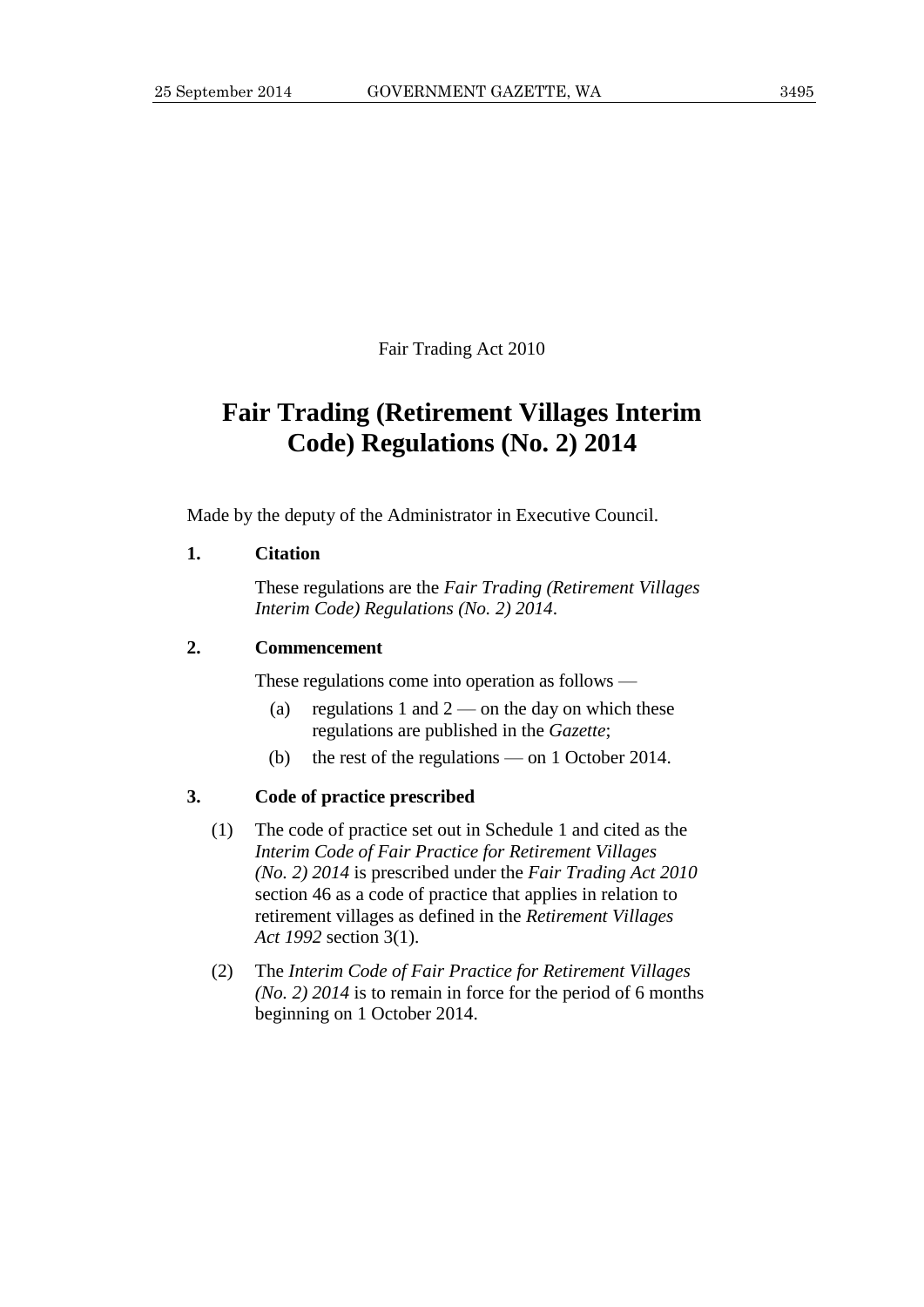Fair Trading Act 2010

# Fair Trading (Retirement Villages Interim Code) Regulations (No. 2) 2014

Made by the deputy of the Administrator in Executive Council.

**1. Citation**

These regulations are the *Fair Trading (Retirement Villages Interim Code) Regulations (No. 2) 2014*.

**2. Commencement**

These regulations come into operation as follows —

(a) regulations 1 and 2 — on the day on which these regulations are published in the *Gazette*;

(b) the rest of the regulations — on 1 October 2014.

**3. Code of practice prescribed**

(1) The code of practice set out in Schedule 1 and cited as the *Interim Code of Fair Practice for Retirement Villages (No. 2) 2014* is prescribed under the *Fair Trading Act 2010* section 46 as a code of practice that applies in relation to retirement villages as defined in the *Retirement Villages Act 1992* section 3(1).

(2) The *Interim Code of Fair Practice for Retirement Villages (No. 2) 2014* is to remain in force for the period of 6 months beginning on 1 October 2014.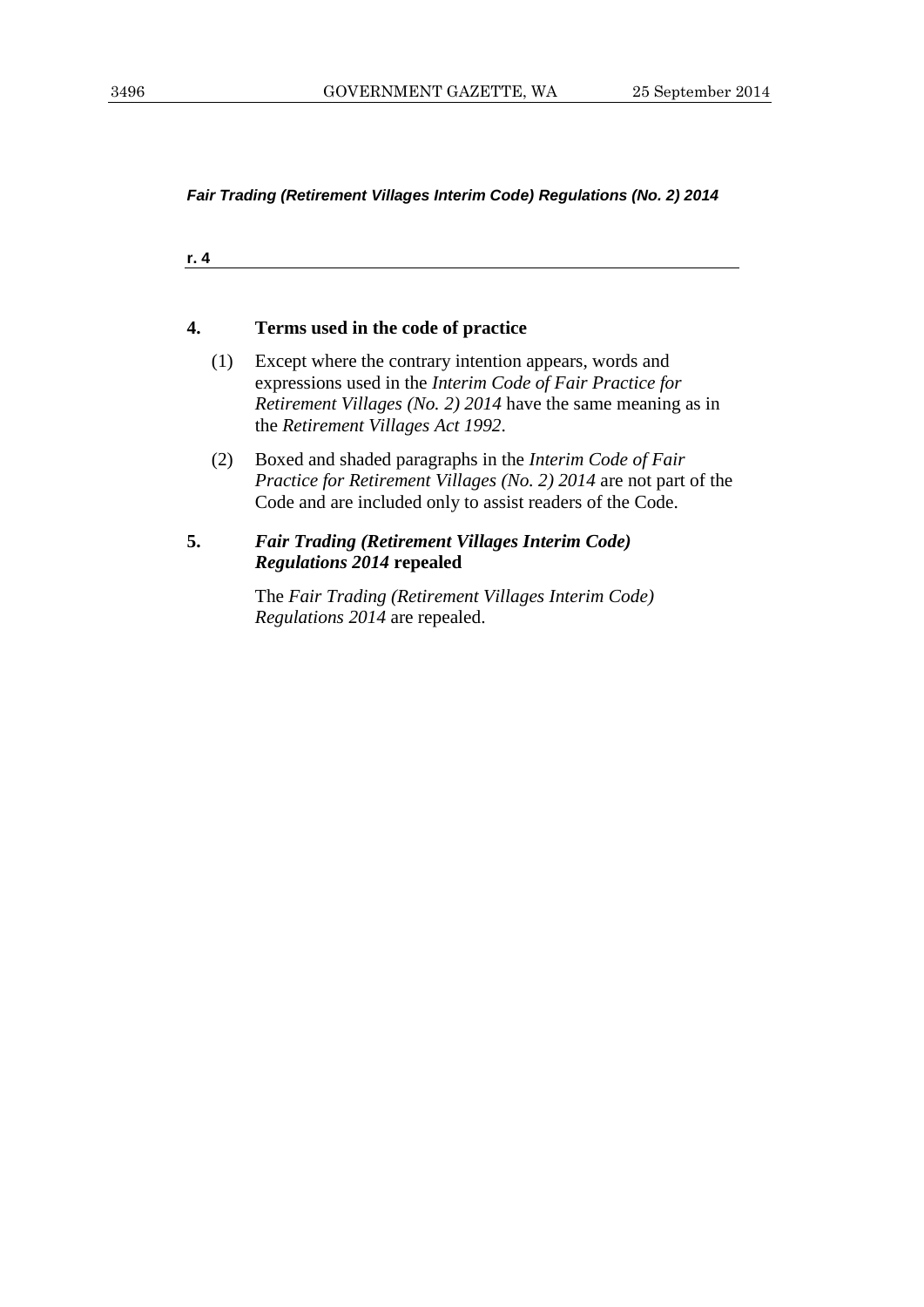## 4. Terms used in the code of practice

(1) Except where the contrary intention appears, words and expressions used in the *Interim Code of Fair Practice for Retirement Villages (No. 2) 2014* have the same meaning as in the *Retirement Villages Act 1992*.

(2) Boxed and shaded paragraphs in the *Interim Code of Fair Practice for Retirement Villages (No. 2) 2014* are not part of the Code and are included only to assist readers of the Code.

## 5. *Fair Trading (Retirement Villages Interim Code) Regulations 2014* repealed

The *Fair Trading (Retirement Villages Interim Code) Regulations 2014* are repealed.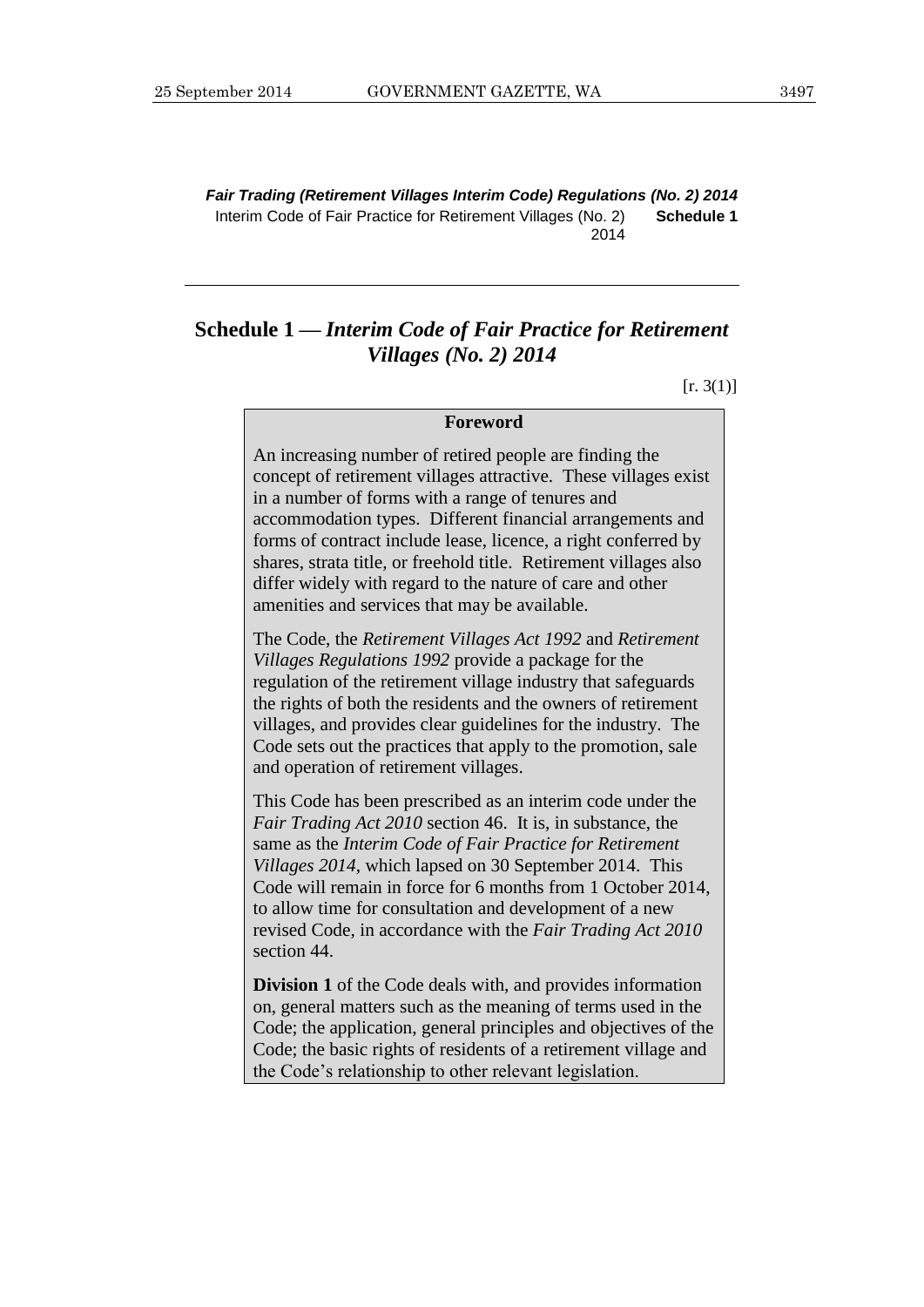## Schedule 1 — *Interim Code of Fair Practice for Retirement Villages (No. 2) 2014*

[r. 3(1)]

**Foreword**

An increasing number of retired people are finding the concept of retirement villages attractive. These villages exist in a number of forms with a range of tenures and accommodation types. Different financial arrangements and forms of contract include lease, licence, a right conferred by shares, strata title, or freehold title. Retirement villages also differ widely with regard to the nature of care and other amenities and services that may be available.

The Code, the *Retirement Villages Act 1992* and *Retirement Villages Regulations 1992* provide a package for the regulation of the retirement village industry that safeguards the rights of both the residents and the owners of retirement villages, and provides clear guidelines for the industry. The Code sets out the practices that apply to the promotion, sale and operation of retirement villages.

This Code has been prescribed as an interim code under the *Fair Trading Act 2010* section 46. It is, in substance, the same as the *Interim Code of Fair Practice for Retirement Villages 2014*, which lapsed on 30 September 2014. This Code will remain in force for 6 months from 1 October 2014, to allow time for consultation and development of a new revised Code, in accordance with the *Fair Trading Act 2010* section 44.

**Division 1** of the Code deals with, and provides information on, general matters such as the meaning of terms used in the Code; the application, general principles and objectives of the Code; the basic rights of residents of a retirement village and the Code's relationship to other relevant legislation.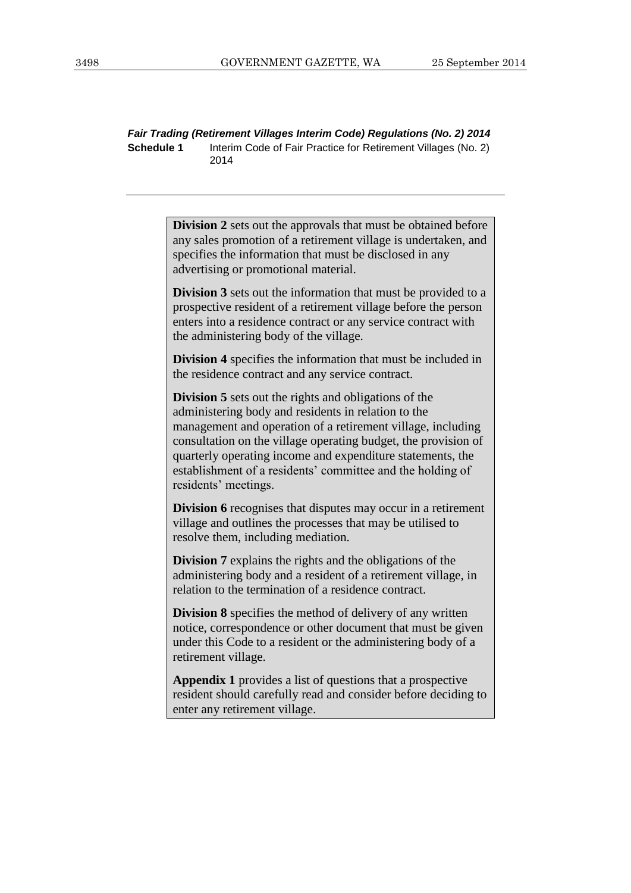*Fair Trading (Retirement Villages Interim Code) Regulations (No. 2) 2014*
**Schedule 1** Interim Code of Fair Practice for Retirement Villages (No. 2) 2014

**Division 2** sets out the approvals that must be obtained before any sales promotion of a retirement village is undertaken, and specifies the information that must be disclosed in any advertising or promotional material.

**Division 3** sets out the information that must be provided to a prospective resident of a retirement village before the person enters into a residence contract or any service contract with the administering body of the village.

**Division 4** specifies the information that must be included in the residence contract and any service contract.

**Division 5** sets out the rights and obligations of the administering body and residents in relation to the management and operation of a retirement village, including consultation on the village operating budget, the provision of quarterly operating income and expenditure statements, the establishment of a residents' committee and the holding of residents' meetings.

**Division 6** recognises that disputes may occur in a retirement village and outlines the processes that may be utilised to resolve them, including mediation.

**Division 7** explains the rights and the obligations of the administering body and a resident of a retirement village, in relation to the termination of a residence contract.

**Division 8** specifies the method of delivery of any written notice, correspondence or other document that must be given under this Code to a resident or the administering body of a retirement village.

**Appendix 1** provides a list of questions that a prospective resident should carefully read and consider before deciding to enter any retirement village.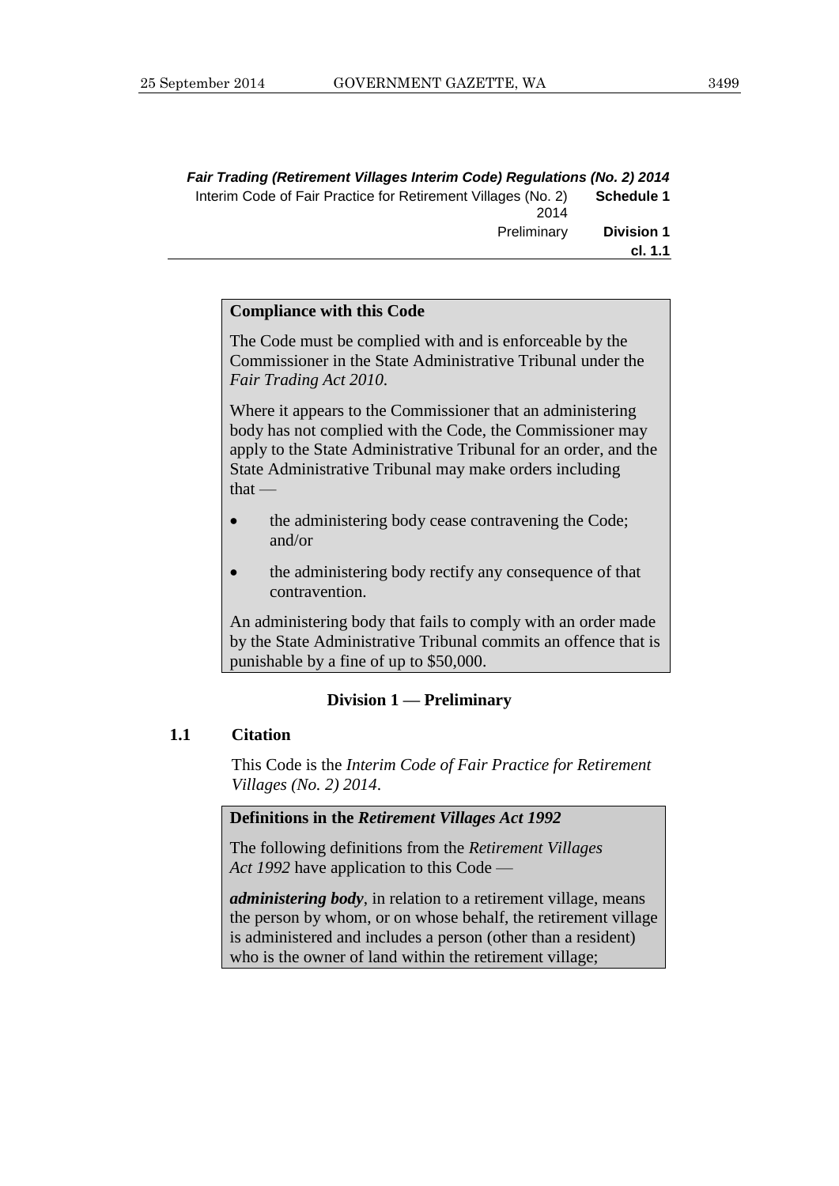**Compliance with this Code**

The Code must be complied with and is enforceable by the Commissioner in the State Administrative Tribunal under the *Fair Trading Act 2010*.

Where it appears to the Commissioner that an administering body has not complied with the Code, the Commissioner may apply to the State Administrative Tribunal for an order, and the State Administrative Tribunal may make orders including that —

- the administering body cease contravening the Code; and/or
- the administering body rectify any consequence of that contravention.

An administering body that fails to comply with an order made by the State Administrative Tribunal commits an offence that is punishable by a fine of up to $50,000.

## Division 1 — Preliminary

### 1.1 Citation

This Code is the *Interim Code of Fair Practice for Retirement Villages (No. 2) 2014*.

**Definitions in the *Retirement Villages Act 1992***

The following definitions from the *Retirement Villages Act 1992* have application to this Code —

***administering body***, in relation to a retirement village, means the person by whom, or on whose behalf, the retirement village is administered and includes a person (other than a resident) who is the owner of land within the retirement village;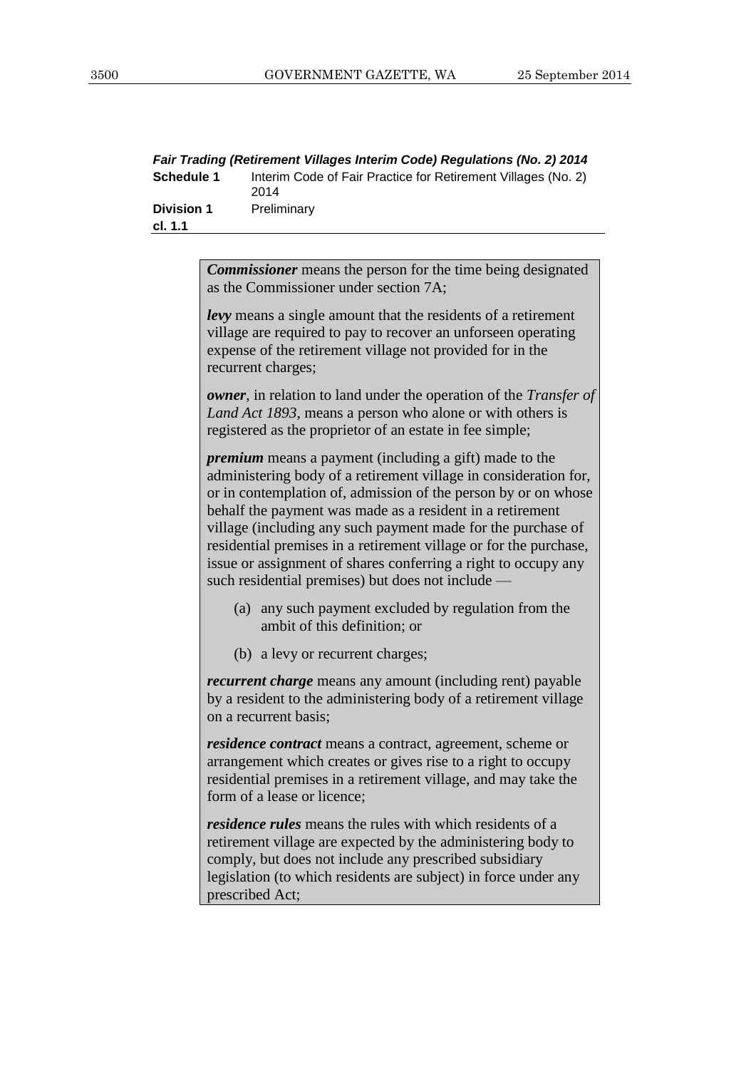*Commissioner* means the person for the time being designated as the Commissioner under section 7A;

*levy* means a single amount that the residents of a retirement village are required to pay to recover an unforseen operating expense of the retirement village not provided for in the recurrent charges;

*owner*, in relation to land under the operation of the *Transfer of Land Act 1893*, means a person who alone or with others is registered as the proprietor of an estate in fee simple;

*premium* means a payment (including a gift) made to the administering body of a retirement village in consideration for, or in contemplation of, admission of the person by or on whose behalf the payment was made as a resident in a retirement village (including any such payment made for the purchase of residential premises in a retirement village or for the purchase, issue or assignment of shares conferring a right to occupy any such residential premises) but does not include —

(a) any such payment excluded by regulation from the ambit of this definition; or

(b) a levy or recurrent charges;

*recurrent charge* means any amount (including rent) payable by a resident to the administering body of a retirement village on a recurrent basis;

*residence contract* means a contract, agreement, scheme or arrangement which creates or gives rise to a right to occupy residential premises in a retirement village, and may take the form of a lease or licence;

*residence rules* means the rules with which residents of a retirement village are expected by the administering body to comply, but does not include any prescribed subsidiary legislation (to which residents are subject) in force under any prescribed Act;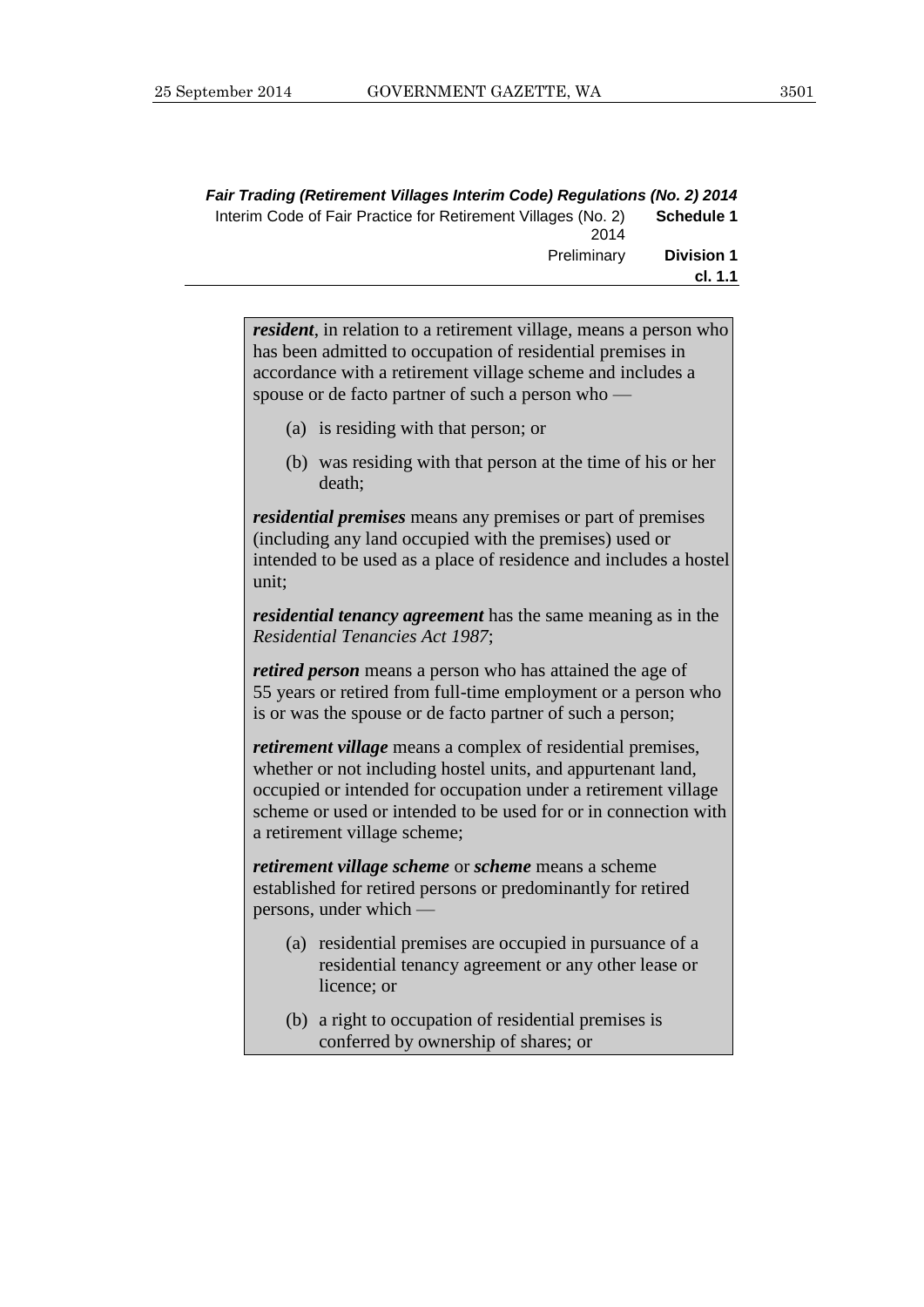***resident***, in relation to a retirement village, means a person who has been admitted to occupation of residential premises in accordance with a retirement village scheme and includes a spouse or de facto partner of such a person who —

(a) is residing with that person; or

(b) was residing with that person at the time of his or her death;

***residential premises*** means any premises or part of premises (including any land occupied with the premises) used or intended to be used as a place of residence and includes a hostel unit;

***residential tenancy agreement*** has the same meaning as in the *Residential Tenancies Act 1987*;

***retired person*** means a person who has attained the age of 55 years or retired from full-time employment or a person who is or was the spouse or de facto partner of such a person;

***retirement village*** means a complex of residential premises, whether or not including hostel units, and appurtenant land, occupied or intended for occupation under a retirement village scheme or used or intended to be used for or in connection with a retirement village scheme;

***retirement village scheme*** or ***scheme*** means a scheme established for retired persons or predominantly for retired persons, under which —

(a) residential premises are occupied in pursuance of a residential tenancy agreement or any other lease or licence; or

(b) a right to occupation of residential premises is conferred by ownership of shares; or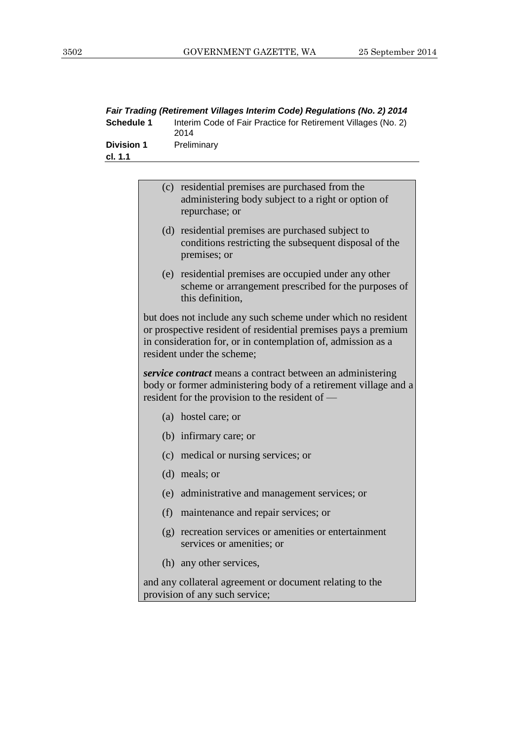(c) residential premises are purchased from the administering body subject to a right or option of repurchase; or

(d) residential premises are purchased subject to conditions restricting the subsequent disposal of the premises; or

(e) residential premises are occupied under any other scheme or arrangement prescribed for the purposes of this definition,

but does not include any such scheme under which no resident or prospective resident of residential premises pays a premium in consideration for, or in contemplation of, admission as a resident under the scheme;

***service contract*** means a contract between an administering body or former administering body of a retirement village and a resident for the provision to the resident of —

(a) hostel care; or

(b) infirmary care; or

(c) medical or nursing services; or

(d) meals; or

(e) administrative and management services; or

(f) maintenance and repair services; or

(g) recreation services or amenities or entertainment services or amenities; or

(h) any other services,

and any collateral agreement or document relating to the provision of any such service;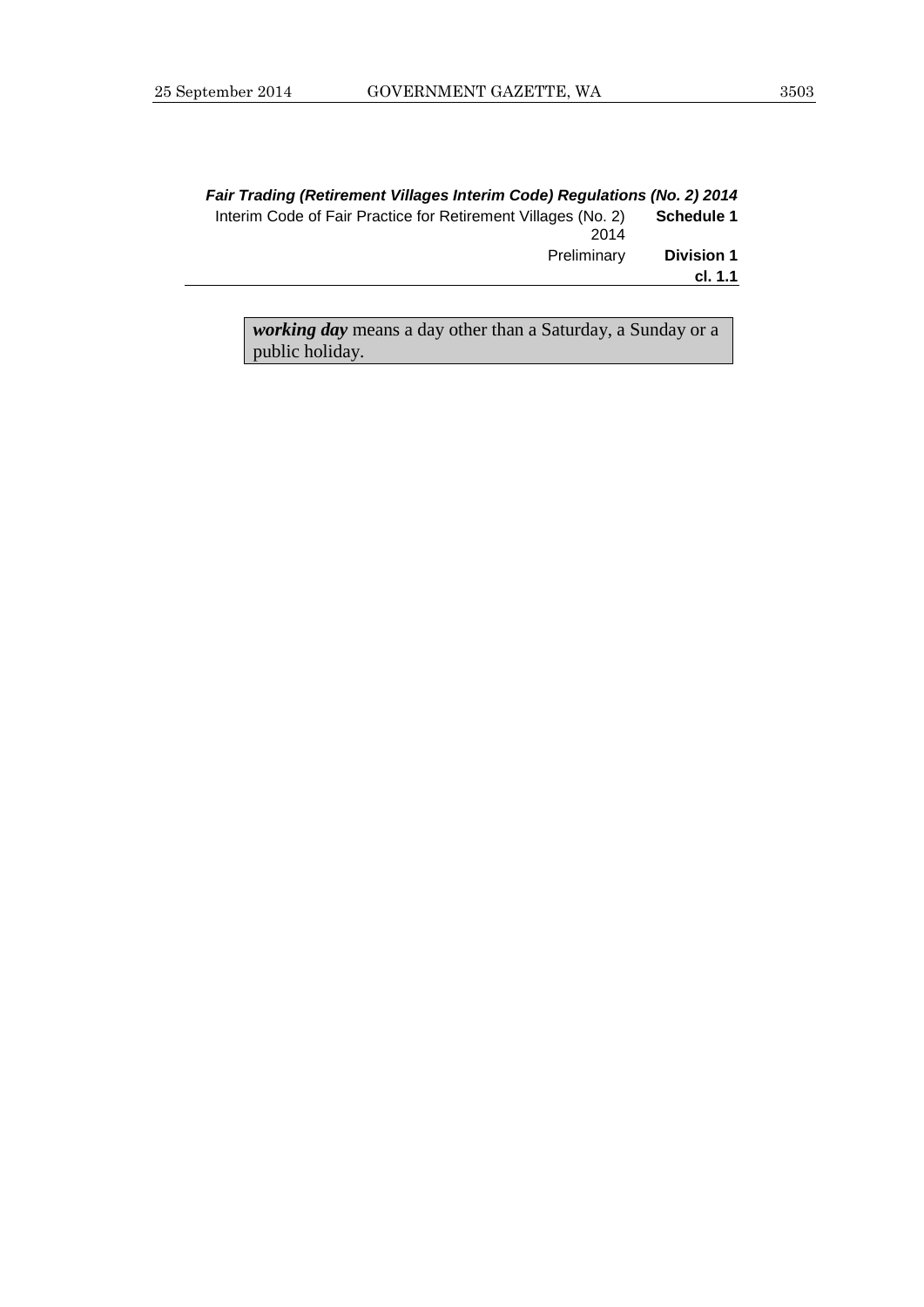***working day*** means a day other than a Saturday, a Sunday or a public holiday.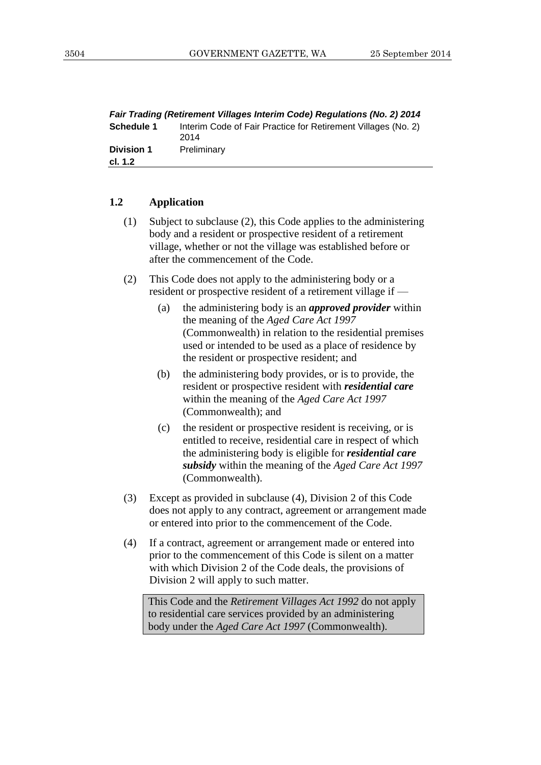*Fair Trading (Retirement Villages Interim Code) Regulations (No. 2) 2014*

**Schedule 1** Interim Code of Fair Practice for Retirement Villages (No. 2) 2014

**Division 1** Preliminary

**cl. 1.2**

### 1.2 Application

(1) Subject to subclause (2), this Code applies to the administering body and a resident or prospective resident of a retirement village, whether or not the village was established before or after the commencement of the Code.

(2) This Code does not apply to the administering body or a resident or prospective resident of a retirement village if —

(a) the administering body is an ***approved provider*** within the meaning of the *Aged Care Act 1997* (Commonwealth) in relation to the residential premises used or intended to be used as a place of residence by the resident or prospective resident; and

(b) the administering body provides, or is to provide, the resident or prospective resident with ***residential care*** within the meaning of the *Aged Care Act 1997* (Commonwealth); and

(c) the resident or prospective resident is receiving, or is entitled to receive, residential care in respect of which the administering body is eligible for ***residential care subsidy*** within the meaning of the *Aged Care Act 1997* (Commonwealth).

(3) Except as provided in subclause (4), Division 2 of this Code does not apply to any contract, agreement or arrangement made or entered into prior to the commencement of the Code.

(4) If a contract, agreement or arrangement made or entered into prior to the commencement of this Code is silent on a matter with which Division 2 of the Code deals, the provisions of Division 2 will apply to such matter.

> This Code and the *Retirement Villages Act 1992* do not apply to residential care services provided by an administering body under the *Aged Care Act 1997* (Commonwealth).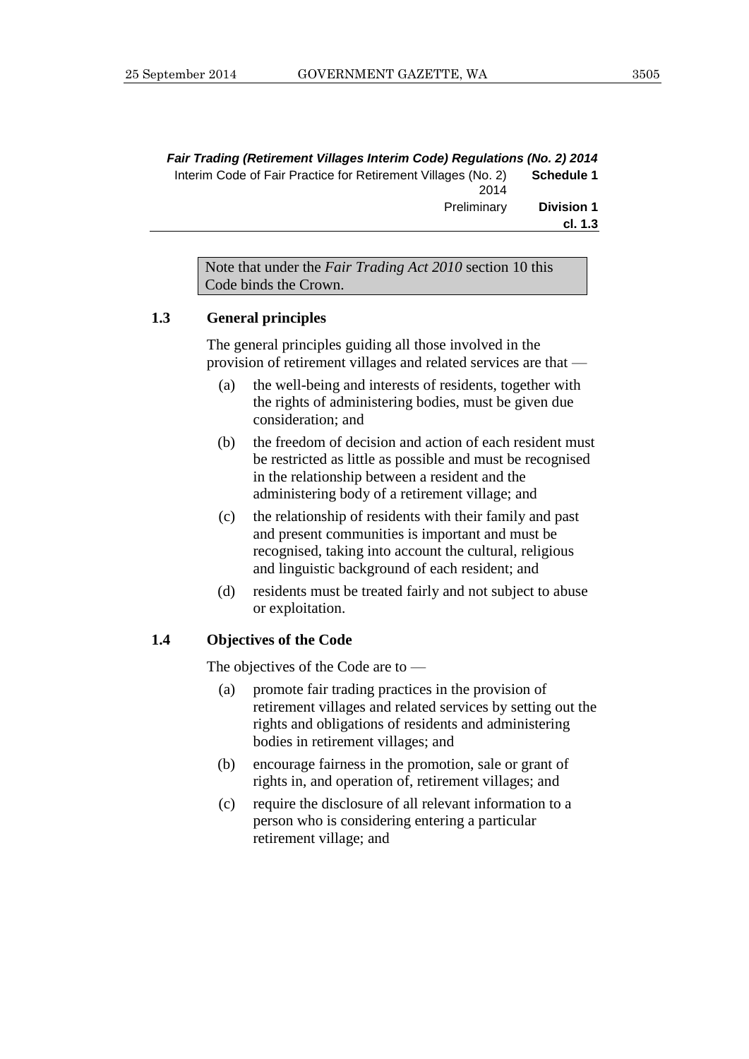Note that under the *Fair Trading Act 2010* section 10 this Code binds the Crown.

### 1.3 General principles

The general principles guiding all those involved in the provision of retirement villages and related services are that —

(a) the well-being and interests of residents, together with the rights of administering bodies, must be given due consideration; and

(b) the freedom of decision and action of each resident must be restricted as little as possible and must be recognised in the relationship between a resident and the administering body of a retirement village; and

(c) the relationship of residents with their family and past and present communities is important and must be recognised, taking into account the cultural, religious and linguistic background of each resident; and

(d) residents must be treated fairly and not subject to abuse or exploitation.

### 1.4 Objectives of the Code

The objectives of the Code are to —

(a) promote fair trading practices in the provision of retirement villages and related services by setting out the rights and obligations of residents and administering bodies in retirement villages; and

(b) encourage fairness in the promotion, sale or grant of rights in, and operation of, retirement villages; and

(c) require the disclosure of all relevant information to a person who is considering entering a particular retirement village; and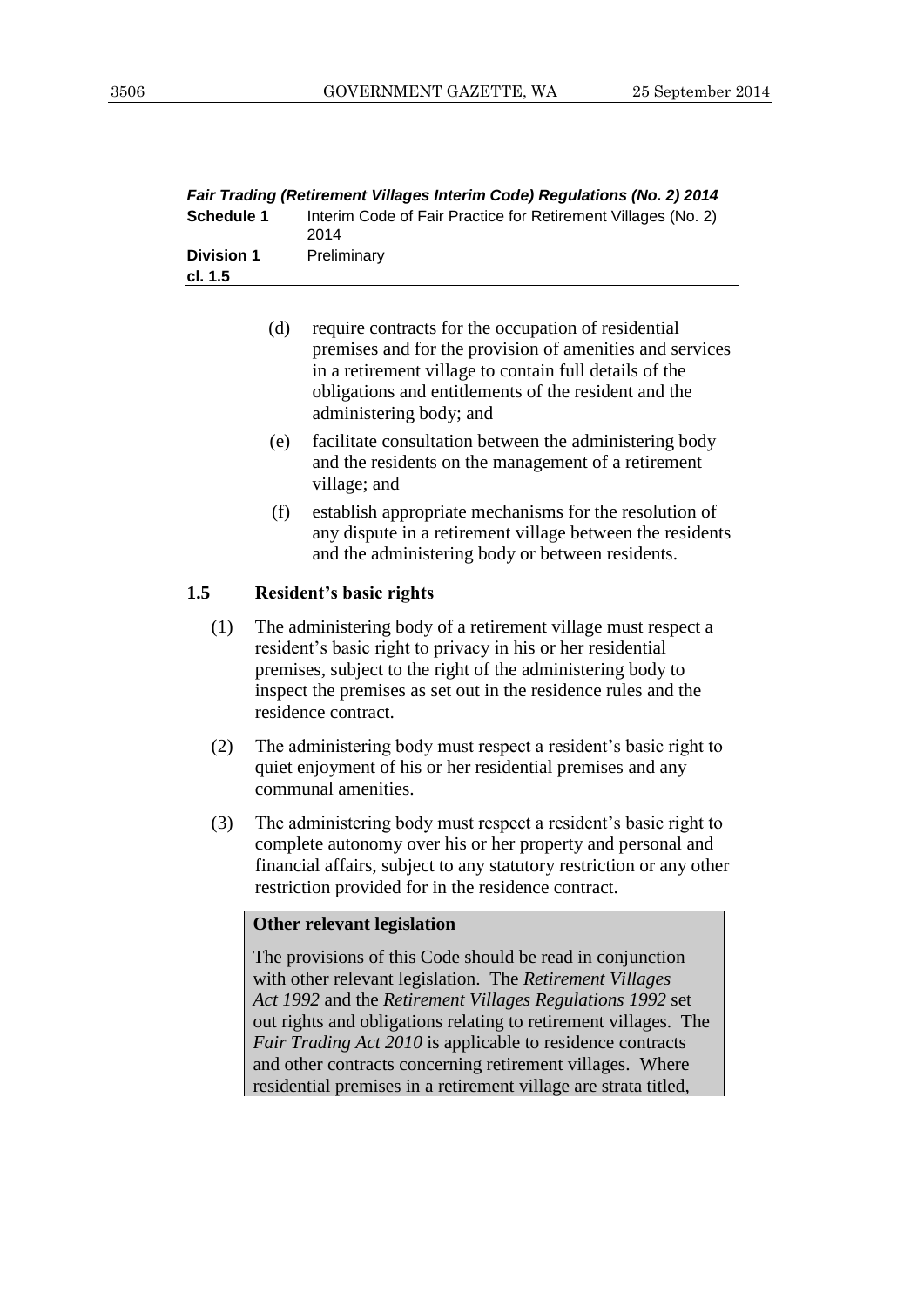(d) require contracts for the occupation of residential premises and for the provision of amenities and services in a retirement village to contain full details of the obligations and entitlements of the resident and the administering body; and

(e) facilitate consultation between the administering body and the residents on the management of a retirement village; and

(f) establish appropriate mechanisms for the resolution of any dispute in a retirement village between the residents and the administering body or between residents.

**1.5 Resident's basic rights**

(1) The administering body of a retirement village must respect a resident's basic right to privacy in his or her residential premises, subject to the right of the administering body to inspect the premises as set out in the residence rules and the residence contract.

(2) The administering body must respect a resident's basic right to quiet enjoyment of his or her residential premises and any communal amenities.

(3) The administering body must respect a resident's basic right to complete autonomy over his or her property and personal and financial affairs, subject to any statutory restriction or any other restriction provided for in the residence contract.

**Other relevant legislation**

The provisions of this Code should be read in conjunction with other relevant legislation. The *Retirement Villages Act 1992* and the *Retirement Villages Regulations 1992* set out rights and obligations relating to retirement villages. The *Fair Trading Act 2010* is applicable to residence contracts and other contracts concerning retirement villages. Where residential premises in a retirement village are strata titled,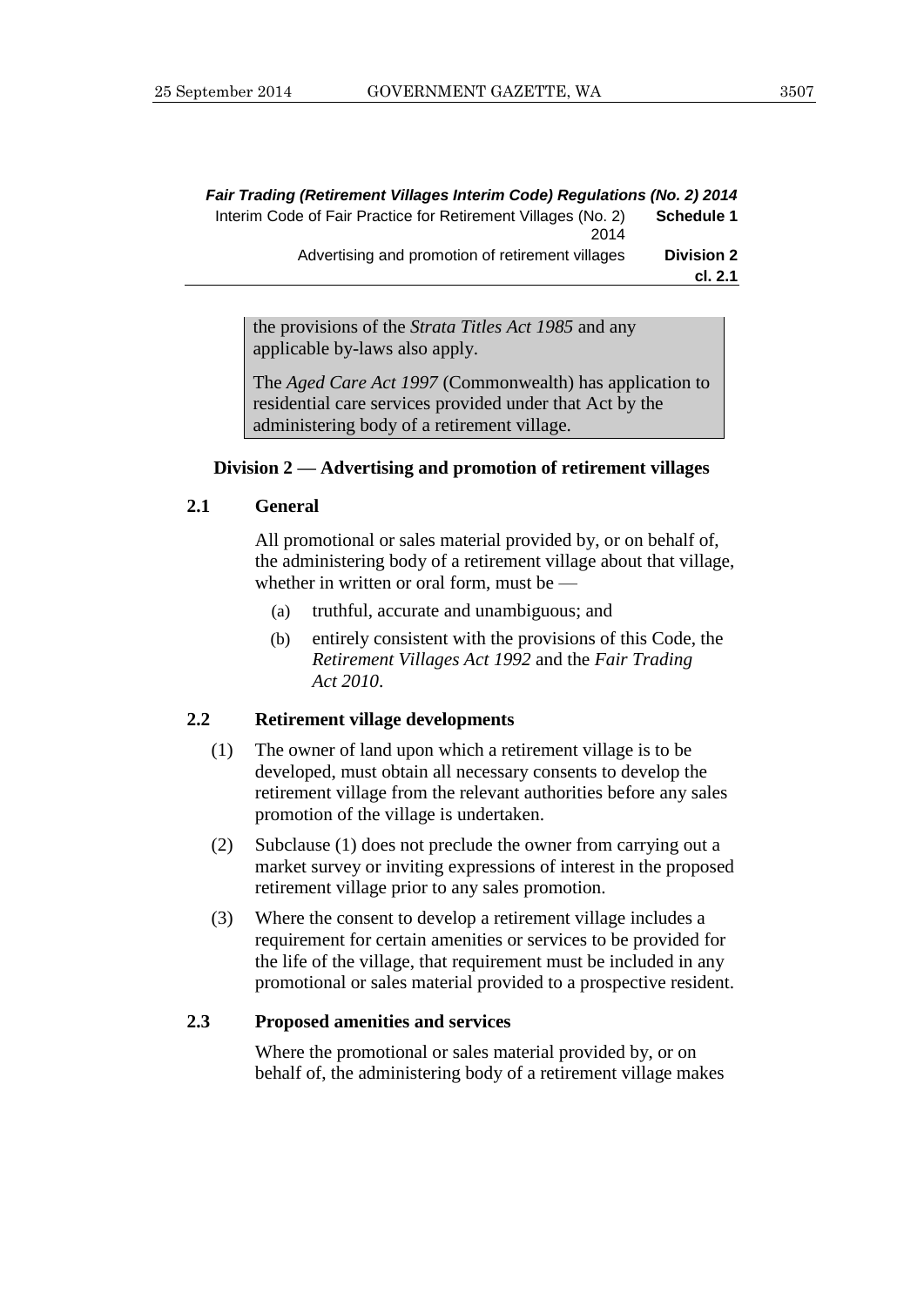the provisions of the *Strata Titles Act 1985* and any applicable by-laws also apply.

The *Aged Care Act 1997* (Commonwealth) has application to residential care services provided under that Act by the administering body of a retirement village.

## Division 2 — Advertising and promotion of retirement villages

### 2.1 General

All promotional or sales material provided by, or on behalf of, the administering body of a retirement village about that village, whether in written or oral form, must be —

(a) truthful, accurate and unambiguous; and

(b) entirely consistent with the provisions of this Code, the *Retirement Villages Act 1992* and the *Fair Trading Act 2010*.

### 2.2 Retirement village developments

(1) The owner of land upon which a retirement village is to be developed, must obtain all necessary consents to develop the retirement village from the relevant authorities before any sales promotion of the village is undertaken.

(2) Subclause (1) does not preclude the owner from carrying out a market survey or inviting expressions of interest in the proposed retirement village prior to any sales promotion.

(3) Where the consent to develop a retirement village includes a requirement for certain amenities or services to be provided for the life of the village, that requirement must be included in any promotional or sales material provided to a prospective resident.

### 2.3 Proposed amenities and services

Where the promotional or sales material provided by, or on behalf of, the administering body of a retirement village makes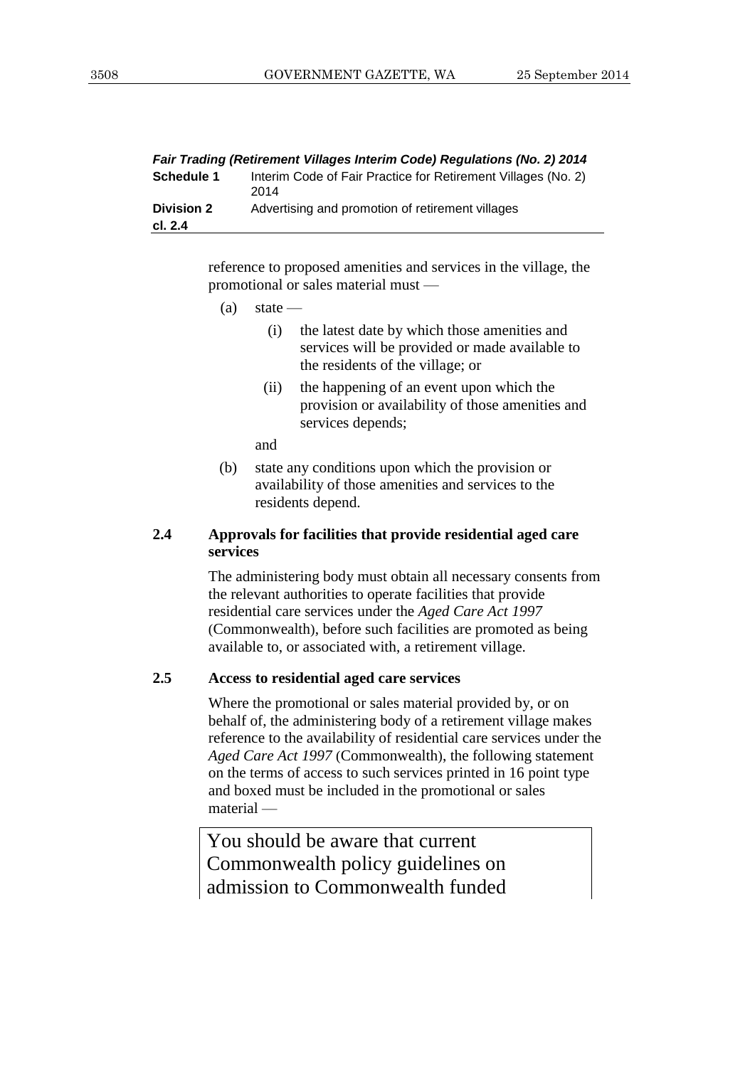reference to proposed amenities and services in the village, the promotional or sales material must —

(a) state —

  (i) the latest date by which those amenities and services will be provided or made available to the residents of the village; or

  (ii) the happening of an event upon which the provision or availability of those amenities and services depends;

  and

(b) state any conditions upon which the provision or availability of those amenities and services to the residents depend.

**2.4 Approvals for facilities that provide residential aged care services**

The administering body must obtain all necessary consents from the relevant authorities to operate facilities that provide residential care services under the *Aged Care Act 1997* (Commonwealth), before such facilities are promoted as being available to, or associated with, a retirement village.

**2.5 Access to residential aged care services**

Where the promotional or sales material provided by, or on behalf of, the administering body of a retirement village makes reference to the availability of residential care services under the *Aged Care Act 1997* (Commonwealth), the following statement on the terms of access to such services printed in 16 point type and boxed must be included in the promotional or sales material —

> You should be aware that current Commonwealth policy guidelines on admission to Commonwealth funded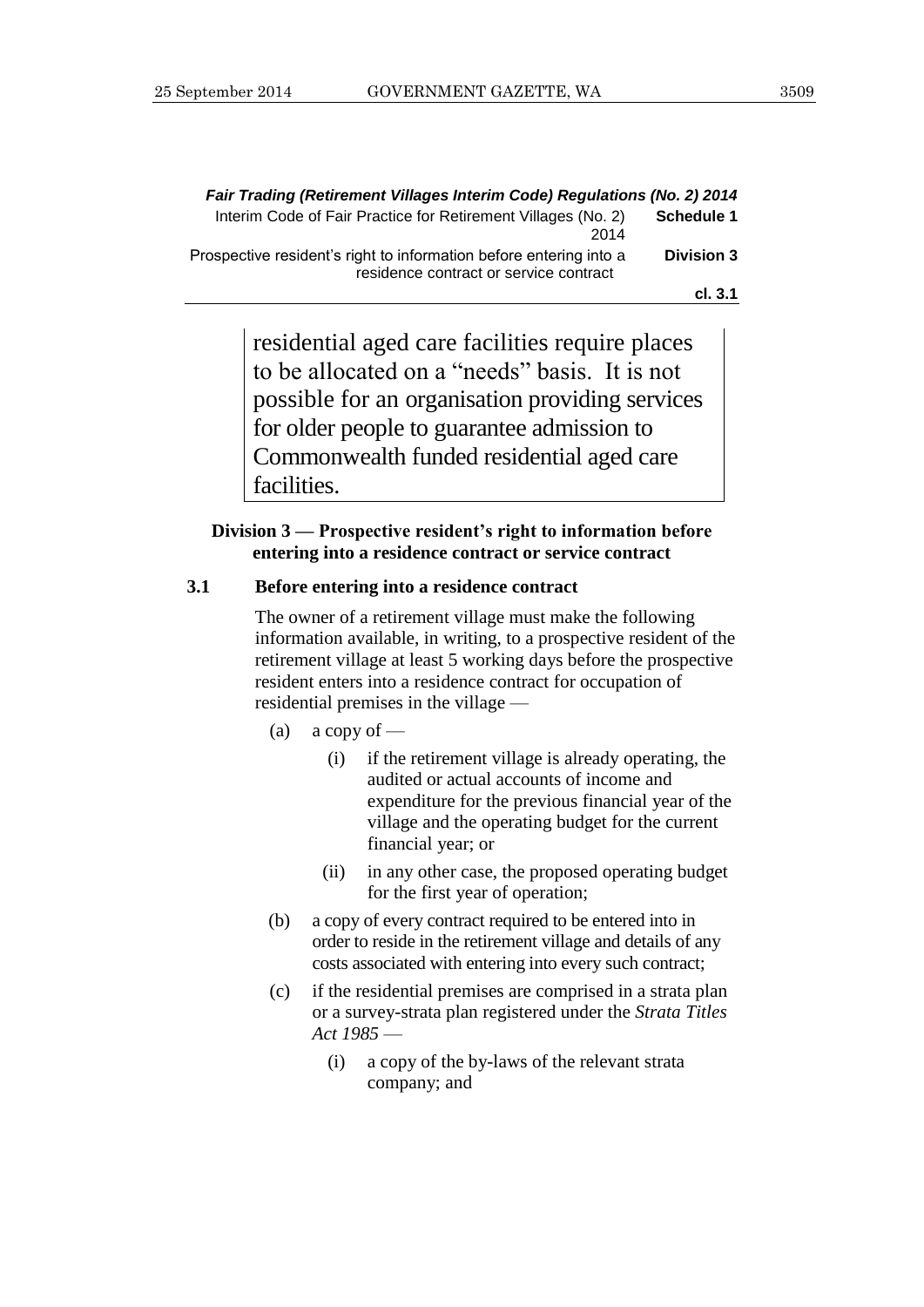residential aged care facilities require places to be allocated on a "needs" basis. It is not possible for an organisation providing services for older people to guarantee admission to Commonwealth funded residential aged care facilities.

## Division 3 — Prospective resident's right to information before entering into a residence contract or service contract

### 3.1 Before entering into a residence contract

The owner of a retirement village must make the following information available, in writing, to a prospective resident of the retirement village at least 5 working days before the prospective resident enters into a residence contract for occupation of residential premises in the village —

(a) a copy of —

(i) if the retirement village is already operating, the audited or actual accounts of income and expenditure for the previous financial year of the village and the operating budget for the current financial year; or

(ii) in any other case, the proposed operating budget for the first year of operation;

(b) a copy of every contract required to be entered into in order to reside in the retirement village and details of any costs associated with entering into every such contract;

(c) if the residential premises are comprised in a strata plan or a survey-strata plan registered under the *Strata Titles Act 1985* —

(i) a copy of the by-laws of the relevant strata company; and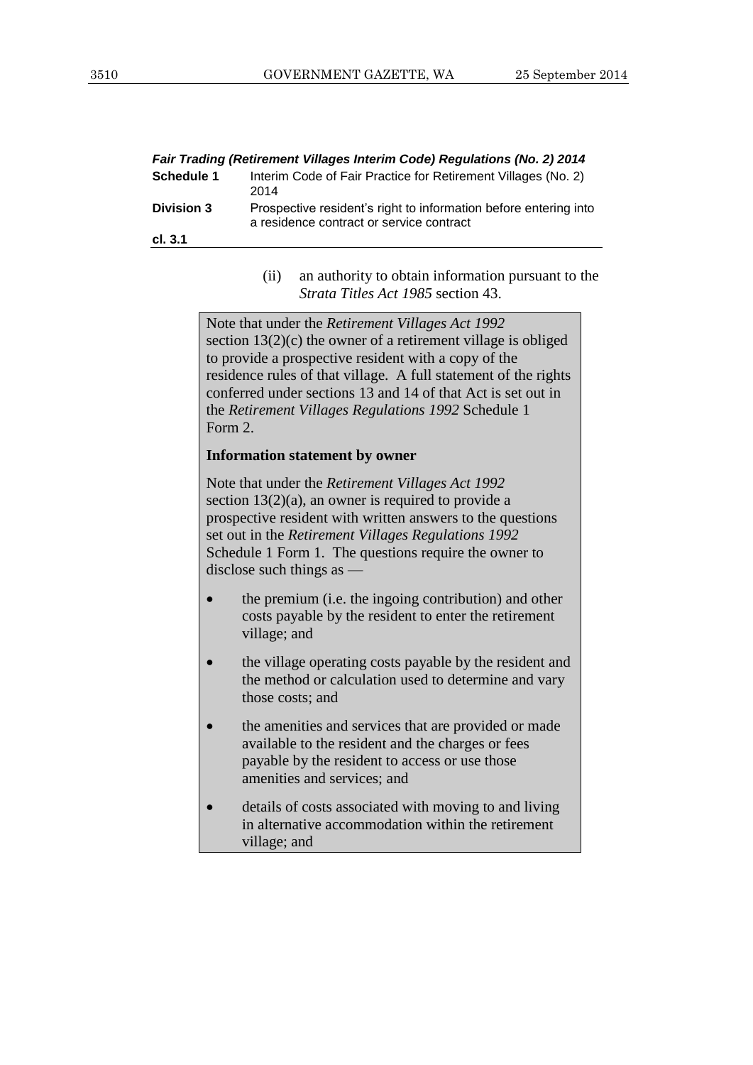(ii) an authority to obtain information pursuant to the *Strata Titles Act 1985* section 43.

> Note that under the *Retirement Villages Act 1992* section 13(2)(c) the owner of a retirement village is obliged to provide a prospective resident with a copy of the residence rules of that village. A full statement of the rights conferred under sections 13 and 14 of that Act is set out in the *Retirement Villages Regulations 1992* Schedule 1 Form 2.
>
> **Information statement by owner**
>
> Note that under the *Retirement Villages Act 1992* section 13(2)(a), an owner is required to provide a prospective resident with written answers to the questions set out in the *Retirement Villages Regulations 1992* Schedule 1 Form 1. The questions require the owner to disclose such things as —
>
> - the premium (i.e. the ingoing contribution) and other costs payable by the resident to enter the retirement village; and
> - the village operating costs payable by the resident and the method or calculation used to determine and vary those costs; and
> - the amenities and services that are provided or made available to the resident and the charges or fees payable by the resident to access or use those amenities and services; and
> - details of costs associated with moving to and living in alternative accommodation within the retirement village; and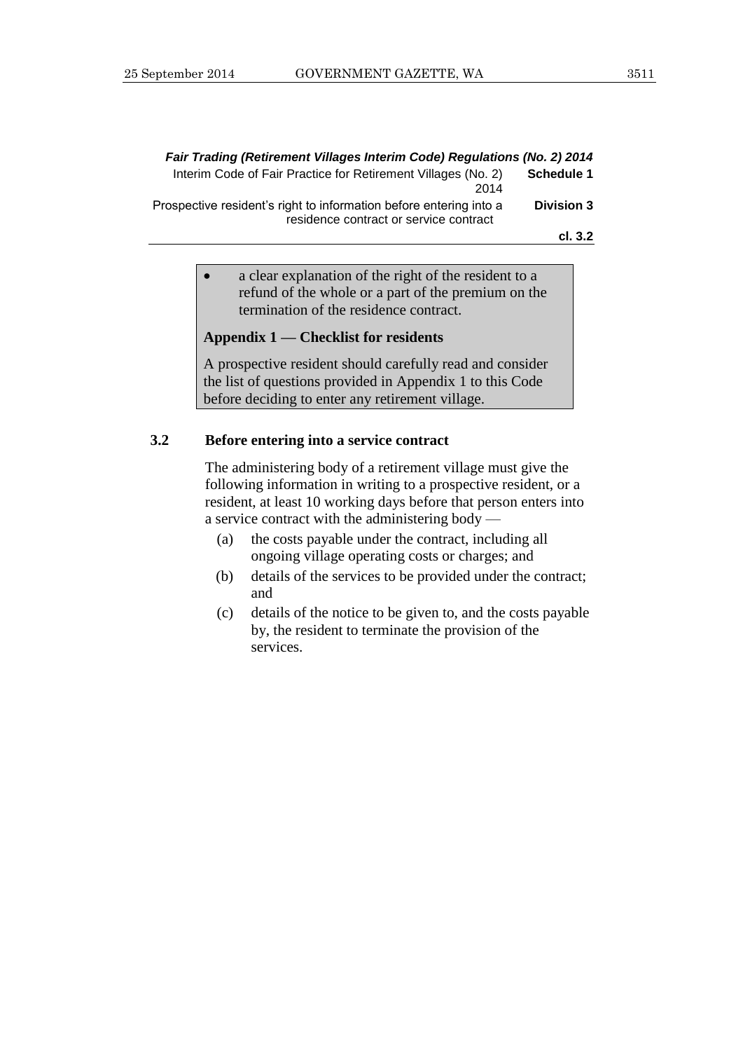- a clear explanation of the right of the resident to a refund of the whole or a part of the premium on the termination of the residence contract.

**Appendix 1 — Checklist for residents**

A prospective resident should carefully read and consider the list of questions provided in Appendix 1 to this Code before deciding to enter any retirement village.

### 3.2 Before entering into a service contract

The administering body of a retirement village must give the following information in writing to a prospective resident, or a resident, at least 10 working days before that person enters into a service contract with the administering body —

(a) the costs payable under the contract, including all ongoing village operating costs or charges; and

(b) details of the services to be provided under the contract; and

(c) details of the notice to be given to, and the costs payable by, the resident to terminate the provision of the services.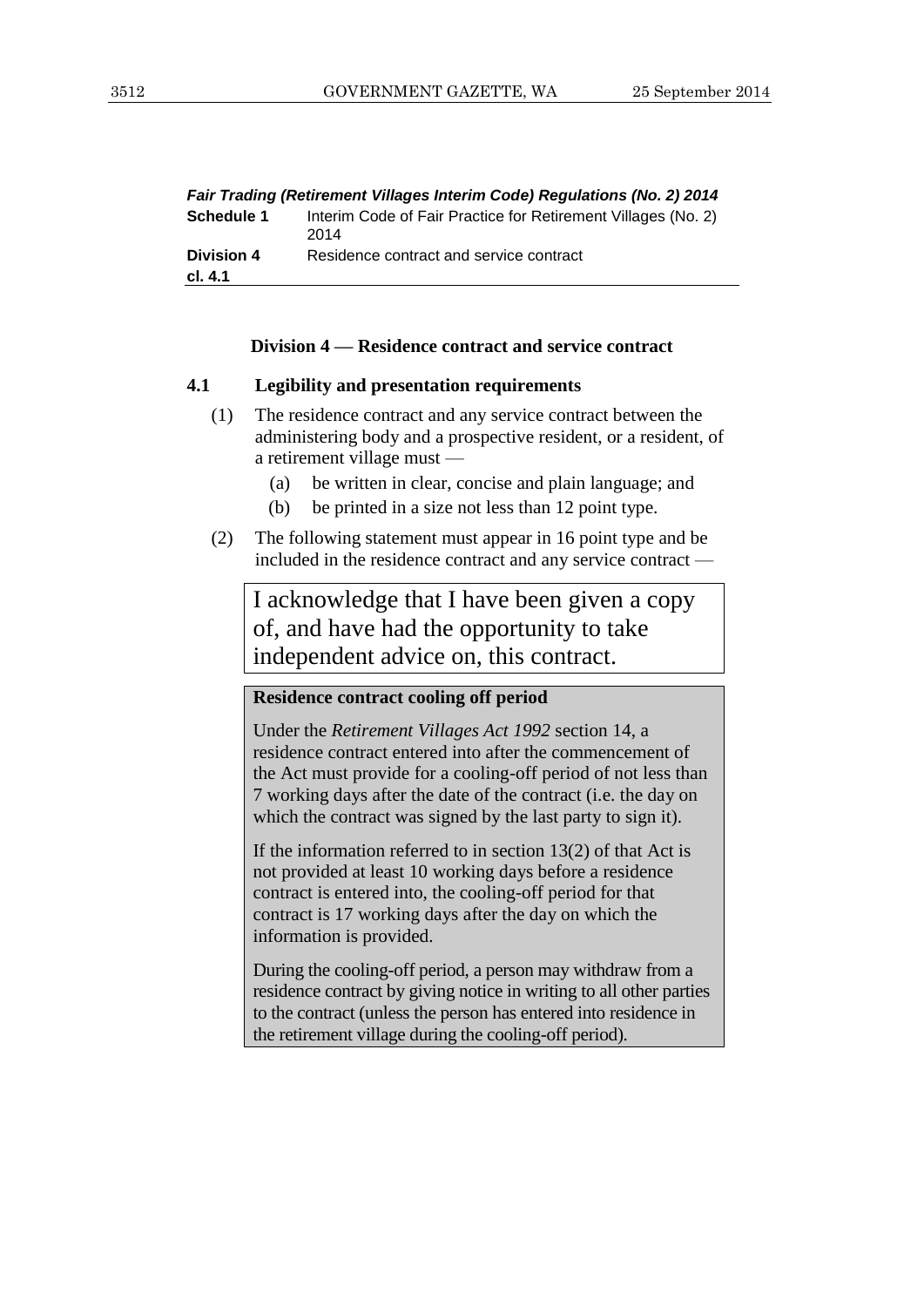### Division 4 — Residence contract and service contract

**4.1 Legibility and presentation requirements**

(1) The residence contract and any service contract between the administering body and a prospective resident, or a resident, of a retirement village must —

(a) be written in clear, concise and plain language; and

(b) be printed in a size not less than 12 point type.

(2) The following statement must appear in 16 point type and be included in the residence contract and any service contract —

> I acknowledge that I have been given a copy of, and have had the opportunity to take independent advice on, this contract.

> **Residence contract cooling off period**
>
> Under the *Retirement Villages Act 1992* section 14, a residence contract entered into after the commencement of the Act must provide for a cooling-off period of not less than 7 working days after the date of the contract (i.e. the day on which the contract was signed by the last party to sign it).
>
> If the information referred to in section 13(2) of that Act is not provided at least 10 working days before a residence contract is entered into, the cooling-off period for that contract is 17 working days after the day on which the information is provided.
>
> During the cooling-off period, a person may withdraw from a residence contract by giving notice in writing to all other parties to the contract (unless the person has entered into residence in the retirement village during the cooling-off period).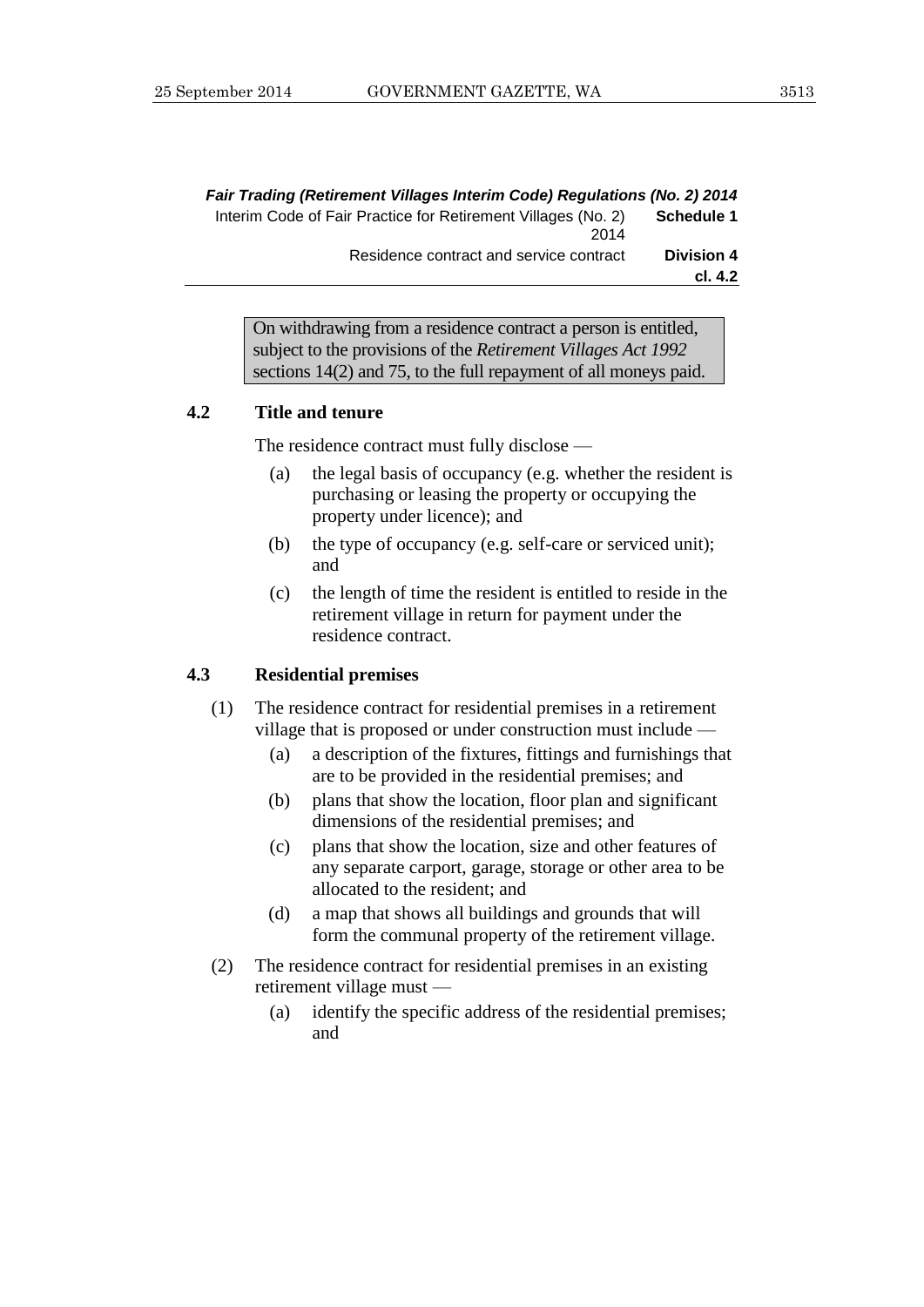> On withdrawing from a residence contract a person is entitled, subject to the provisions of the *Retirement Villages Act 1992* sections 14(2) and 75, to the full repayment of all moneys paid.

**4.2 Title and tenure**

The residence contract must fully disclose —

(a) the legal basis of occupancy (e.g. whether the resident is purchasing or leasing the property or occupying the property under licence); and

(b) the type of occupancy (e.g. self-care or serviced unit); and

(c) the length of time the resident is entitled to reside in the retirement village in return for payment under the residence contract.

**4.3 Residential premises**

(1) The residence contract for residential premises in a retirement village that is proposed or under construction must include —

(a) a description of the fixtures, fittings and furnishings that are to be provided in the residential premises; and

(b) plans that show the location, floor plan and significant dimensions of the residential premises; and

(c) plans that show the location, size and other features of any separate carport, garage, storage or other area to be allocated to the resident; and

(d) a map that shows all buildings and grounds that will form the communal property of the retirement village.

(2) The residence contract for residential premises in an existing retirement village must —

(a) identify the specific address of the residential premises; and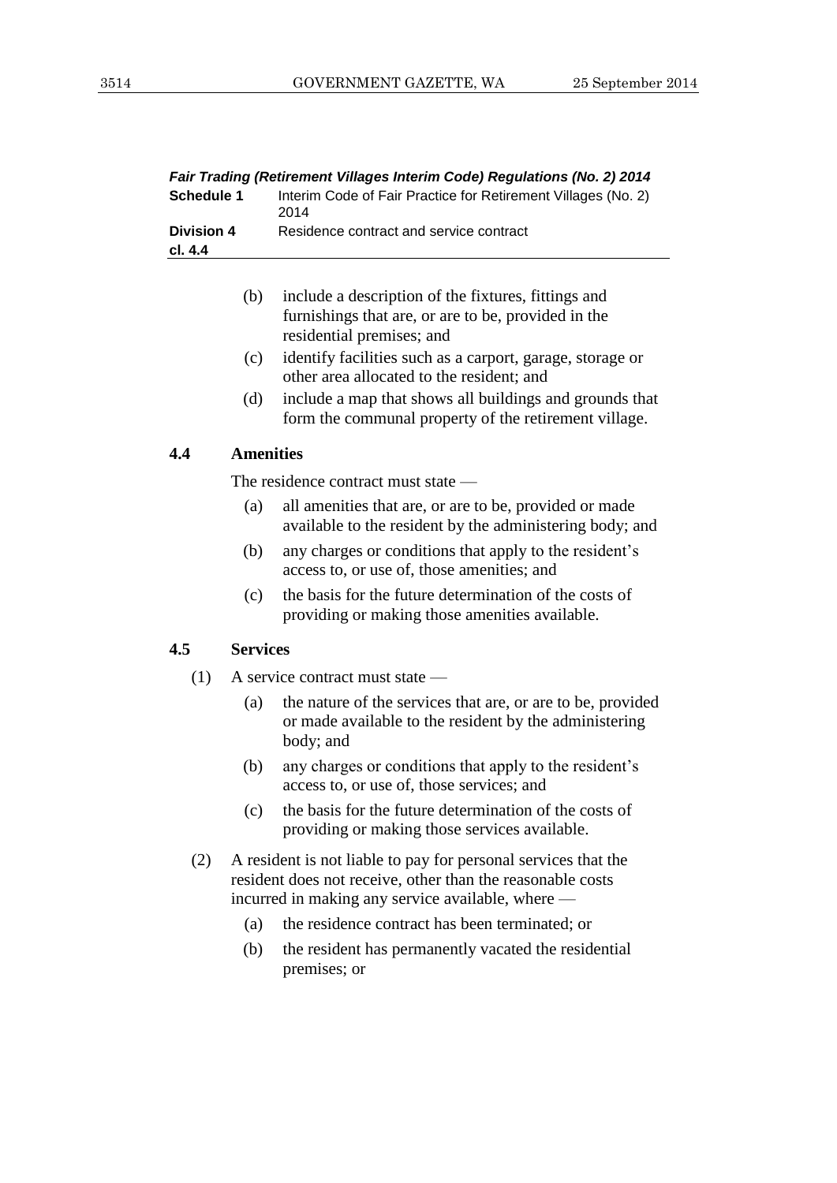(b) include a description of the fixtures, fittings and furnishings that are, or are to be, provided in the residential premises; and

(c) identify facilities such as a carport, garage, storage or other area allocated to the resident; and

(d) include a map that shows all buildings and grounds that form the communal property of the retirement village.

### 4.4 Amenities

The residence contract must state —

(a) all amenities that are, or are to be, provided or made available to the resident by the administering body; and

(b) any charges or conditions that apply to the resident's access to, or use of, those amenities; and

(c) the basis for the future determination of the costs of providing or making those amenities available.

### 4.5 Services

(1) A service contract must state —

(a) the nature of the services that are, or are to be, provided or made available to the resident by the administering body; and

(b) any charges or conditions that apply to the resident's access to, or use of, those services; and

(c) the basis for the future determination of the costs of providing or making those services available.

(2) A resident is not liable to pay for personal services that the resident does not receive, other than the reasonable costs incurred in making any service available, where —

(a) the residence contract has been terminated; or

(b) the resident has permanently vacated the residential premises; or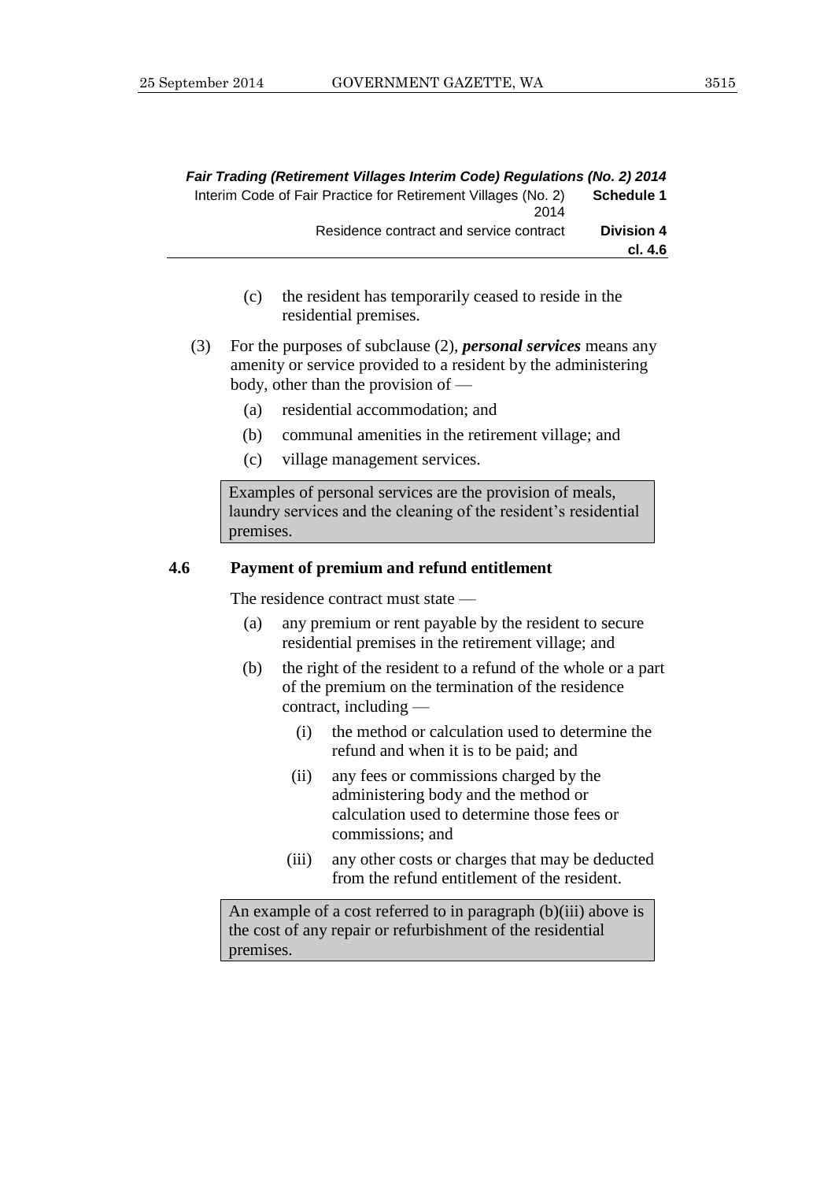(c) the resident has temporarily ceased to reside in the residential premises.

(3) For the purposes of subclause (2), ***personal services*** means any amenity or service provided to a resident by the administering body, other than the provision of —

(a) residential accommodation; and

(b) communal amenities in the retirement village; and

(c) village management services.

> Examples of personal services are the provision of meals, laundry services and the cleaning of the resident's residential premises.

### 4.6 Payment of premium and refund entitlement

The residence contract must state —

(a) any premium or rent payable by the resident to secure residential premises in the retirement village; and

(b) the right of the resident to a refund of the whole or a part of the premium on the termination of the residence contract, including —

(i) the method or calculation used to determine the refund and when it is to be paid; and

(ii) any fees or commissions charged by the administering body and the method or calculation used to determine those fees or commissions; and

(iii) any other costs or charges that may be deducted from the refund entitlement of the resident.

> An example of a cost referred to in paragraph (b)(iii) above is the cost of any repair or refurbishment of the residential premises.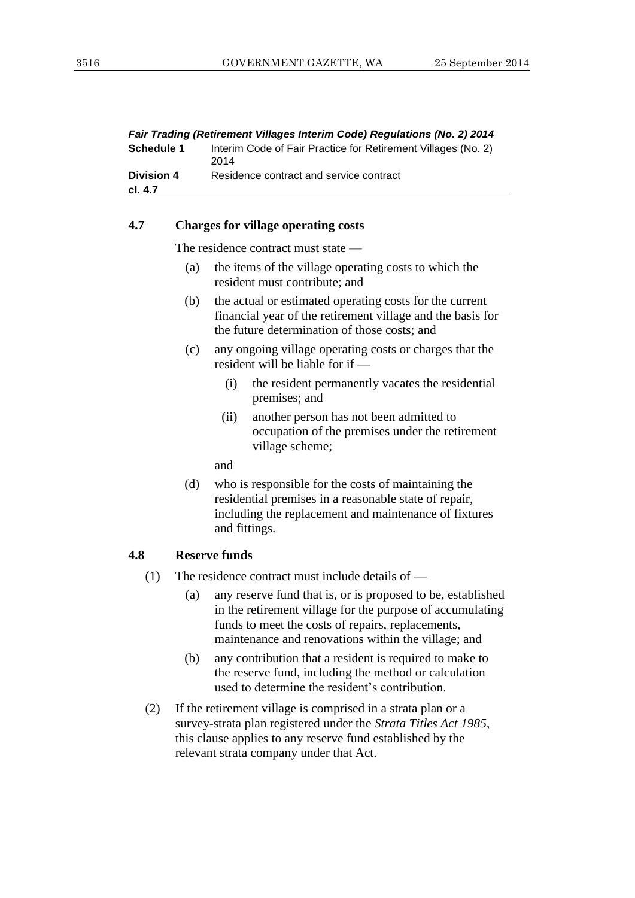### 4.7 Charges for village operating costs

The residence contract must state —

(a) the items of the village operating costs to which the resident must contribute; and

(b) the actual or estimated operating costs for the current financial year of the retirement village and the basis for the future determination of those costs; and

(c) any ongoing village operating costs or charges that the resident will be liable for if —

  (i) the resident permanently vacates the residential premises; and

  (ii) another person has not been admitted to occupation of the premises under the retirement village scheme;

 and

(d) who is responsible for the costs of maintaining the residential premises in a reasonable state of repair, including the replacement and maintenance of fixtures and fittings.

### 4.8 Reserve funds

(1) The residence contract must include details of —

  (a) any reserve fund that is, or is proposed to be, established in the retirement village for the purpose of accumulating funds to meet the costs of repairs, replacements, maintenance and renovations within the village; and

  (b) any contribution that a resident is required to make to the reserve fund, including the method or calculation used to determine the resident's contribution.

(2) If the retirement village is comprised in a strata plan or a survey-strata plan registered under the *Strata Titles Act 1985*, this clause applies to any reserve fund established by the relevant strata company under that Act.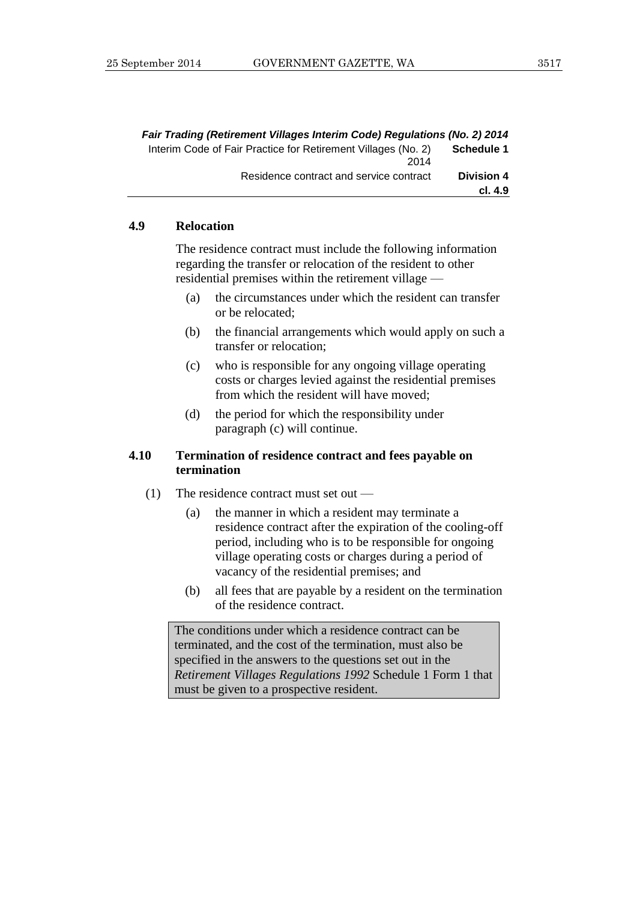#### 4.9 Relocation

The residence contract must include the following information regarding the transfer or relocation of the resident to other residential premises within the retirement village —

(a) the circumstances under which the resident can transfer or be relocated;

(b) the financial arrangements which would apply on such a transfer or relocation;

(c) who is responsible for any ongoing village operating costs or charges levied against the residential premises from which the resident will have moved;

(d) the period for which the responsibility under paragraph (c) will continue.

#### 4.10 Termination of residence contract and fees payable on termination

(1) The residence contract must set out —

(a) the manner in which a resident may terminate a residence contract after the expiration of the cooling-off period, including who is to be responsible for ongoing village operating costs or charges during a period of vacancy of the residential premises; and

(b) all fees that are payable by a resident on the termination of the residence contract.

> The conditions under which a residence contract can be terminated, and the cost of the termination, must also be specified in the answers to the questions set out in the *Retirement Villages Regulations 1992* Schedule 1 Form 1 that must be given to a prospective resident.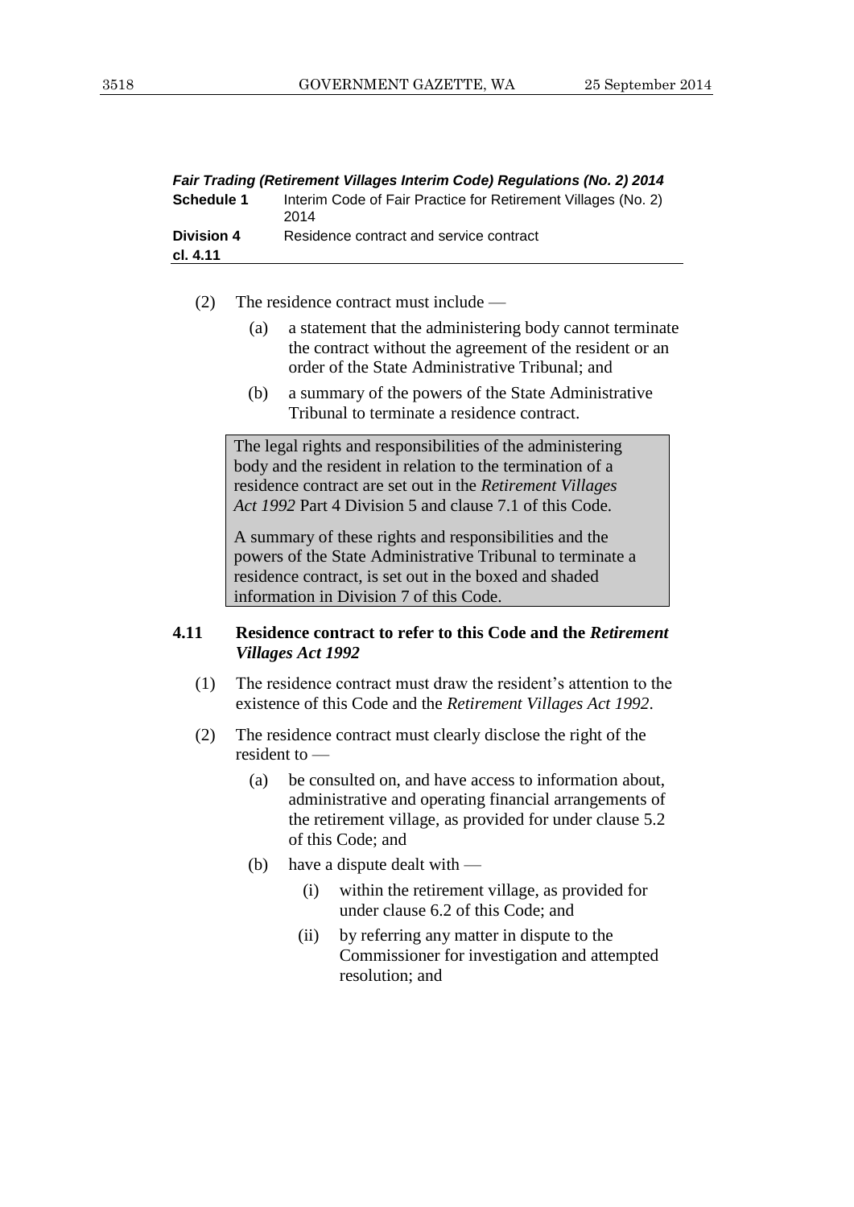(2) The residence contract must include —

 (a) a statement that the administering body cannot terminate the contract without the agreement of the resident or an order of the State Administrative Tribunal; and

 (b) a summary of the powers of the State Administrative Tribunal to terminate a residence contract.

> The legal rights and responsibilities of the administering body and the resident in relation to the termination of a residence contract are set out in the *Retirement Villages Act 1992* Part 4 Division 5 and clause 7.1 of this Code.
>
> A summary of these rights and responsibilities and the powers of the State Administrative Tribunal to terminate a residence contract, is set out in the boxed and shaded information in Division 7 of this Code.

### 4.11 Residence contract to refer to this Code and the *Retirement Villages Act 1992*

(1) The residence contract must draw the resident's attention to the existence of this Code and the *Retirement Villages Act 1992*.

(2) The residence contract must clearly disclose the right of the resident to —

 (a) be consulted on, and have access to information about, administrative and operating financial arrangements of the retirement village, as provided for under clause 5.2 of this Code; and

 (b) have a dispute dealt with —

  (i) within the retirement village, as provided for under clause 6.2 of this Code; and

  (ii) by referring any matter in dispute to the Commissioner for investigation and attempted resolution; and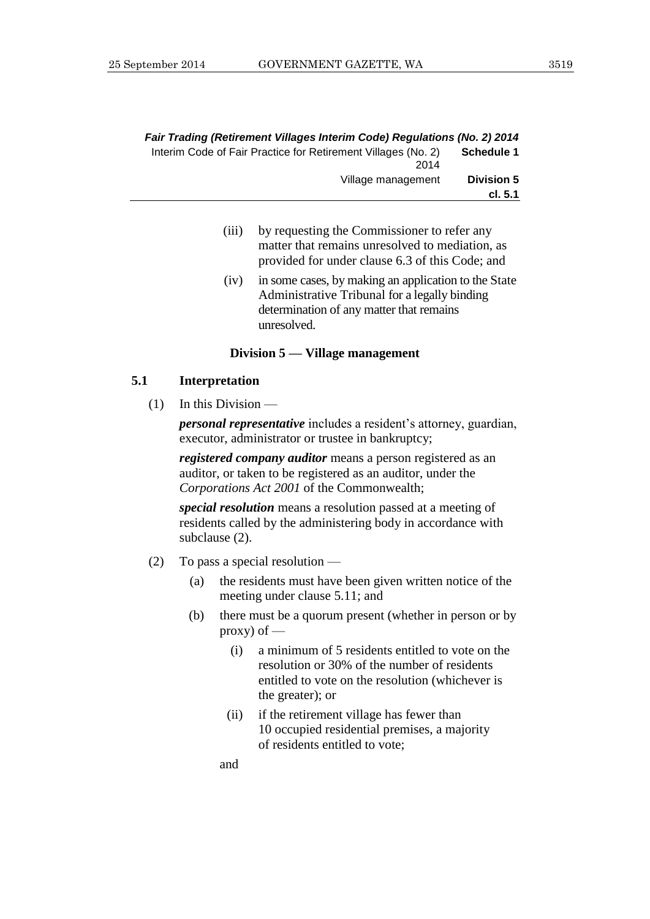(iii) by requesting the Commissioner to refer any matter that remains unresolved to mediation, as provided for under clause 6.3 of this Code; and

(iv) in some cases, by making an application to the State Administrative Tribunal for a legally binding determination of any matter that remains unresolved.

## Division 5 — Village management

### 5.1 Interpretation

(1) In this Division —

***personal representative*** includes a resident's attorney, guardian, executor, administrator or trustee in bankruptcy;

***registered company auditor*** means a person registered as an auditor, or taken to be registered as an auditor, under the *Corporations Act 2001* of the Commonwealth;

***special resolution*** means a resolution passed at a meeting of residents called by the administering body in accordance with subclause (2).

(2) To pass a special resolution —

- (a) the residents must have been given written notice of the meeting under clause 5.11; and
- (b) there must be a quorum present (whether in person or by proxy) of —
  - (i) a minimum of 5 residents entitled to vote on the resolution or 30% of the number of residents entitled to vote on the resolution (whichever is the greater); or
  - (ii) if the retirement village has fewer than 10 occupied residential premises, a majority of residents entitled to vote;

  and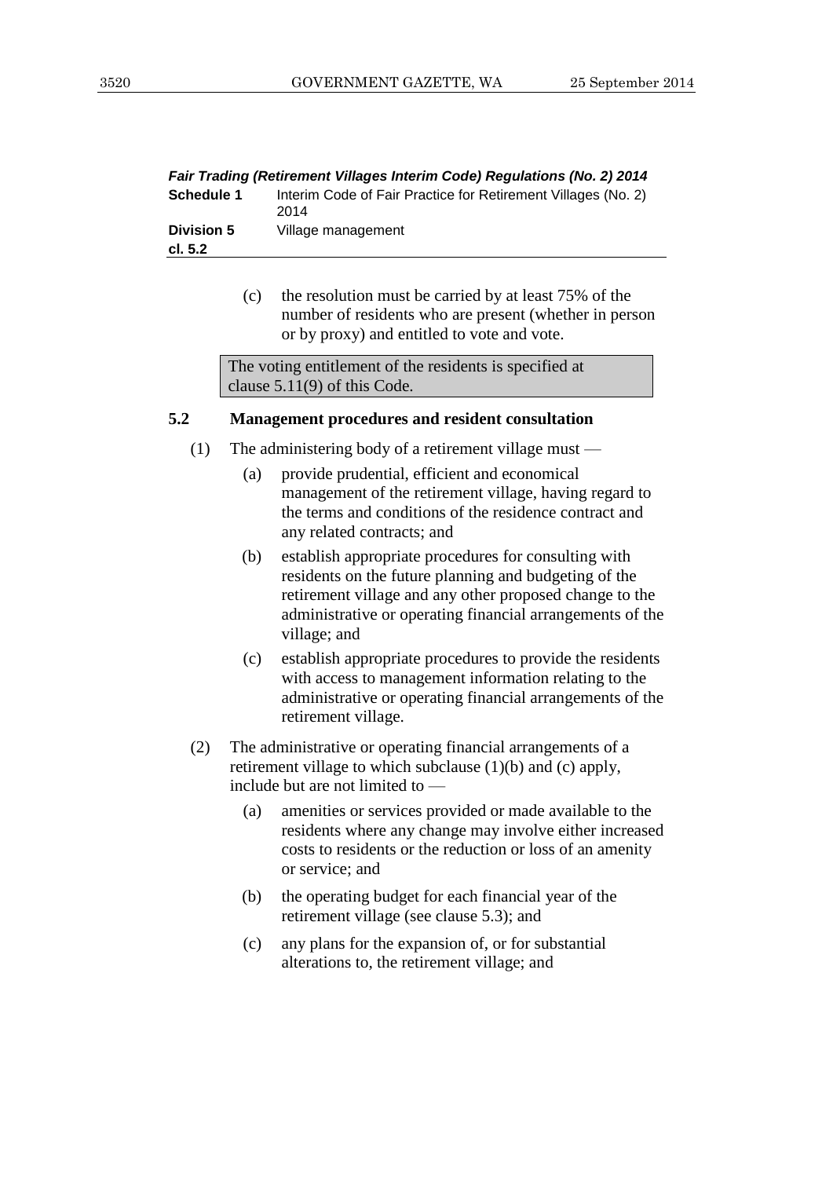(c) the resolution must be carried by at least 75% of the number of residents who are present (whether in person or by proxy) and entitled to vote and vote.

> The voting entitlement of the residents is specified at clause 5.11(9) of this Code.

**5.2 Management procedures and resident consultation**

(1) The administering body of a retirement village must —

(a) provide prudential, efficient and economical management of the retirement village, having regard to the terms and conditions of the residence contract and any related contracts; and

(b) establish appropriate procedures for consulting with residents on the future planning and budgeting of the retirement village and any other proposed change to the administrative or operating financial arrangements of the village; and

(c) establish appropriate procedures to provide the residents with access to management information relating to the administrative or operating financial arrangements of the retirement village.

(2) The administrative or operating financial arrangements of a retirement village to which subclause (1)(b) and (c) apply, include but are not limited to —

(a) amenities or services provided or made available to the residents where any change may involve either increased costs to residents or the reduction or loss of an amenity or service; and

(b) the operating budget for each financial year of the retirement village (see clause 5.3); and

(c) any plans for the expansion of, or for substantial alterations to, the retirement village; and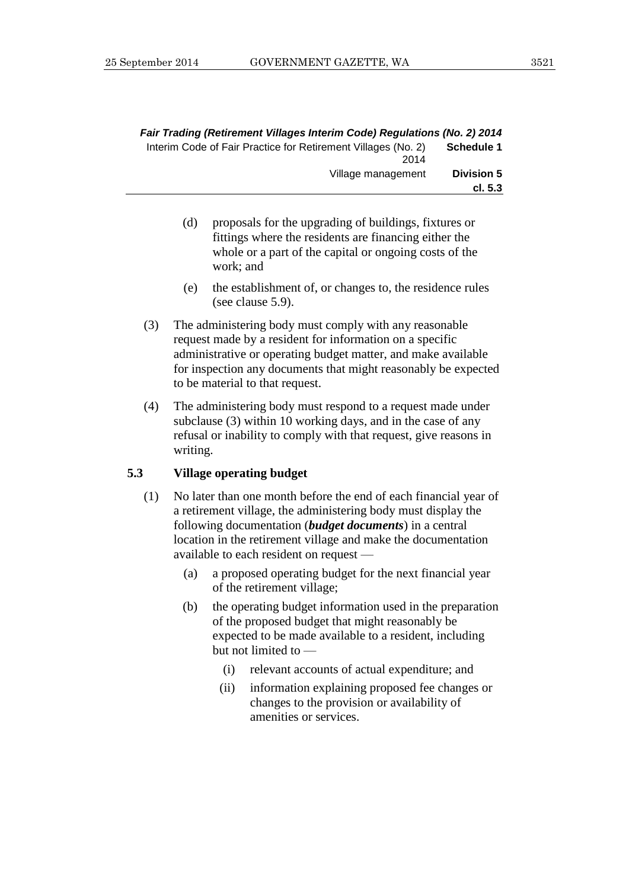(d) proposals for the upgrading of buildings, fixtures or fittings where the residents are financing either the whole or a part of the capital or ongoing costs of the work; and

(e) the establishment of, or changes to, the residence rules (see clause 5.9).

(3) The administering body must comply with any reasonable request made by a resident for information on a specific administrative or operating budget matter, and make available for inspection any documents that might reasonably be expected to be material to that request.

(4) The administering body must respond to a request made under subclause (3) within 10 working days, and in the case of any refusal or inability to comply with that request, give reasons in writing.

### 5.3 Village operating budget

(1) No later than one month before the end of each financial year of a retirement village, the administering body must display the following documentation (***budget documents***) in a central location in the retirement village and make the documentation available to each resident on request —

(a) a proposed operating budget for the next financial year of the retirement village;

(b) the operating budget information used in the preparation of the proposed budget that might reasonably be expected to be made available to a resident, including but not limited to —

(i) relevant accounts of actual expenditure; and

(ii) information explaining proposed fee changes or changes to the provision or availability of amenities or services.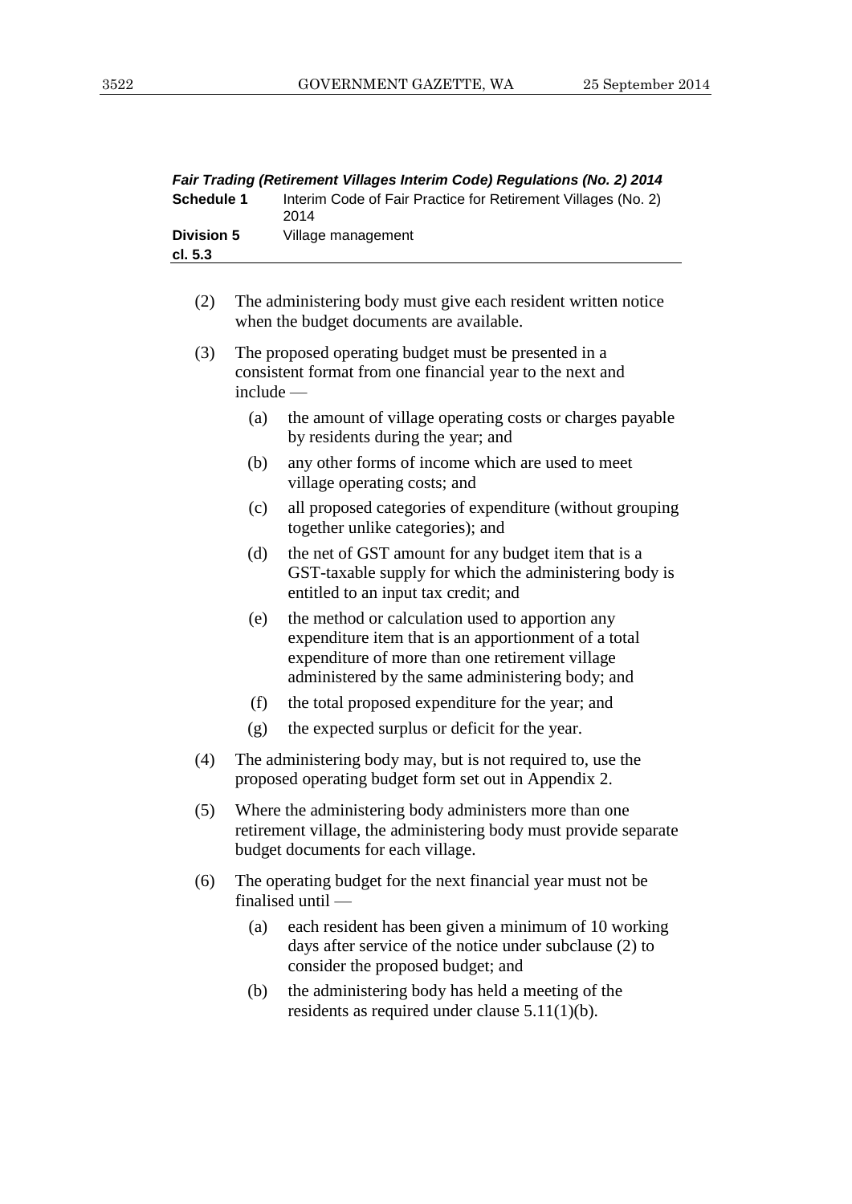(2) The administering body must give each resident written notice when the budget documents are available.

(3) The proposed operating budget must be presented in a consistent format from one financial year to the next and include —

(a) the amount of village operating costs or charges payable by residents during the year; and

(b) any other forms of income which are used to meet village operating costs; and

(c) all proposed categories of expenditure (without grouping together unlike categories); and

(d) the net of GST amount for any budget item that is a GST-taxable supply for which the administering body is entitled to an input tax credit; and

(e) the method or calculation used to apportion any expenditure item that is an apportionment of a total expenditure of more than one retirement village administered by the same administering body; and

(f) the total proposed expenditure for the year; and

(g) the expected surplus or deficit for the year.

(4) The administering body may, but is not required to, use the proposed operating budget form set out in Appendix 2.

(5) Where the administering body administers more than one retirement village, the administering body must provide separate budget documents for each village.

(6) The operating budget for the next financial year must not be finalised until —

(a) each resident has been given a minimum of 10 working days after service of the notice under subclause (2) to consider the proposed budget; and

(b) the administering body has held a meeting of the residents as required under clause 5.11(1)(b).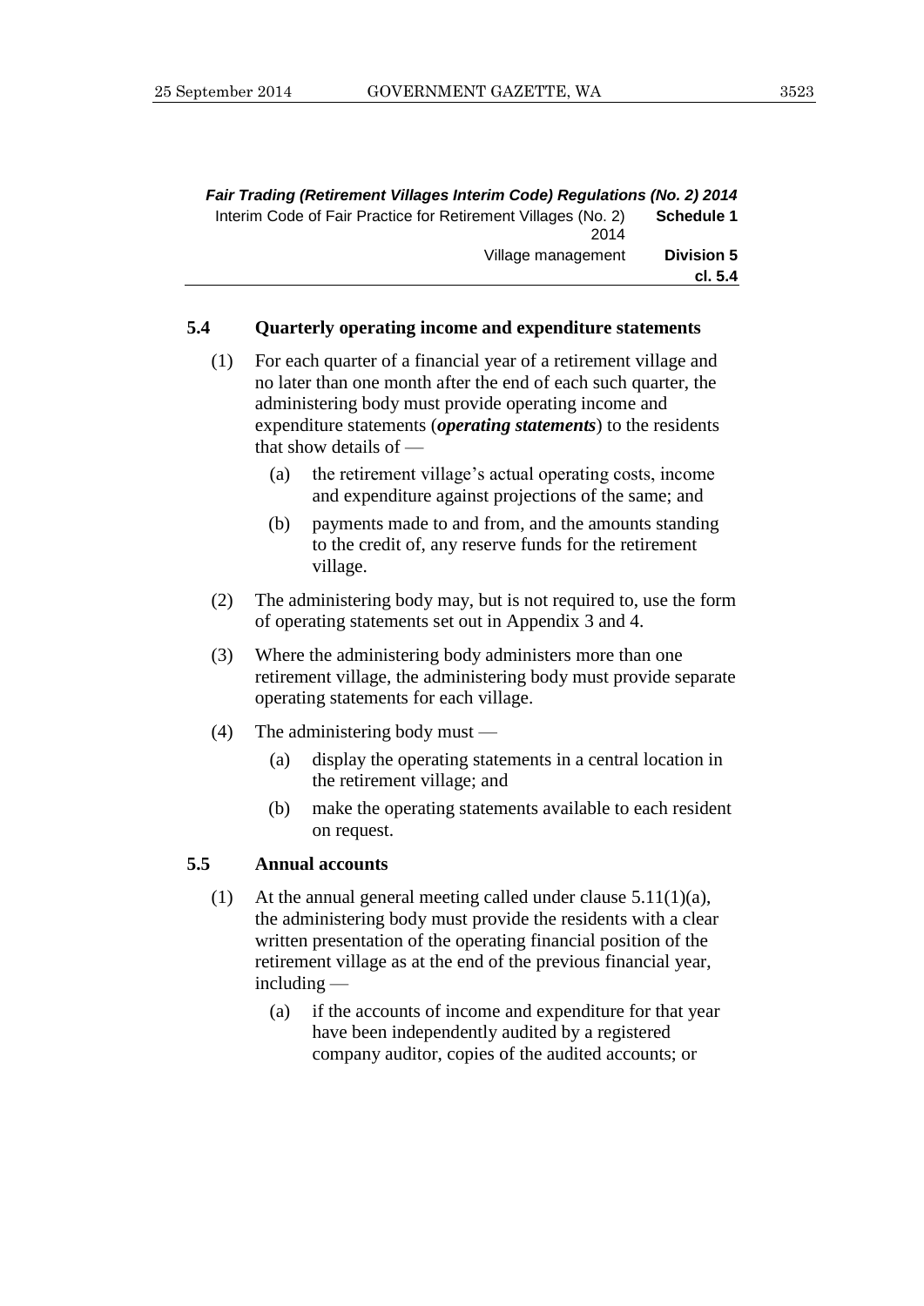### 5.4 Quarterly operating income and expenditure statements

(1) For each quarter of a financial year of a retirement village and no later than one month after the end of each such quarter, the administering body must provide operating income and expenditure statements (***operating statements***) to the residents that show details of —

  (a) the retirement village's actual operating costs, income and expenditure against projections of the same; and

  (b) payments made to and from, and the amounts standing to the credit of, any reserve funds for the retirement village.

(2) The administering body may, but is not required to, use the form of operating statements set out in Appendix 3 and 4.

(3) Where the administering body administers more than one retirement village, the administering body must provide separate operating statements for each village.

(4) The administering body must —

  (a) display the operating statements in a central location in the retirement village; and

  (b) make the operating statements available to each resident on request.

### 5.5 Annual accounts

(1) At the annual general meeting called under clause 5.11(1)(a), the administering body must provide the residents with a clear written presentation of the operating financial position of the retirement village as at the end of the previous financial year, including —

  (a) if the accounts of income and expenditure for that year have been independently audited by a registered company auditor, copies of the audited accounts; or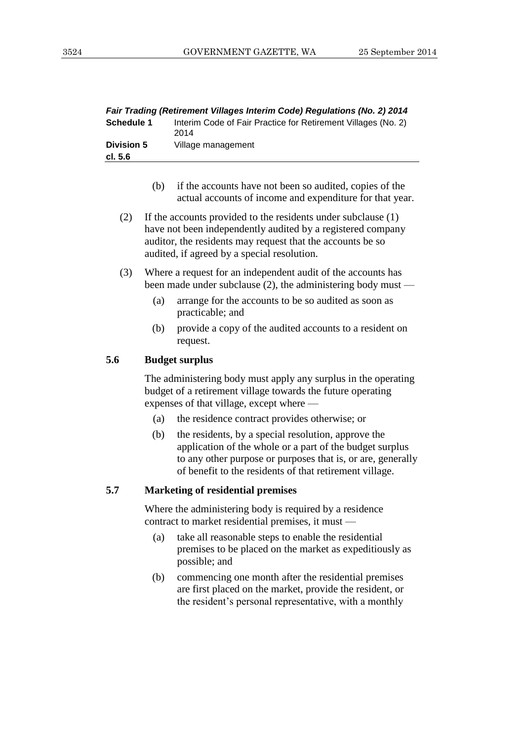(b) if the accounts have not been so audited, copies of the actual accounts of income and expenditure for that year.

(2) If the accounts provided to the residents under subclause (1) have not been independently audited by a registered company auditor, the residents may request that the accounts be so audited, if agreed by a special resolution.

(3) Where a request for an independent audit of the accounts has been made under subclause (2), the administering body must —

(a) arrange for the accounts to be so audited as soon as practicable; and

(b) provide a copy of the audited accounts to a resident on request.

### 5.6 Budget surplus

The administering body must apply any surplus in the operating budget of a retirement village towards the future operating expenses of that village, except where —

(a) the residence contract provides otherwise; or

(b) the residents, by a special resolution, approve the application of the whole or a part of the budget surplus to any other purpose or purposes that is, or are, generally of benefit to the residents of that retirement village.

### 5.7 Marketing of residential premises

Where the administering body is required by a residence contract to market residential premises, it must —

(a) take all reasonable steps to enable the residential premises to be placed on the market as expeditiously as possible; and

(b) commencing one month after the residential premises are first placed on the market, provide the resident, or the resident's personal representative, with a monthly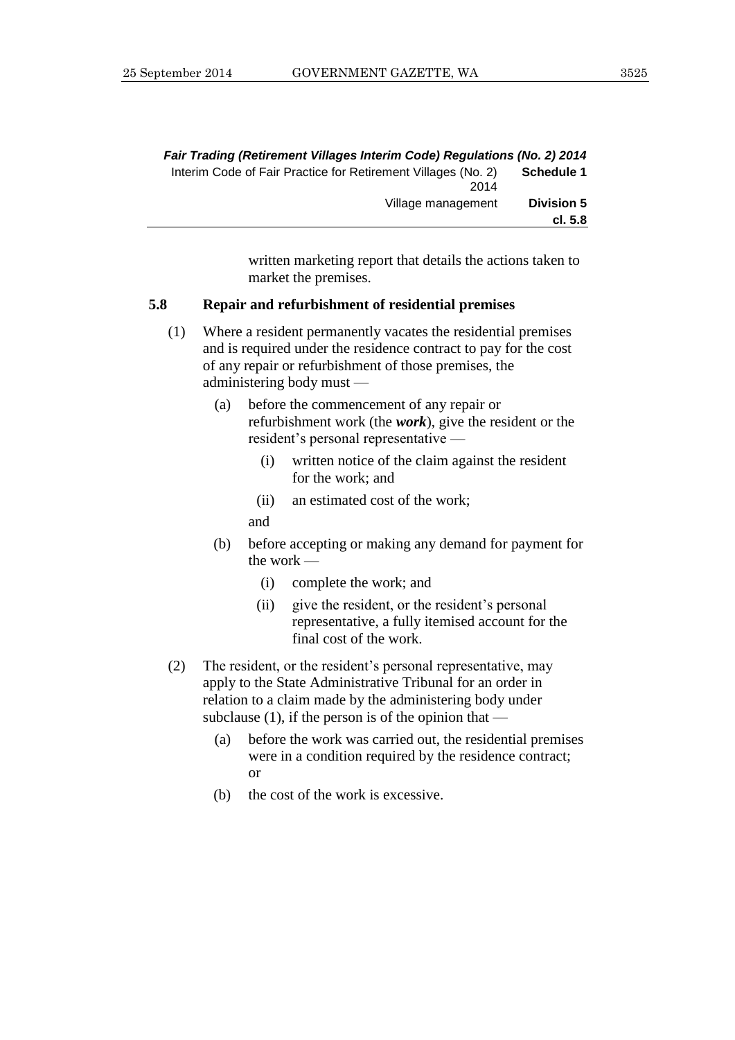written marketing report that details the actions taken to market the premises.

**5.8 Repair and refurbishment of residential premises**

(1) Where a resident permanently vacates the residential premises and is required under the residence contract to pay for the cost of any repair or refurbishment of those premises, the administering body must —

(a) before the commencement of any repair or refurbishment work (the ***work***), give the resident or the resident's personal representative —

(i) written notice of the claim against the resident for the work; and

(ii) an estimated cost of the work;

and

(b) before accepting or making any demand for payment for the work —

(i) complete the work; and

(ii) give the resident, or the resident's personal representative, a fully itemised account for the final cost of the work.

(2) The resident, or the resident's personal representative, may apply to the State Administrative Tribunal for an order in relation to a claim made by the administering body under subclause (1), if the person is of the opinion that —

(a) before the work was carried out, the residential premises were in a condition required by the residence contract; or

(b) the cost of the work is excessive.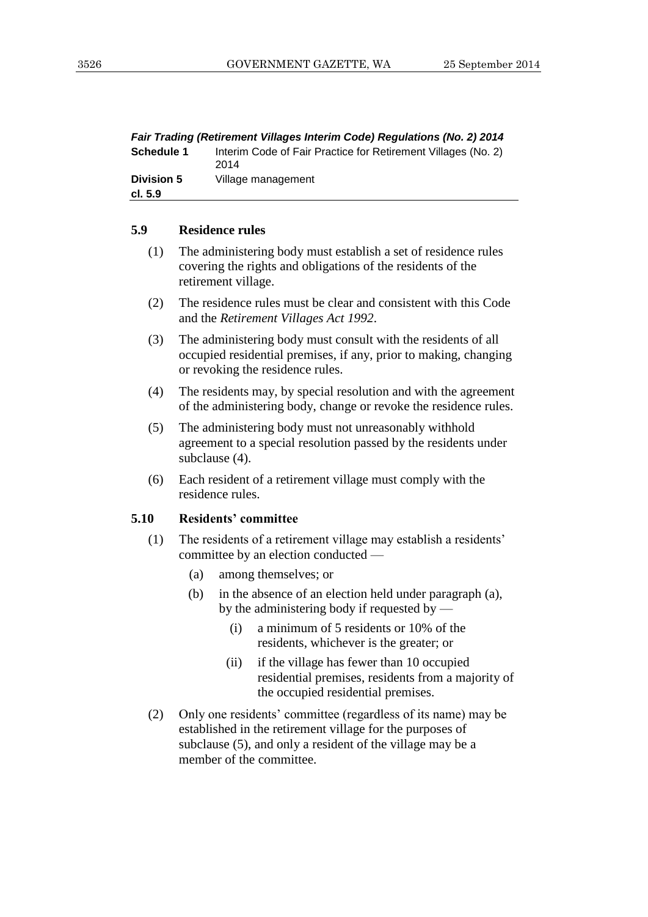### 5.9 Residence rules

(1) The administering body must establish a set of residence rules covering the rights and obligations of the residents of the retirement village.

(2) The residence rules must be clear and consistent with this Code and the *Retirement Villages Act 1992*.

(3) The administering body must consult with the residents of all occupied residential premises, if any, prior to making, changing or revoking the residence rules.

(4) The residents may, by special resolution and with the agreement of the administering body, change or revoke the residence rules.

(5) The administering body must not unreasonably withhold agreement to a special resolution passed by the residents under subclause (4).

(6) Each resident of a retirement village must comply with the residence rules.

### 5.10 Residents' committee

(1) The residents of a retirement village may establish a residents' committee by an election conducted —

- (a) among themselves; or
- (b) in the absence of an election held under paragraph (a), by the administering body if requested by —
  - (i) a minimum of 5 residents or 10% of the residents, whichever is the greater; or
  - (ii) if the village has fewer than 10 occupied residential premises, residents from a majority of the occupied residential premises.

(2) Only one residents' committee (regardless of its name) may be established in the retirement village for the purposes of subclause (5), and only a resident of the village may be a member of the committee.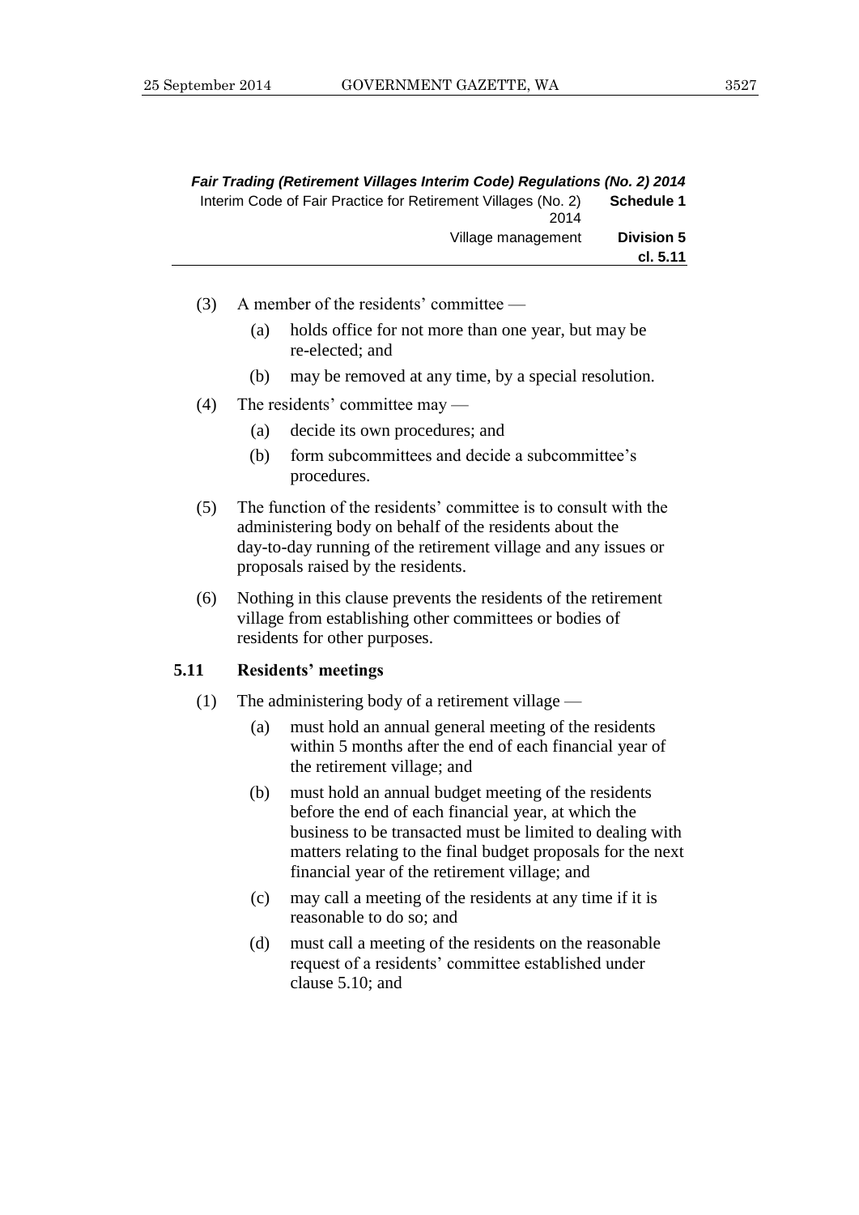(3) A member of the residents' committee —

  (a) holds office for not more than one year, but may be re-elected; and

  (b) may be removed at any time, by a special resolution.

(4) The residents' committee may —

  (a) decide its own procedures; and

  (b) form subcommittees and decide a subcommittee's procedures.

(5) The function of the residents' committee is to consult with the administering body on behalf of the residents about the day-to-day running of the retirement village and any issues or proposals raised by the residents.

(6) Nothing in this clause prevents the residents of the retirement village from establishing other committees or bodies of residents for other purposes.

### 5.11 Residents' meetings

(1) The administering body of a retirement village —

  (a) must hold an annual general meeting of the residents within 5 months after the end of each financial year of the retirement village; and

  (b) must hold an annual budget meeting of the residents before the end of each financial year, at which the business to be transacted must be limited to dealing with matters relating to the final budget proposals for the next financial year of the retirement village; and

  (c) may call a meeting of the residents at any time if it is reasonable to do so; and

  (d) must call a meeting of the residents on the reasonable request of a residents' committee established under clause 5.10; and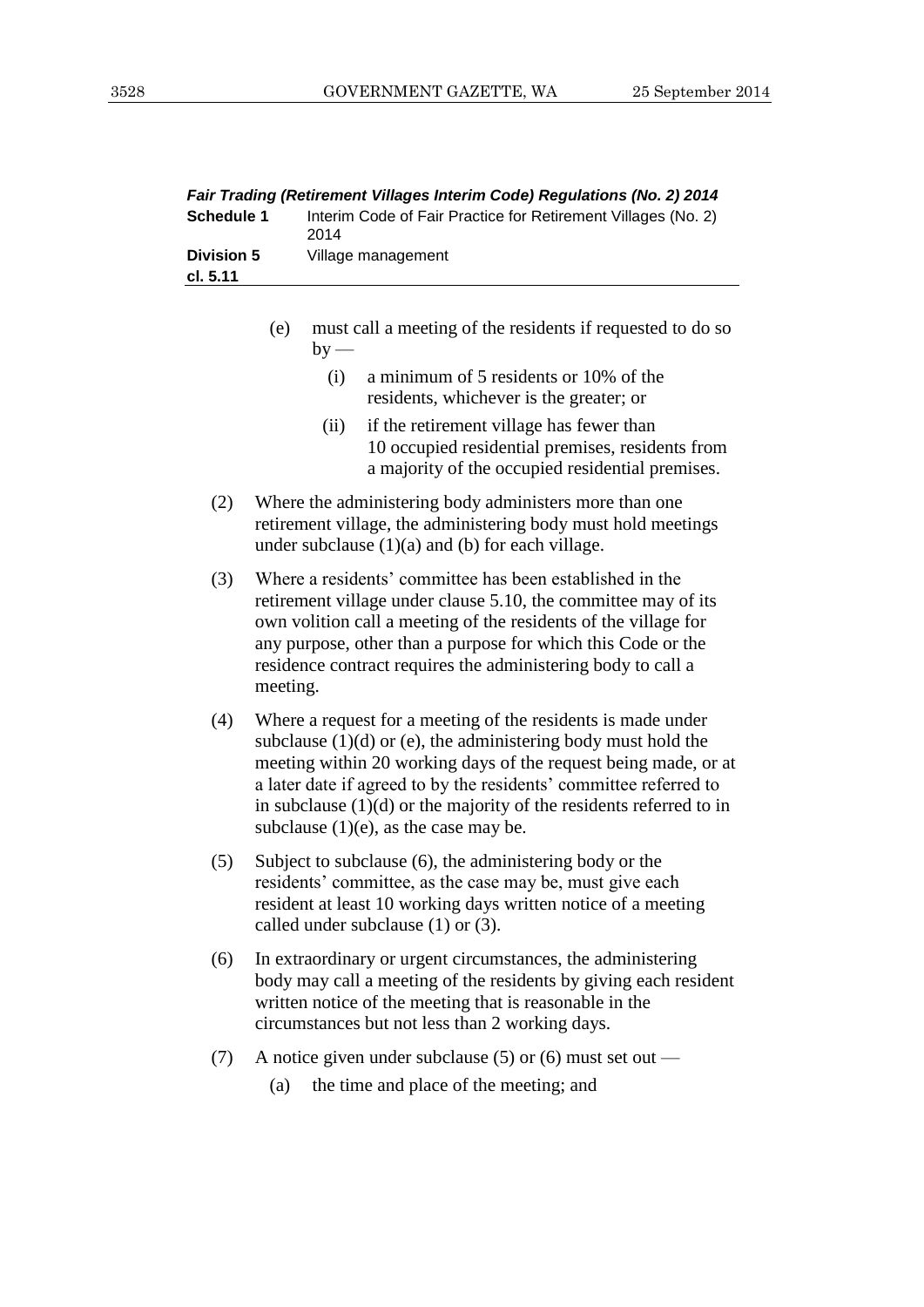(e) must call a meeting of the residents if requested to do so by —

(i) a minimum of 5 residents or 10% of the residents, whichever is the greater; or

(ii) if the retirement village has fewer than 10 occupied residential premises, residents from a majority of the occupied residential premises.

(2) Where the administering body administers more than one retirement village, the administering body must hold meetings under subclause (1)(a) and (b) for each village.

(3) Where a residents' committee has been established in the retirement village under clause 5.10, the committee may of its own volition call a meeting of the residents of the village for any purpose, other than a purpose for which this Code or the residence contract requires the administering body to call a meeting.

(4) Where a request for a meeting of the residents is made under subclause (1)(d) or (e), the administering body must hold the meeting within 20 working days of the request being made, or at a later date if agreed to by the residents' committee referred to in subclause (1)(d) or the majority of the residents referred to in subclause (1)(e), as the case may be.

(5) Subject to subclause (6), the administering body or the residents' committee, as the case may be, must give each resident at least 10 working days written notice of a meeting called under subclause (1) or (3).

(6) In extraordinary or urgent circumstances, the administering body may call a meeting of the residents by giving each resident written notice of the meeting that is reasonable in the circumstances but not less than 2 working days.

(7) A notice given under subclause (5) or (6) must set out —

(a) the time and place of the meeting; and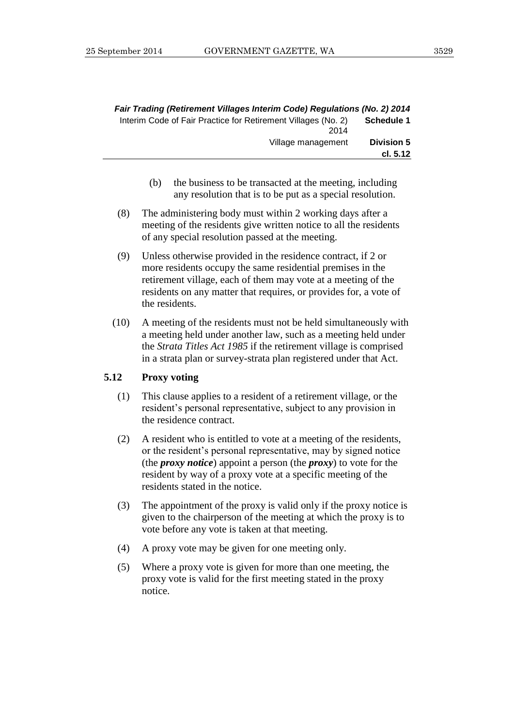(b) the business to be transacted at the meeting, including any resolution that is to be put as a special resolution.

(8) The administering body must within 2 working days after a meeting of the residents give written notice to all the residents of any special resolution passed at the meeting.

(9) Unless otherwise provided in the residence contract, if 2 or more residents occupy the same residential premises in the retirement village, each of them may vote at a meeting of the residents on any matter that requires, or provides for, a vote of the residents.

(10) A meeting of the residents must not be held simultaneously with a meeting held under another law, such as a meeting held under the *Strata Titles Act 1985* if the retirement village is comprised in a strata plan or survey-strata plan registered under that Act.

### 5.12 Proxy voting

(1) This clause applies to a resident of a retirement village, or the resident's personal representative, subject to any provision in the residence contract.

(2) A resident who is entitled to vote at a meeting of the residents, or the resident's personal representative, may by signed notice (the ***proxy notice***) appoint a person (the ***proxy***) to vote for the resident by way of a proxy vote at a specific meeting of the residents stated in the notice.

(3) The appointment of the proxy is valid only if the proxy notice is given to the chairperson of the meeting at which the proxy is to vote before any vote is taken at that meeting.

(4) A proxy vote may be given for one meeting only.

(5) Where a proxy vote is given for more than one meeting, the proxy vote is valid for the first meeting stated in the proxy notice.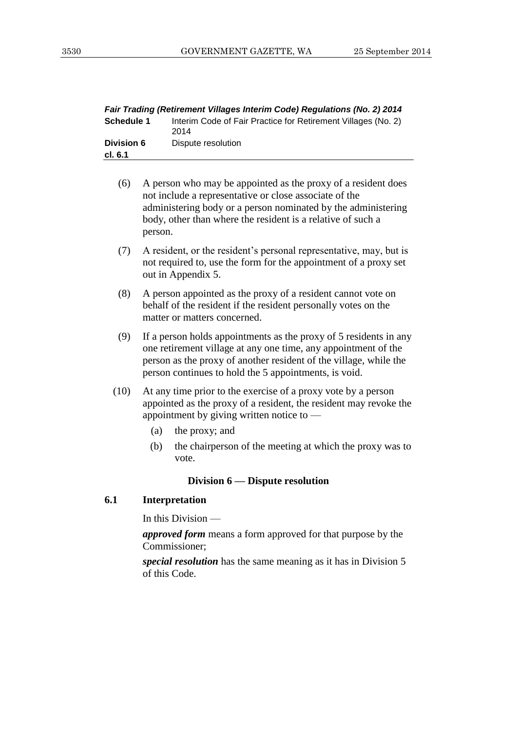(6) A person who may be appointed as the proxy of a resident does not include a representative or close associate of the administering body or a person nominated by the administering body, other than where the resident is a relative of such a person.

(7) A resident, or the resident's personal representative, may, but is not required to, use the form for the appointment of a proxy set out in Appendix 5.

(8) A person appointed as the proxy of a resident cannot vote on behalf of the resident if the resident personally votes on the matter or matters concerned.

(9) If a person holds appointments as the proxy of 5 residents in any one retirement village at any one time, any appointment of the person as the proxy of another resident of the village, while the person continues to hold the 5 appointments, is void.

(10) At any time prior to the exercise of a proxy vote by a person appointed as the proxy of a resident, the resident may revoke the appointment by giving written notice to —

(a) the proxy; and

(b) the chairperson of the meeting at which the proxy was to vote.

## Division 6 — Dispute resolution

### 6.1 Interpretation

In this Division —

***approved form*** means a form approved for that purpose by the Commissioner;

***special resolution*** has the same meaning as it has in Division 5 of this Code.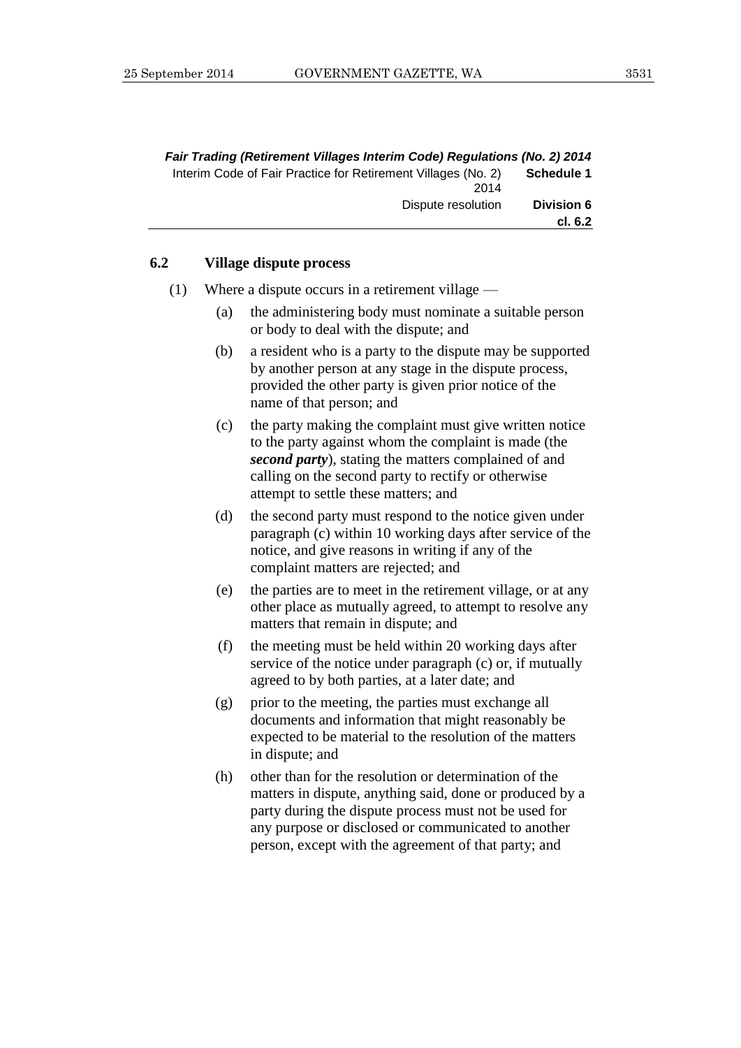### 6.2 Village dispute process

(1) Where a dispute occurs in a retirement village —

(a) the administering body must nominate a suitable person or body to deal with the dispute; and

(b) a resident who is a party to the dispute may be supported by another person at any stage in the dispute process, provided the other party is given prior notice of the name of that person; and

(c) the party making the complaint must give written notice to the party against whom the complaint is made (the ***second party***), stating the matters complained of and calling on the second party to rectify or otherwise attempt to settle these matters; and

(d) the second party must respond to the notice given under paragraph (c) within 10 working days after service of the notice, and give reasons in writing if any of the complaint matters are rejected; and

(e) the parties are to meet in the retirement village, or at any other place as mutually agreed, to attempt to resolve any matters that remain in dispute; and

(f) the meeting must be held within 20 working days after service of the notice under paragraph (c) or, if mutually agreed to by both parties, at a later date; and

(g) prior to the meeting, the parties must exchange all documents and information that might reasonably be expected to be material to the resolution of the matters in dispute; and

(h) other than for the resolution or determination of the matters in dispute, anything said, done or produced by a party during the dispute process must not be used for any purpose or disclosed or communicated to another person, except with the agreement of that party; and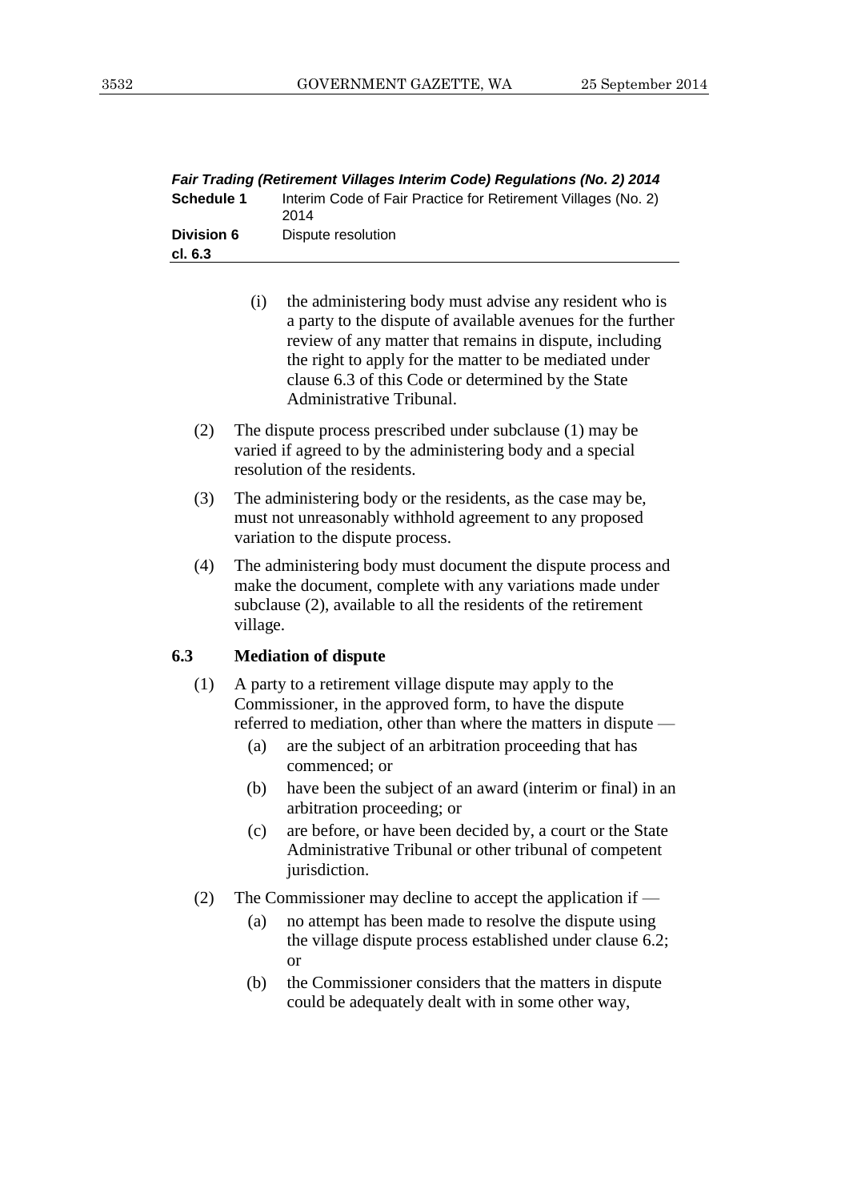(i) the administering body must advise any resident who is a party to the dispute of available avenues for the further review of any matter that remains in dispute, including the right to apply for the matter to be mediated under clause 6.3 of this Code or determined by the State Administrative Tribunal.

(2) The dispute process prescribed under subclause (1) may be varied if agreed to by the administering body and a special resolution of the residents.

(3) The administering body or the residents, as the case may be, must not unreasonably withhold agreement to any proposed variation to the dispute process.

(4) The administering body must document the dispute process and make the document, complete with any variations made under subclause (2), available to all the residents of the retirement village.

**6.3 Mediation of dispute**

(1) A party to a retirement village dispute may apply to the Commissioner, in the approved form, to have the dispute referred to mediation, other than where the matters in dispute —

(a) are the subject of an arbitration proceeding that has commenced; or

(b) have been the subject of an award (interim or final) in an arbitration proceeding; or

(c) are before, or have been decided by, a court or the State Administrative Tribunal or other tribunal of competent jurisdiction.

(2) The Commissioner may decline to accept the application if —

(a) no attempt has been made to resolve the dispute using the village dispute process established under clause 6.2; or

(b) the Commissioner considers that the matters in dispute could be adequately dealt with in some other way,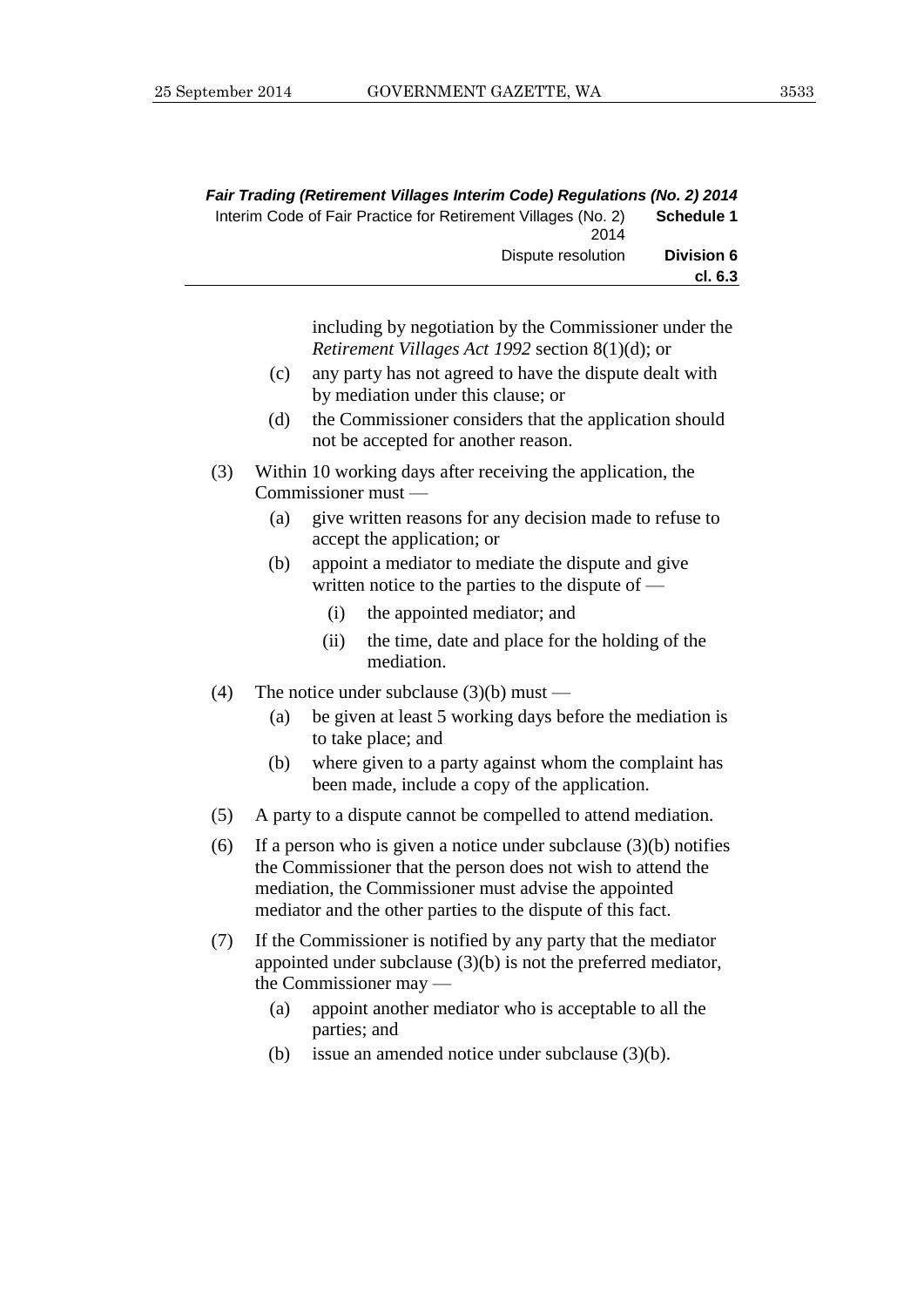including by negotiation by the Commissioner under the *Retirement Villages Act 1992* section 8(1)(d); or

(c) any party has not agreed to have the dispute dealt with by mediation under this clause; or

(d) the Commissioner considers that the application should not be accepted for another reason.

(3) Within 10 working days after receiving the application, the Commissioner must —

(a) give written reasons for any decision made to refuse to accept the application; or

(b) appoint a mediator to mediate the dispute and give written notice to the parties to the dispute of —

(i) the appointed mediator; and

(ii) the time, date and place for the holding of the mediation.

(4) The notice under subclause (3)(b) must —

(a) be given at least 5 working days before the mediation is to take place; and

(b) where given to a party against whom the complaint has been made, include a copy of the application.

(5) A party to a dispute cannot be compelled to attend mediation.

(6) If a person who is given a notice under subclause (3)(b) notifies the Commissioner that the person does not wish to attend the mediation, the Commissioner must advise the appointed mediator and the other parties to the dispute of this fact.

(7) If the Commissioner is notified by any party that the mediator appointed under subclause (3)(b) is not the preferred mediator, the Commissioner may —

(a) appoint another mediator who is acceptable to all the parties; and

(b) issue an amended notice under subclause (3)(b).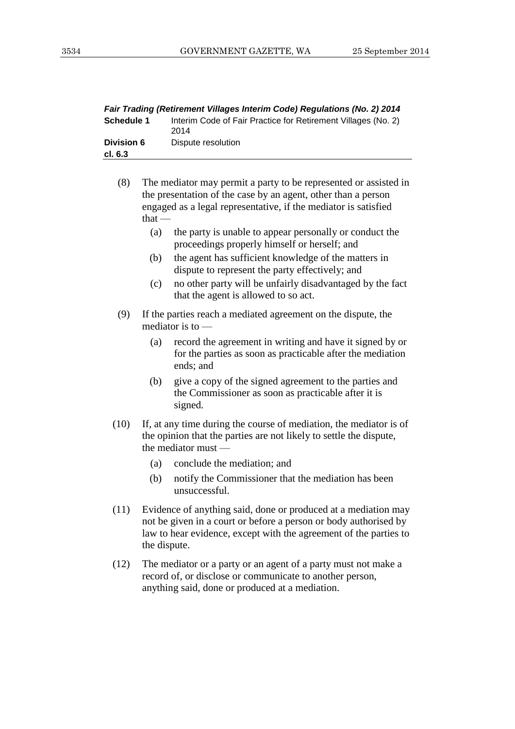(8) The mediator may permit a party to be represented or assisted in the presentation of the case by an agent, other than a person engaged as a legal representative, if the mediator is satisfied that —

  (a) the party is unable to appear personally or conduct the proceedings properly himself or herself; and

  (b) the agent has sufficient knowledge of the matters in dispute to represent the party effectively; and

  (c) no other party will be unfairly disadvantaged by the fact that the agent is allowed to so act.

(9) If the parties reach a mediated agreement on the dispute, the mediator is to —

  (a) record the agreement in writing and have it signed by or for the parties as soon as practicable after the mediation ends; and

  (b) give a copy of the signed agreement to the parties and the Commissioner as soon as practicable after it is signed.

(10) If, at any time during the course of mediation, the mediator is of the opinion that the parties are not likely to settle the dispute, the mediator must —

  (a) conclude the mediation; and

  (b) notify the Commissioner that the mediation has been unsuccessful.

(11) Evidence of anything said, done or produced at a mediation may not be given in a court or before a person or body authorised by law to hear evidence, except with the agreement of the parties to the dispute.

(12) The mediator or a party or an agent of a party must not make a record of, or disclose or communicate to another person, anything said, done or produced at a mediation.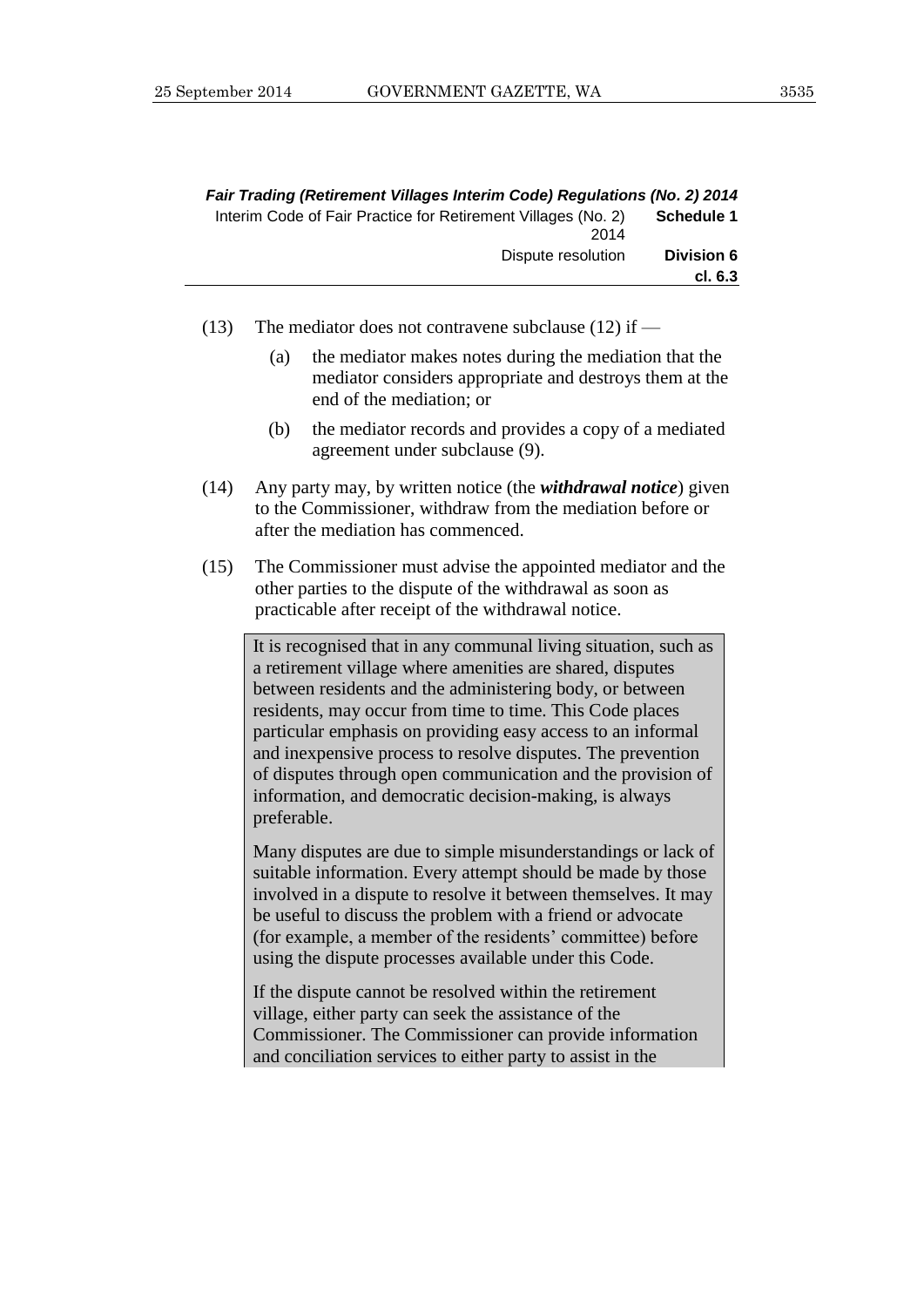(13) The mediator does not contravene subclause (12) if —

  (a) the mediator makes notes during the mediation that the mediator considers appropriate and destroys them at the end of the mediation; or

  (b) the mediator records and provides a copy of a mediated agreement under subclause (9).

(14) Any party may, by written notice (the ***withdrawal notice***) given to the Commissioner, withdraw from the mediation before or after the mediation has commenced.

(15) The Commissioner must advise the appointed mediator and the other parties to the dispute of the withdrawal as soon as practicable after receipt of the withdrawal notice.

> It is recognised that in any communal living situation, such as a retirement village where amenities are shared, disputes between residents and the administering body, or between residents, may occur from time to time. This Code places particular emphasis on providing easy access to an informal and inexpensive process to resolve disputes. The prevention of disputes through open communication and the provision of information, and democratic decision-making, is always preferable.
>
> Many disputes are due to simple misunderstandings or lack of suitable information. Every attempt should be made by those involved in a dispute to resolve it between themselves. It may be useful to discuss the problem with a friend or advocate (for example, a member of the residents' committee) before using the dispute processes available under this Code.
>
> If the dispute cannot be resolved within the retirement village, either party can seek the assistance of the Commissioner. The Commissioner can provide information and conciliation services to either party to assist in the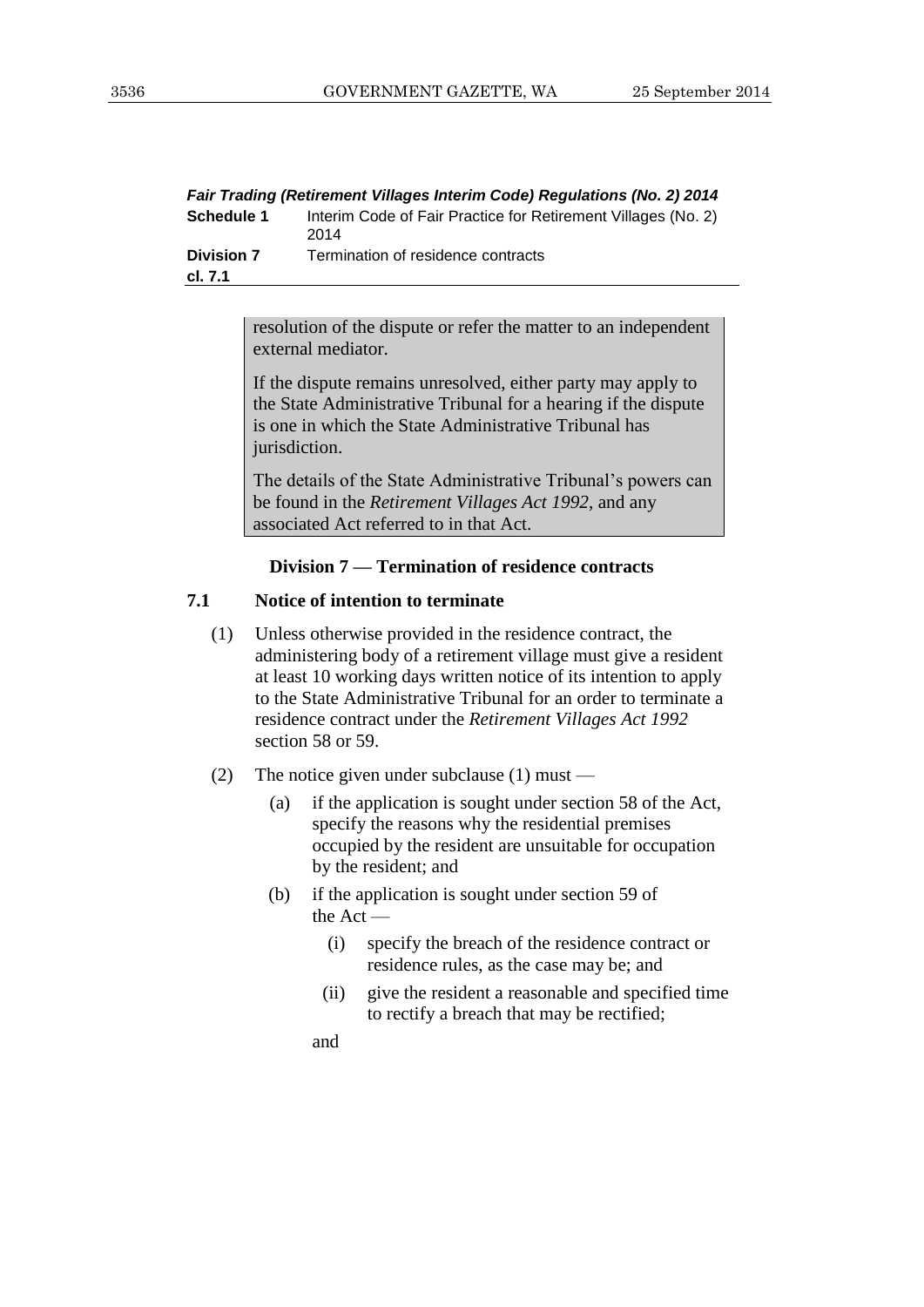resolution of the dispute or refer the matter to an independent external mediator.

If the dispute remains unresolved, either party may apply to the State Administrative Tribunal for a hearing if the dispute is one in which the State Administrative Tribunal has jurisdiction.

The details of the State Administrative Tribunal's powers can be found in the *Retirement Villages Act 1992*, and any associated Act referred to in that Act.

## Division 7 — Termination of residence contracts

### 7.1 Notice of intention to terminate

(1) Unless otherwise provided in the residence contract, the administering body of a retirement village must give a resident at least 10 working days written notice of its intention to apply to the State Administrative Tribunal for an order to terminate a residence contract under the *Retirement Villages Act 1992* section 58 or 59.

(2) The notice given under subclause (1) must —

- (a) if the application is sought under section 58 of the Act, specify the reasons why the residential premises occupied by the resident are unsuitable for occupation by the resident; and
- (b) if the application is sought under section 59 of the Act —
  - (i) specify the breach of the residence contract or residence rules, as the case may be; and
  - (ii) give the resident a reasonable and specified time to rectify a breach that may be rectified;

  and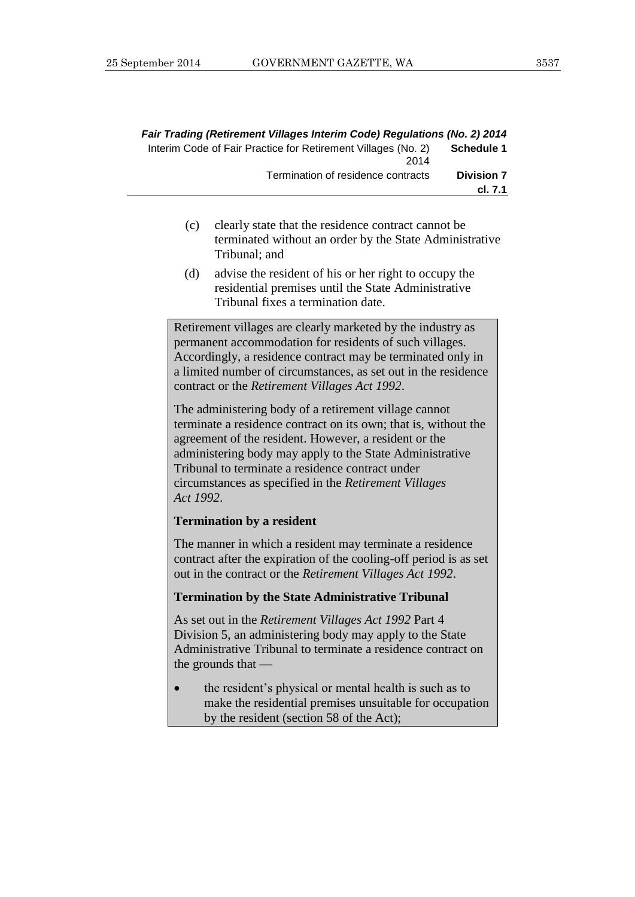(c) clearly state that the residence contract cannot be terminated without an order by the State Administrative Tribunal; and

(d) advise the resident of his or her right to occupy the residential premises until the State Administrative Tribunal fixes a termination date.

> Retirement villages are clearly marketed by the industry as permanent accommodation for residents of such villages. Accordingly, a residence contract may be terminated only in a limited number of circumstances, as set out in the residence contract or the *Retirement Villages Act 1992*.
>
> The administering body of a retirement village cannot terminate a residence contract on its own; that is, without the agreement of the resident. However, a resident or the administering body may apply to the State Administrative Tribunal to terminate a residence contract under circumstances as specified in the *Retirement Villages Act 1992*.
>
> **Termination by a resident**
>
> The manner in which a resident may terminate a residence contract after the expiration of the cooling-off period is as set out in the contract or the *Retirement Villages Act 1992*.
>
> **Termination by the State Administrative Tribunal**
>
> As set out in the *Retirement Villages Act 1992* Part 4 Division 5, an administering body may apply to the State Administrative Tribunal to terminate a residence contract on the grounds that —
>
> - the resident's physical or mental health is such as to make the residential premises unsuitable for occupation by the resident (section 58 of the Act);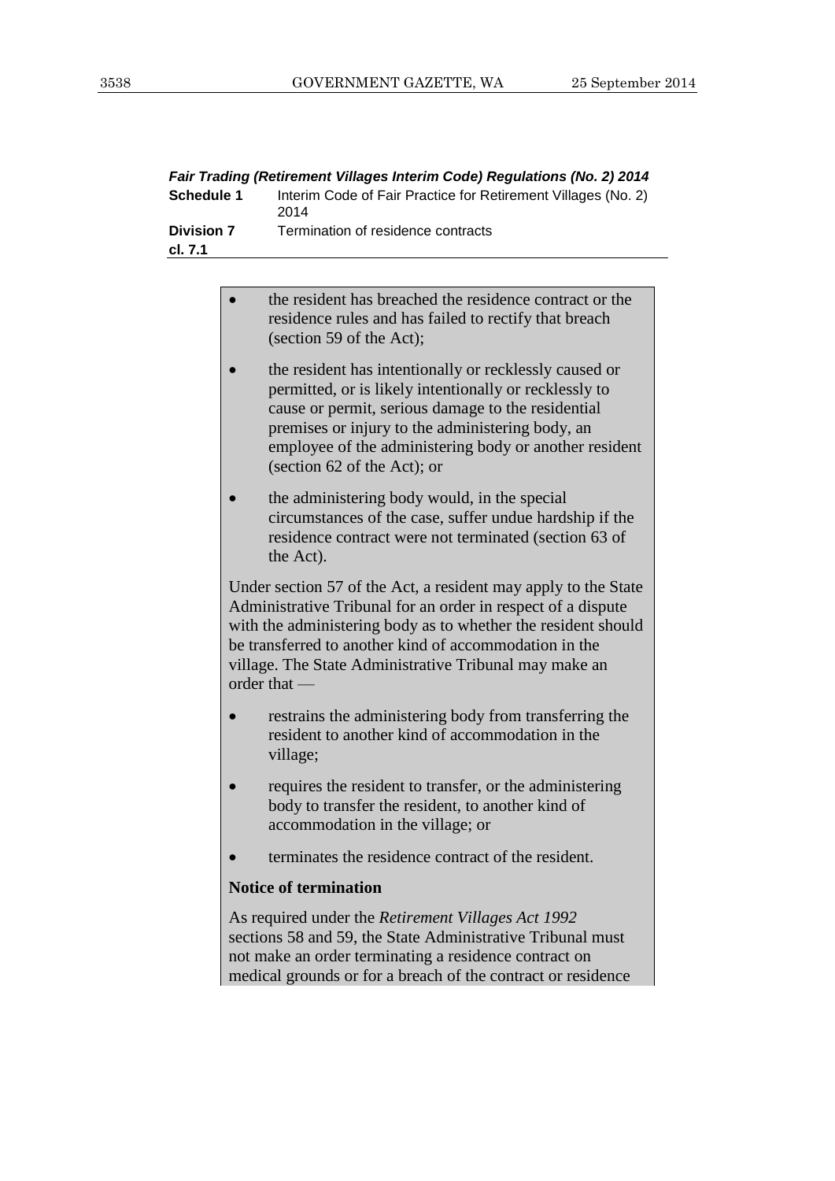- the resident has breached the residence contract or the residence rules and has failed to rectify that breach (section 59 of the Act);
- the resident has intentionally or recklessly caused or permitted, or is likely intentionally or recklessly to cause or permit, serious damage to the residential premises or injury to the administering body, an employee of the administering body or another resident (section 62 of the Act); or
- the administering body would, in the special circumstances of the case, suffer undue hardship if the residence contract were not terminated (section 63 of the Act).

Under section 57 of the Act, a resident may apply to the State Administrative Tribunal for an order in respect of a dispute with the administering body as to whether the resident should be transferred to another kind of accommodation in the village. The State Administrative Tribunal may make an order that —

- restrains the administering body from transferring the resident to another kind of accommodation in the village;
- requires the resident to transfer, or the administering body to transfer the resident, to another kind of accommodation in the village; or
- terminates the residence contract of the resident.

**Notice of termination**

As required under the *Retirement Villages Act 1992* sections 58 and 59, the State Administrative Tribunal must not make an order terminating a residence contract on medical grounds or for a breach of the contract or residence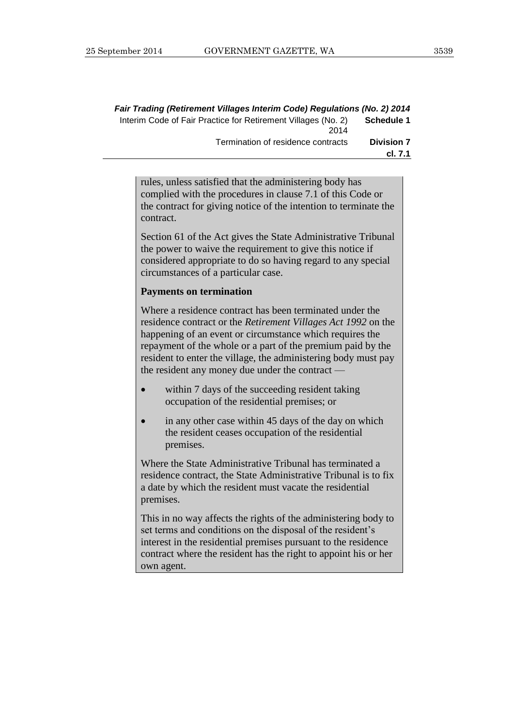rules, unless satisfied that the administering body has complied with the procedures in clause 7.1 of this Code or the contract for giving notice of the intention to terminate the contract.

Section 61 of the Act gives the State Administrative Tribunal the power to waive the requirement to give this notice if considered appropriate to do so having regard to any special circumstances of a particular case.

**Payments on termination**

Where a residence contract has been terminated under the residence contract or the *Retirement Villages Act 1992* on the happening of an event or circumstance which requires the repayment of the whole or a part of the premium paid by the resident to enter the village, the administering body must pay the resident any money due under the contract —

- within 7 days of the succeeding resident taking occupation of the residential premises; or
- in any other case within 45 days of the day on which the resident ceases occupation of the residential premises.

Where the State Administrative Tribunal has terminated a residence contract, the State Administrative Tribunal is to fix a date by which the resident must vacate the residential premises.

This in no way affects the rights of the administering body to set terms and conditions on the disposal of the resident's interest in the residential premises pursuant to the residence contract where the resident has the right to appoint his or her own agent.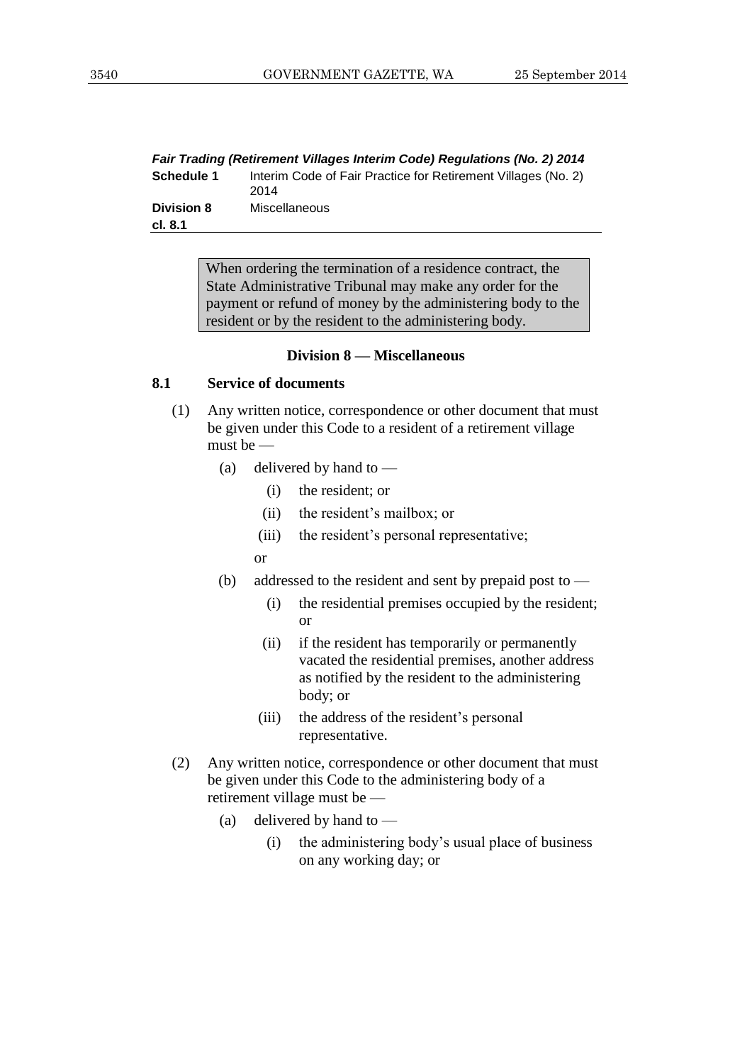> When ordering the termination of a residence contract, the State Administrative Tribunal may make any order for the payment or refund of money by the administering body to the resident or by the resident to the administering body.

## Division 8 — Miscellaneous

### 8.1 Service of documents

(1) Any written notice, correspondence or other document that must be given under this Code to a resident of a retirement village must be —

- (a) delivered by hand to —
  - (i) the resident; or
  - (ii) the resident's mailbox; or
  - (iii) the resident's personal representative;

  or

- (b) addressed to the resident and sent by prepaid post to —
  - (i) the residential premises occupied by the resident; or
  - (ii) if the resident has temporarily or permanently vacated the residential premises, another address as notified by the resident to the administering body; or
  - (iii) the address of the resident's personal representative.

(2) Any written notice, correspondence or other document that must be given under this Code to the administering body of a retirement village must be —

- (a) delivered by hand to —
  - (i) the administering body's usual place of business on any working day; or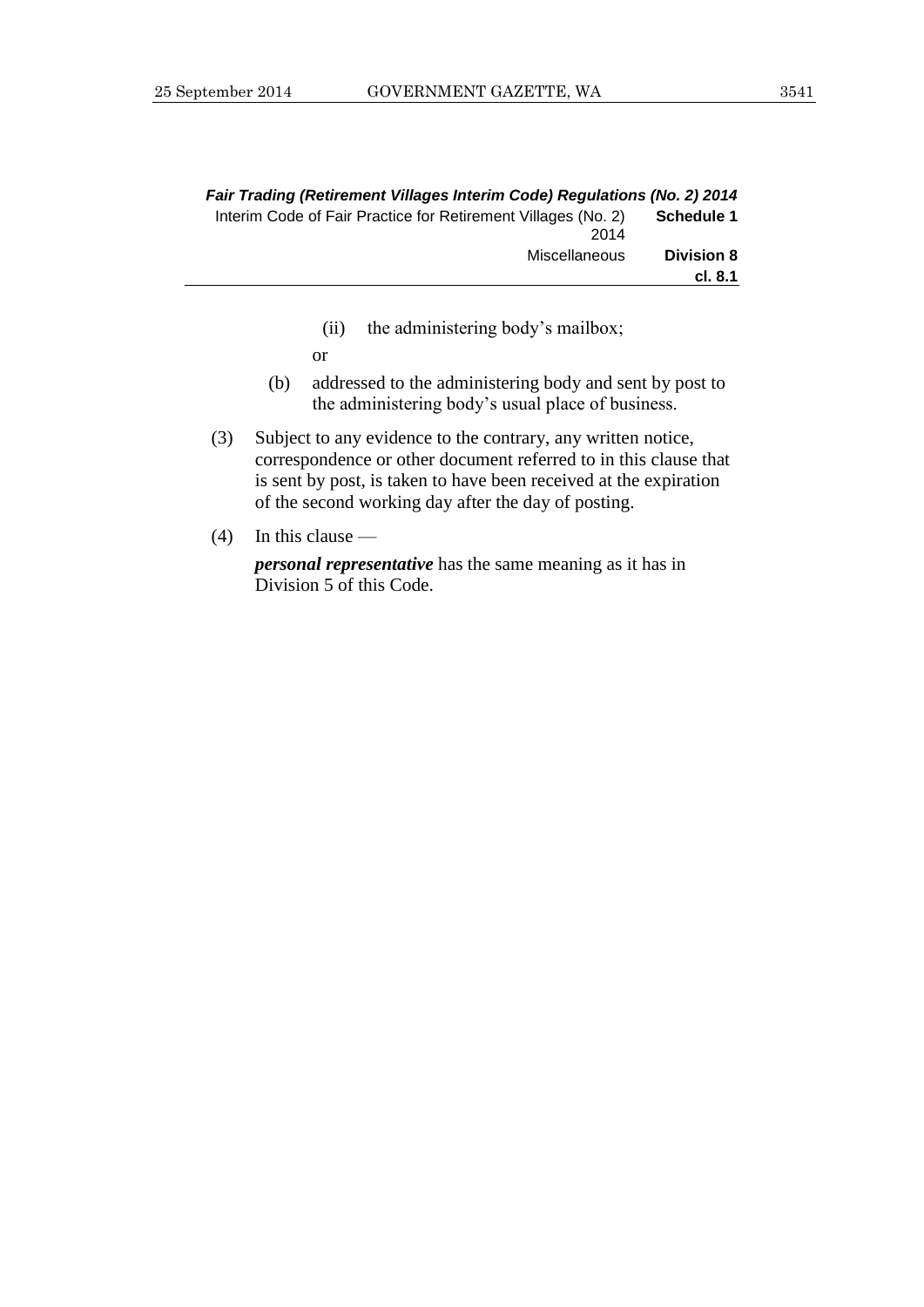(ii) the administering body's mailbox;

or

(b) addressed to the administering body and sent by post to the administering body's usual place of business.

(3) Subject to any evidence to the contrary, any written notice, correspondence or other document referred to in this clause that is sent by post, is taken to have been received at the expiration of the second working day after the day of posting.

(4) In this clause —

***personal representative*** has the same meaning as it has in Division 5 of this Code.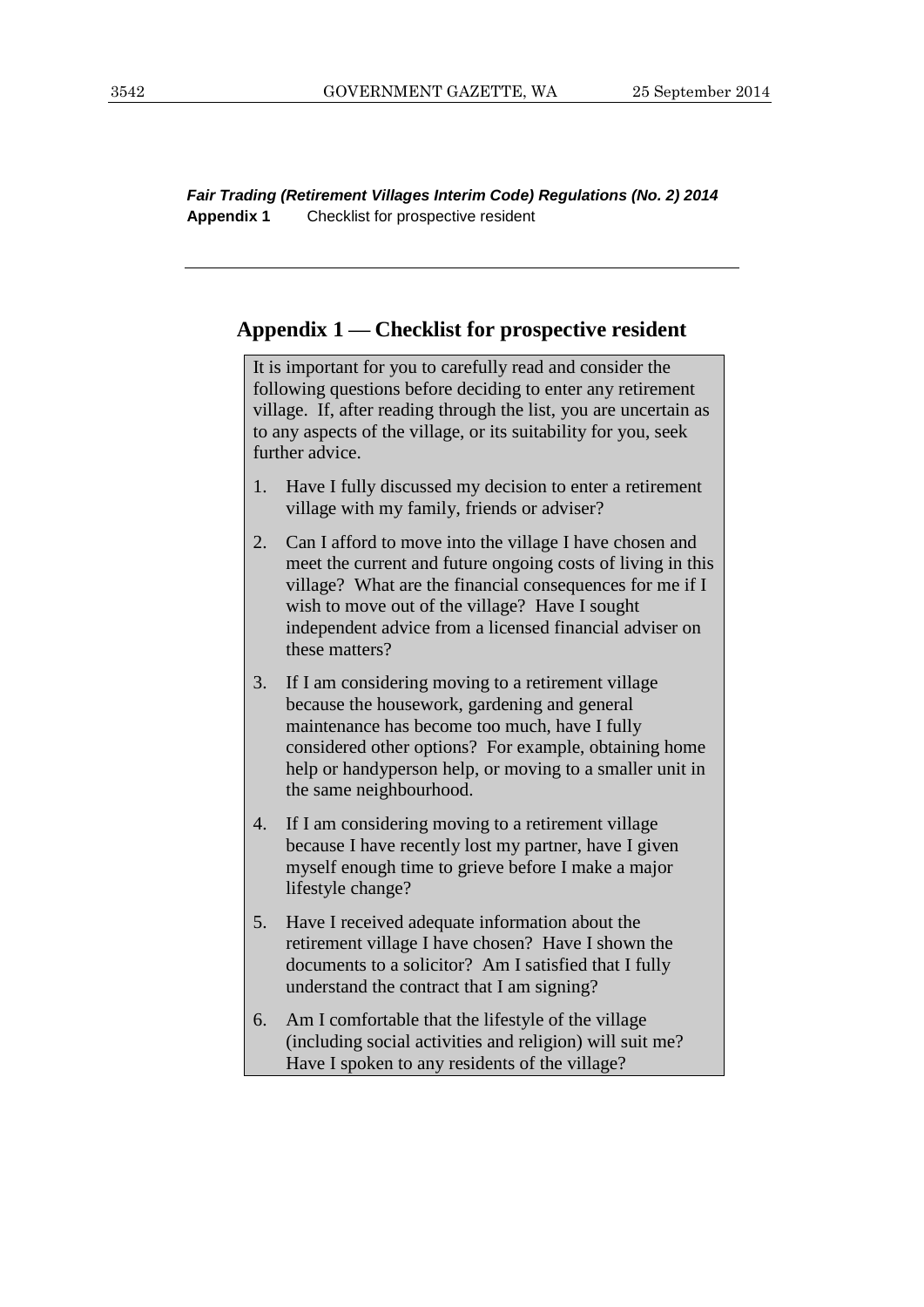## Appendix 1 — Checklist for prospective resident

It is important for you to carefully read and consider the following questions before deciding to enter any retirement village. If, after reading through the list, you are uncertain as to any aspects of the village, or its suitability for you, seek further advice.

1. Have I fully discussed my decision to enter a retirement village with my family, friends or adviser?
2. Can I afford to move into the village I have chosen and meet the current and future ongoing costs of living in this village? What are the financial consequences for me if I wish to move out of the village? Have I sought independent advice from a licensed financial adviser on these matters?
3. If I am considering moving to a retirement village because the housework, gardening and general maintenance has become too much, have I fully considered other options? For example, obtaining home help or handyperson help, or moving to a smaller unit in the same neighbourhood.
4. If I am considering moving to a retirement village because I have recently lost my partner, have I given myself enough time to grieve before I make a major lifestyle change?
5. Have I received adequate information about the retirement village I have chosen? Have I shown the documents to a solicitor? Am I satisfied that I fully understand the contract that I am signing?
6. Am I comfortable that the lifestyle of the village (including social activities and religion) will suit me? Have I spoken to any residents of the village?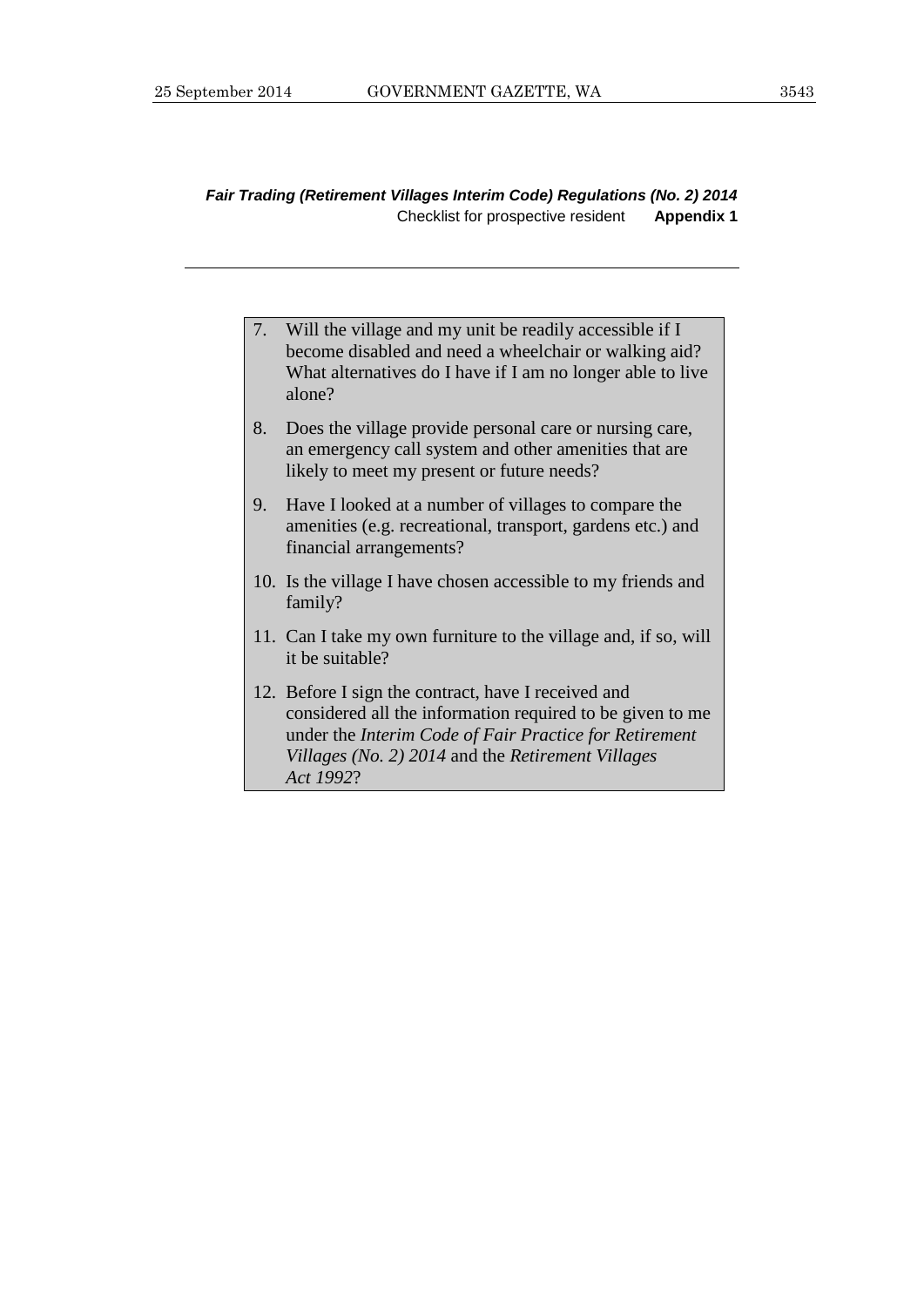7. Will the village and my unit be readily accessible if I become disabled and need a wheelchair or walking aid? What alternatives do I have if I am no longer able to live alone?

8. Does the village provide personal care or nursing care, an emergency call system and other amenities that are likely to meet my present or future needs?

9. Have I looked at a number of villages to compare the amenities (e.g. recreational, transport, gardens etc.) and financial arrangements?

10. Is the village I have chosen accessible to my friends and family?

11. Can I take my own furniture to the village and, if so, will it be suitable?

12. Before I sign the contract, have I received and considered all the information required to be given to me under the *Interim Code of Fair Practice for Retirement Villages (No. 2) 2014* and the *Retirement Villages Act 1992*?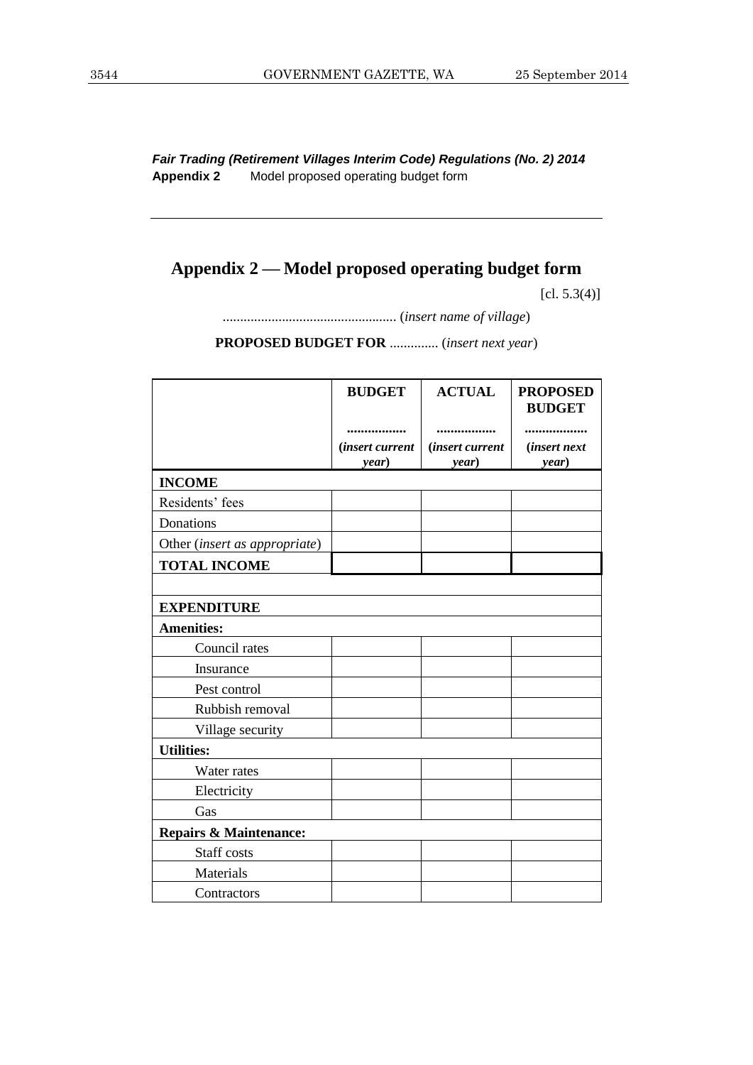*Fair Trading (Retirement Villages Interim Code) Regulations (No. 2) 2014*
**Appendix 2** Model proposed operating budget form

# Appendix 2 — Model proposed operating budget form

[cl. 5.3(4)]

.................................................. (*insert name of village*)

**PROPOSED BUDGET FOR** .............. (*insert next year*)

| | **BUDGET** ................. (*insert current year*) | **ACTUAL** ................. (*insert current year*) | **PROPOSED BUDGET** ................. (*insert next year*) |
|---|---|---|---|
| **INCOME** | | | |
| Residents' fees | | | |
| Donations | | | |
| Other (*insert as appropriate*) | | | |
| **TOTAL INCOME** | | | |
| | | | |
| **EXPENDITURE** | | | |
| **Amenities:** | | | |
| Council rates | | | |
| Insurance | | | |
| Pest control | | | |
| Rubbish removal | | | |
| Village security | | | |
| **Utilities:** | | | |
| Water rates | | | |
| Electricity | | | |
| Gas | | | |
| **Repairs & Maintenance:** | | | |
| Staff costs | | | |
| Materials | | | |
| Contractors | | | |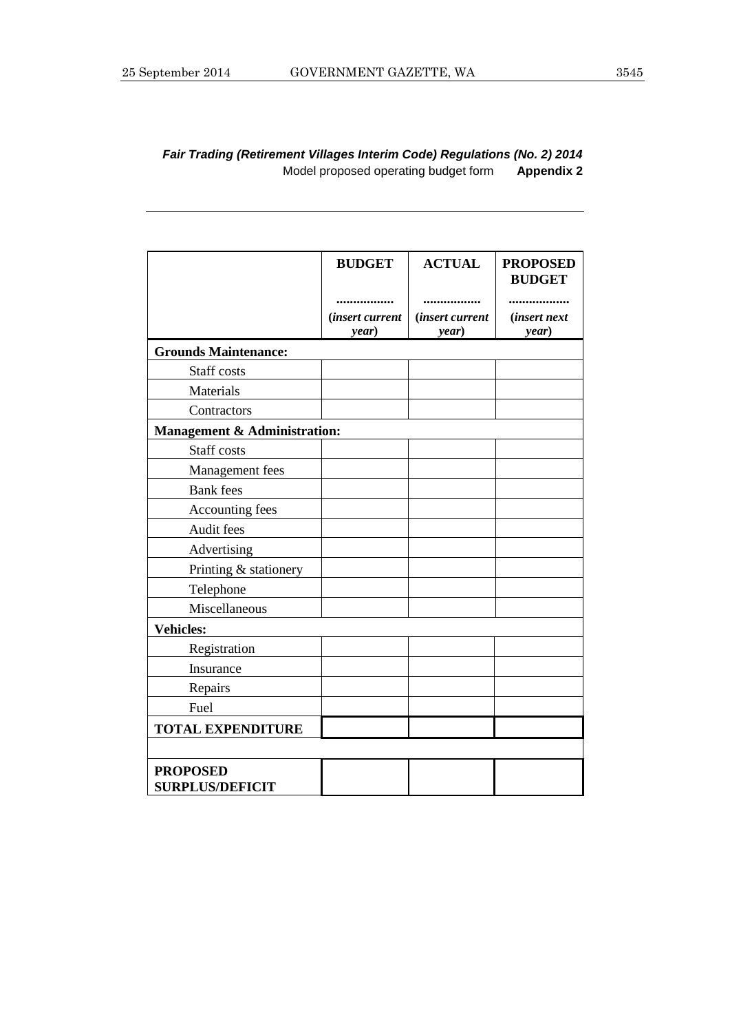*Fair Trading (Retirement Villages Interim Code) Regulations (No. 2) 2014*

Model proposed operating budget form **Appendix 2**

| | **BUDGET** ................. (*insert current year*) | **ACTUAL** ................. (*insert current year*) | **PROPOSED BUDGET** ................. (*insert next year*) |
|---|---|---|---|
| **Grounds Maintenance:** | | | |
| Staff costs | | | |
| Materials | | | |
| Contractors | | | |
| **Management & Administration:** | | | |
| Staff costs | | | |
| Management fees | | | |
| Bank fees | | | |
| Accounting fees | | | |
| Audit fees | | | |
| Advertising | | | |
| Printing & stationery | | | |
| Telephone | | | |
| Miscellaneous | | | |
| **Vehicles:** | | | |
| Registration | | | |
| Insurance | | | |
| Repairs | | | |
| Fuel | | | |
| **TOTAL EXPENDITURE** | | | |
| | | | |
| **PROPOSED SURPLUS/DEFICIT** | | | |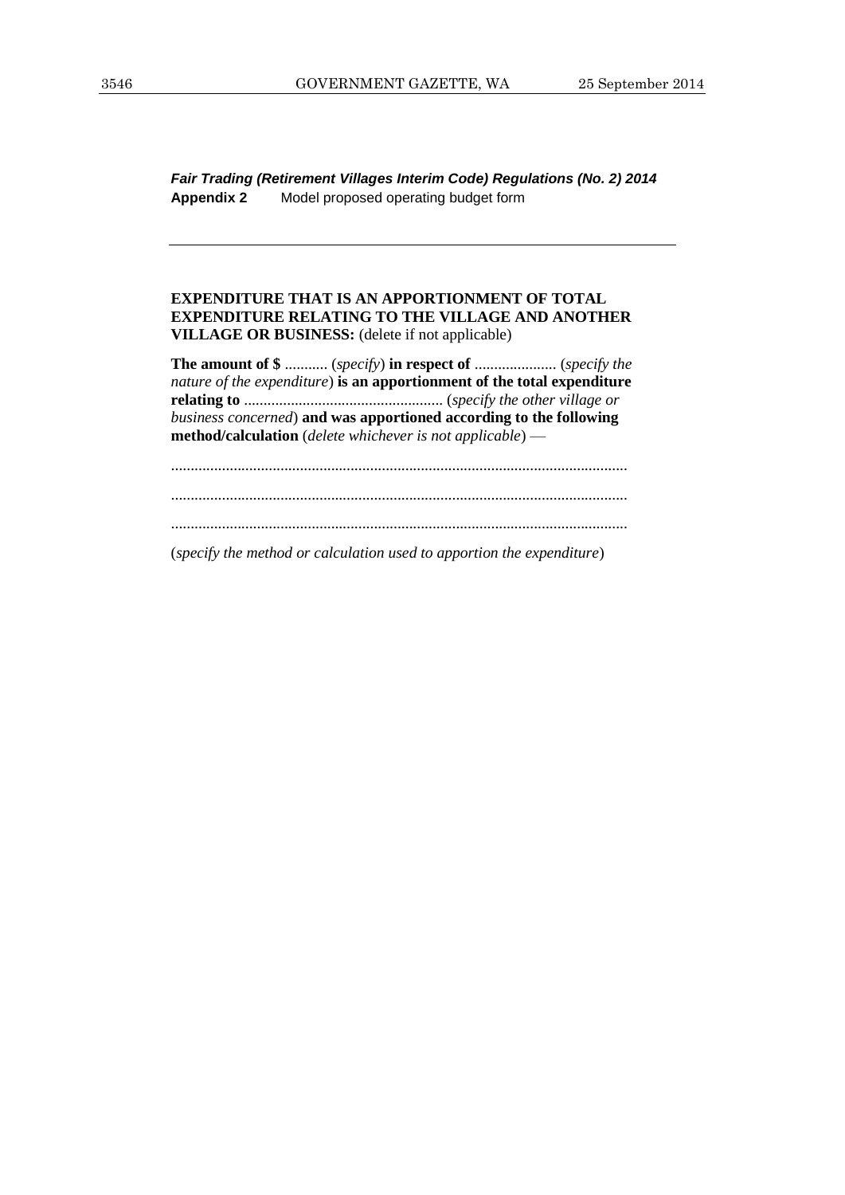***Fair Trading (Retirement Villages Interim Code) Regulations (No. 2) 2014***
**Appendix 2** Model proposed operating budget form

---

**EXPENDITURE THAT IS AN APPORTIONMENT OF TOTAL EXPENDITURE RELATING TO THE VILLAGE AND ANOTHER VILLAGE OR BUSINESS:** (delete if not applicable)

**The amount of $** ........... (*specify*) **in respect of** ..................... (*specify the nature of the expenditure*) **is an apportionment of the total expenditure relating to** .................................................. (*specify the other village or business concerned*) **and was apportioned according to the following method/calculation** (*delete whichever is not applicable*) —

....................................................................................................................

....................................................................................................................

....................................................................................................................

(*specify the method or calculation used to apportion the expenditure*)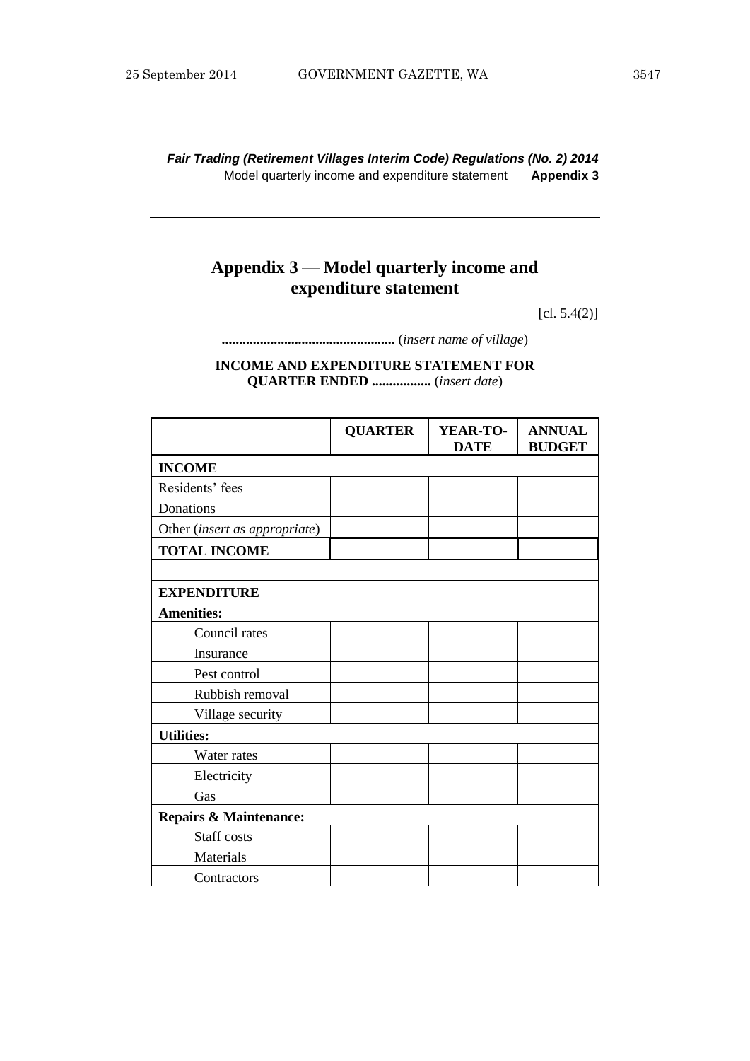*Fair Trading (Retirement Villages Interim Code) Regulations (No. 2) 2014*
Model quarterly income and expenditure statement **Appendix 3**

## Appendix 3 — Model quarterly income and expenditure statement

[cl. 5.4(2)]

**..................................................** (*insert name of village*)

**INCOME AND EXPENDITURE STATEMENT FOR QUARTER ENDED .................** (*insert date*)

| | **QUARTER** | **YEAR-TO-DATE** | **ANNUAL BUDGET** |
|---|---|---|---|
| **INCOME** | | | |
| Residents' fees | | | |
| Donations | | | |
| Other (*insert as appropriate*) | | | |
| **TOTAL INCOME** | | | |
| | | | |
| **EXPENDITURE** | | | |
| **Amenities:** | | | |
| Council rates | | | |
| Insurance | | | |
| Pest control | | | |
| Rubbish removal | | | |
| Village security | | | |
| **Utilities:** | | | |
| Water rates | | | |
| Electricity | | | |
| Gas | | | |
| **Repairs & Maintenance:** | | | |
| Staff costs | | | |
| Materials | | | |
| Contractors | | | |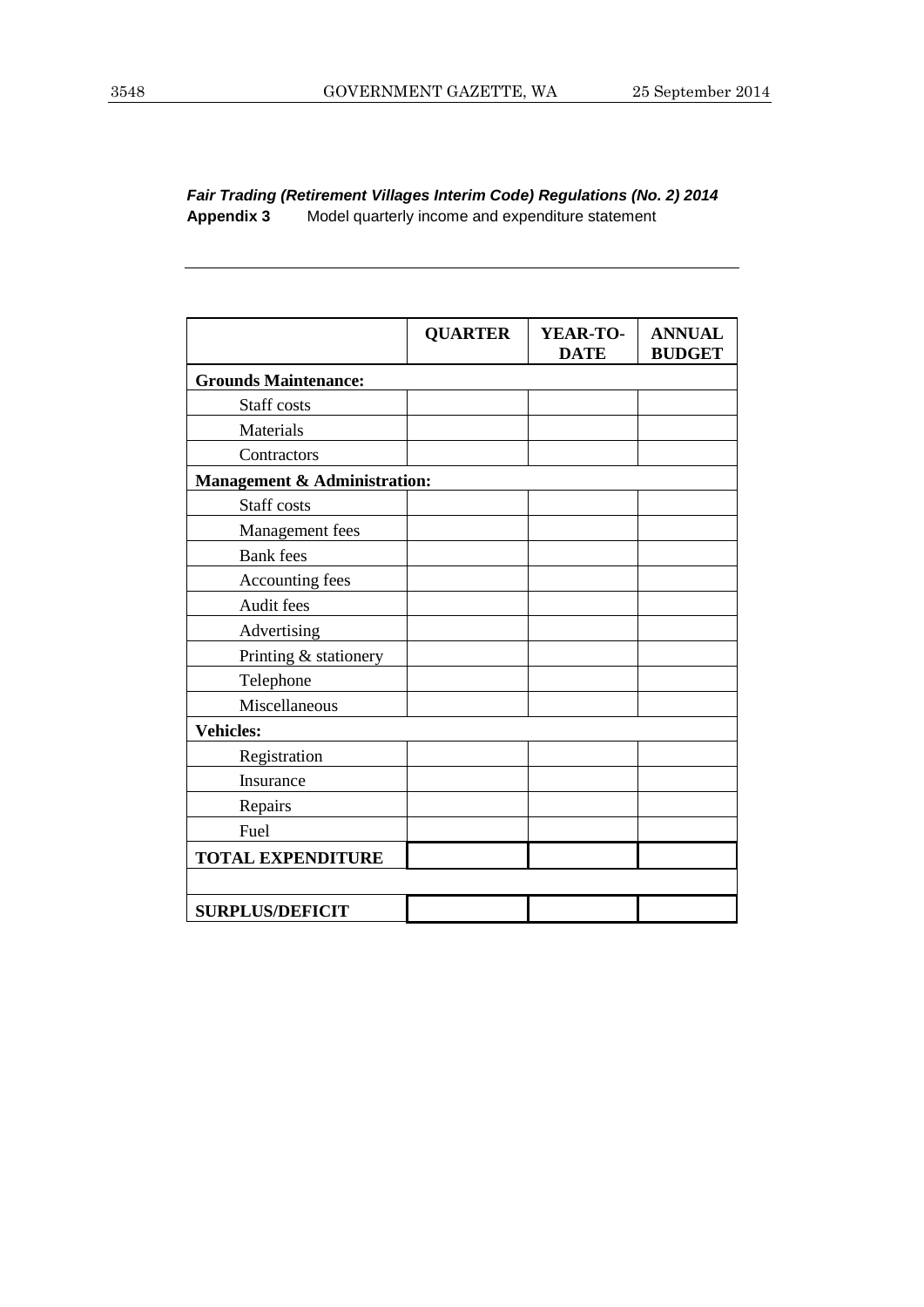***Fair Trading (Retirement Villages Interim Code) Regulations (No. 2) 2014***
**Appendix 3** Model quarterly income and expenditure statement

---

| | QUARTER | YEAR-TO-DATE | ANNUAL BUDGET |
|---|---|---|---|
| **Grounds Maintenance:** | | | |
| Staff costs | | | |
| Materials | | | |
| Contractors | | | |
| **Management & Administration:** | | | |
| Staff costs | | | |
| Management fees | | | |
| Bank fees | | | |
| Accounting fees | | | |
| Audit fees | | | |
| Advertising | | | |
| Printing & stationery | | | |
| Telephone | | | |
| Miscellaneous | | | |
| **Vehicles:** | | | |
| Registration | | | |
| Insurance | | | |
| Repairs | | | |
| Fuel | | | |
| **TOTAL EXPENDITURE** | | | |
| | | | |
| **SURPLUS/DEFICIT** | | | |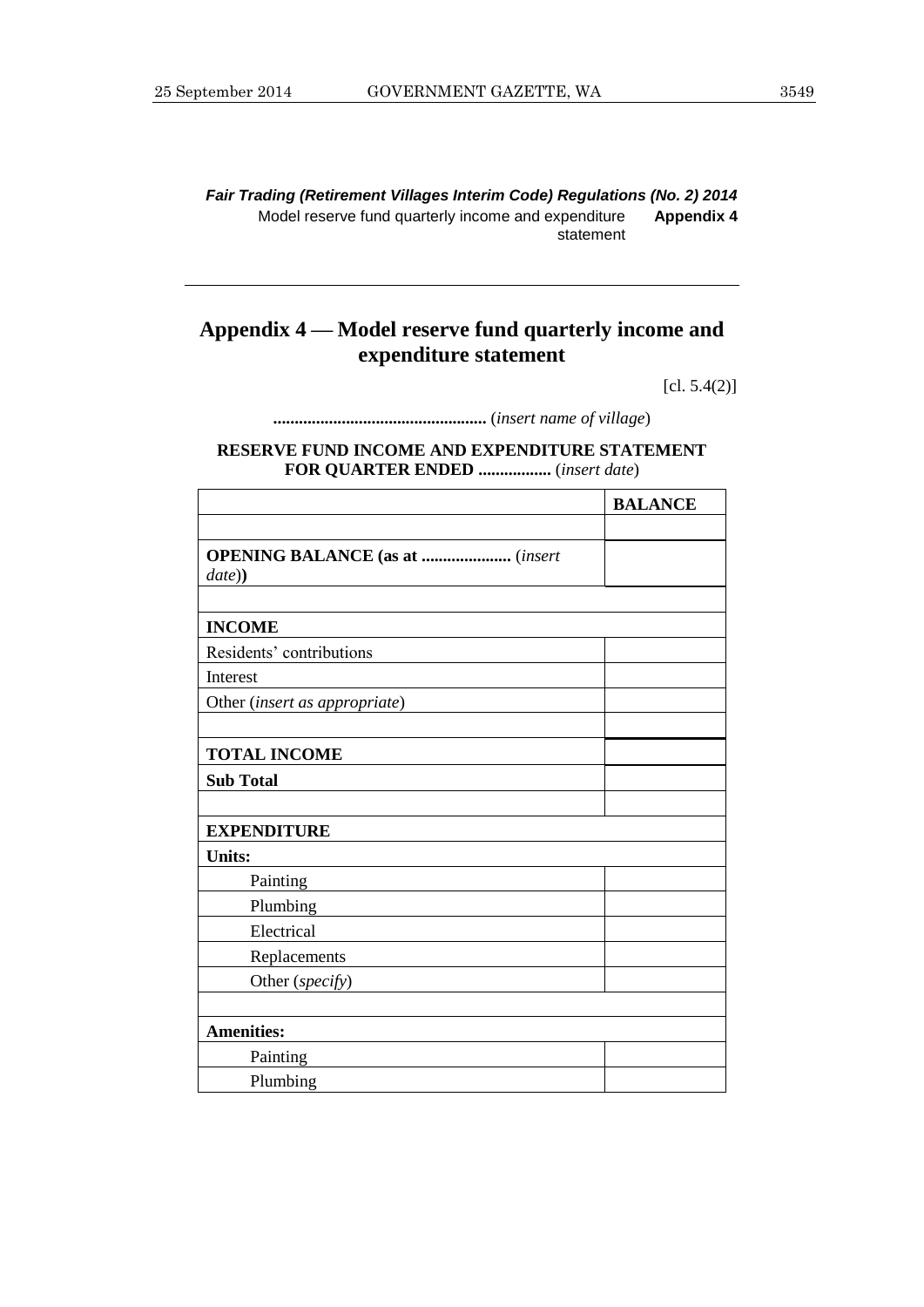*Fair Trading (Retirement Villages Interim Code) Regulations (No. 2) 2014*

Model reserve fund quarterly income and expenditure statement **Appendix 4**

## Appendix 4 — Model reserve fund quarterly income and expenditure statement

[cl. 5.4(2)]

**..................................................** (*insert name of village*)

**RESERVE FUND INCOME AND EXPENDITURE STATEMENT FOR QUARTER ENDED .................** (*insert date*)

| | **BALANCE** |
|---|---|
| | |
| **OPENING BALANCE (as at .....................** (*insert date*)**)** | |
| | |
| **INCOME** | |
| Residents' contributions | |
| Interest | |
| Other (*insert as appropriate*) | |
| | |
| **TOTAL INCOME** | |
| **Sub Total** | |
| | |
| **EXPENDITURE** | |
| **Units:** | |
| Painting | |
| Plumbing | |
| Electrical | |
| Replacements | |
| Other (*specify*) | |
| | |
| **Amenities:** | |
| Painting | |
| Plumbing | |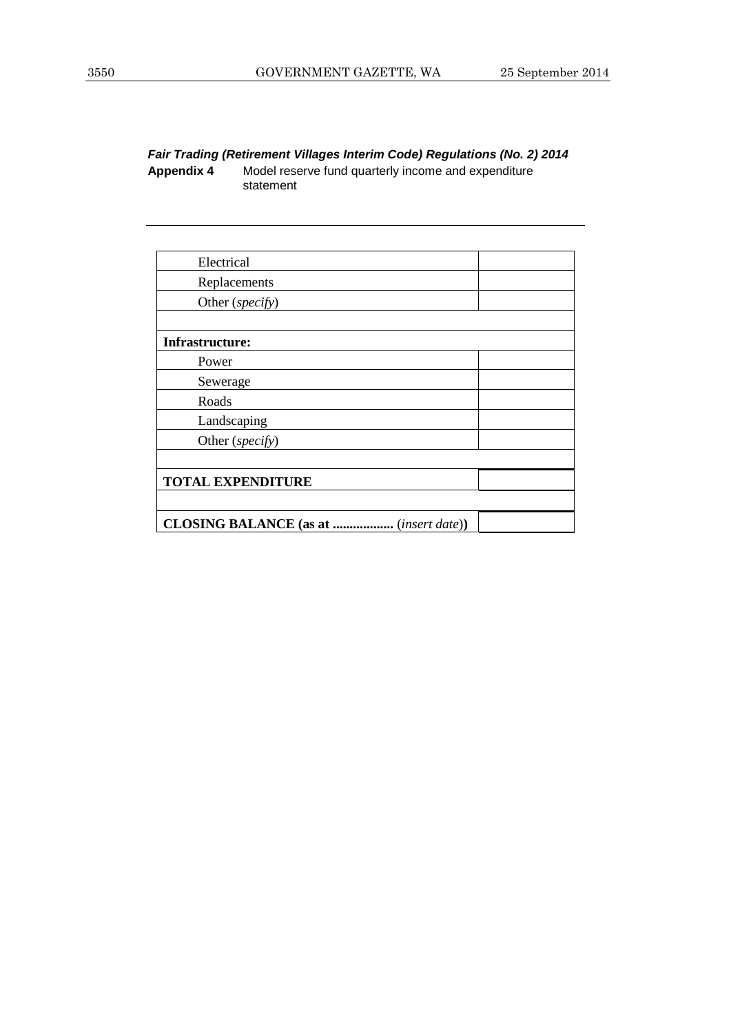*Fair Trading (Retirement Villages Interim Code) Regulations (No. 2) 2014*
**Appendix 4** Model reserve fund quarterly income and expenditure statement

---

| | |
|---|---|
| Electrical | |
| Replacements | |
| Other (*specify*) | |
| | |
| **Infrastructure:** | |
| Power | |
| Sewerage | |
| Roads | |
| Landscaping | |
| Other (*specify*) | |
| | |
| **TOTAL EXPENDITURE** | |
| | |
| **CLOSING BALANCE (as at ..................** (*insert date*)**)** | |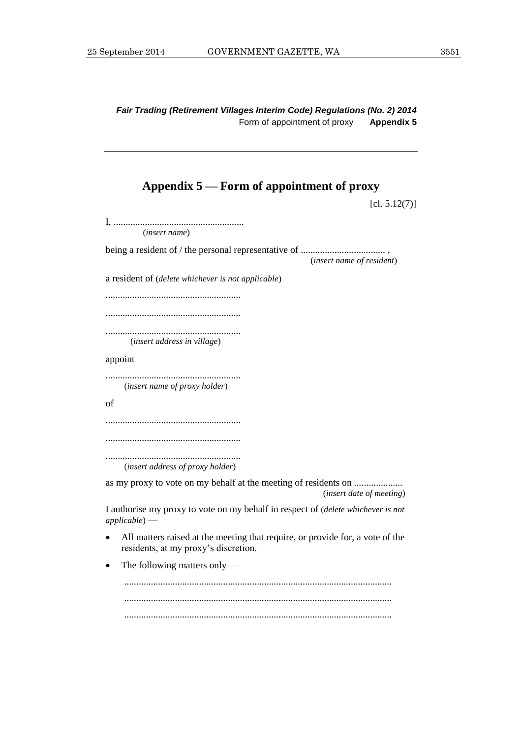*Fair Trading (Retirement Villages Interim Code) Regulations (No. 2) 2014*
Form of appointment of proxy **Appendix 5**

## Appendix 5 — Form of appointment of proxy

[cl. 5.12(7)]

I, ......................................................
(*insert name*)

being a resident of / the personal representative of ................................... ,
(*insert name of resident*)

a resident of (*delete whichever is not applicable*)

........................................................

........................................................

........................................................
(*insert address in village*)

appoint

........................................................
(*insert name of proxy holder*)

of

........................................................

........................................................

........................................................
(*insert address of proxy holder*)

as my proxy to vote on my behalf at the meeting of residents on ....................
(*insert date of meeting*)

I authorise my proxy to vote on my behalf in respect of (*delete whichever is not applicable*) —

- All matters raised at the meeting that require, or provide for, a vote of the residents, at my proxy's discretion.
- The following matters only —

  .............................................................................................................

  .............................................................................................................

  .............................................................................................................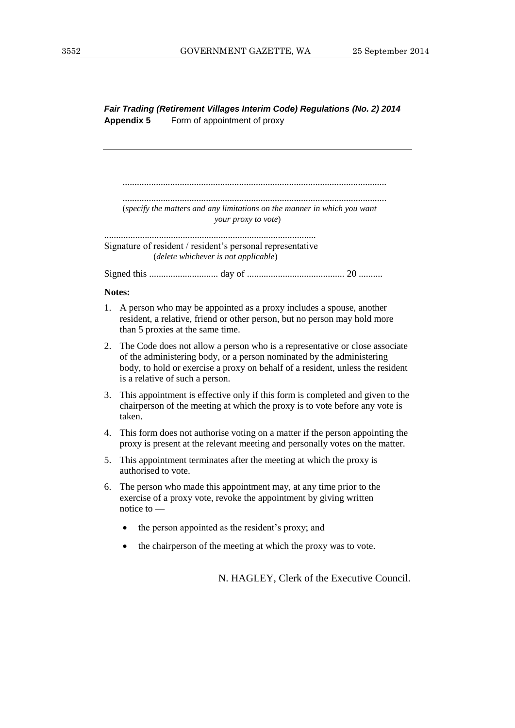*Fair Trading (Retirement Villages Interim Code) Regulations (No. 2) 2014*
**Appendix 5** Form of appointment of proxy

.............................................................................................................

.............................................................................................................
(*specify the matters and any limitations on the manner in which you want your proxy to vote*)

.........................................................................................
Signature of resident / resident's personal representative
(*delete whichever is not applicable*)

Signed this ............................. day of ......................................... 20 ..........

**Notes:**

1. A person who may be appointed as a proxy includes a spouse, another resident, a relative, friend or other person, but no person may hold more than 5 proxies at the same time.
2. The Code does not allow a person who is a representative or close associate of the administering body, or a person nominated by the administering body, to hold or exercise a proxy on behalf of a resident, unless the resident is a relative of such a person.
3. This appointment is effective only if this form is completed and given to the chairperson of the meeting at which the proxy is to vote before any vote is taken.
4. This form does not authorise voting on a matter if the person appointing the proxy is present at the relevant meeting and personally votes on the matter.
5. This appointment terminates after the meeting at which the proxy is authorised to vote.
6. The person who made this appointment may, at any time prior to the exercise of a proxy vote, revoke the appointment by giving written notice to —
   - the person appointed as the resident's proxy; and
   - the chairperson of the meeting at which the proxy was to vote.

N. HAGLEY, Clerk of the Executive Council.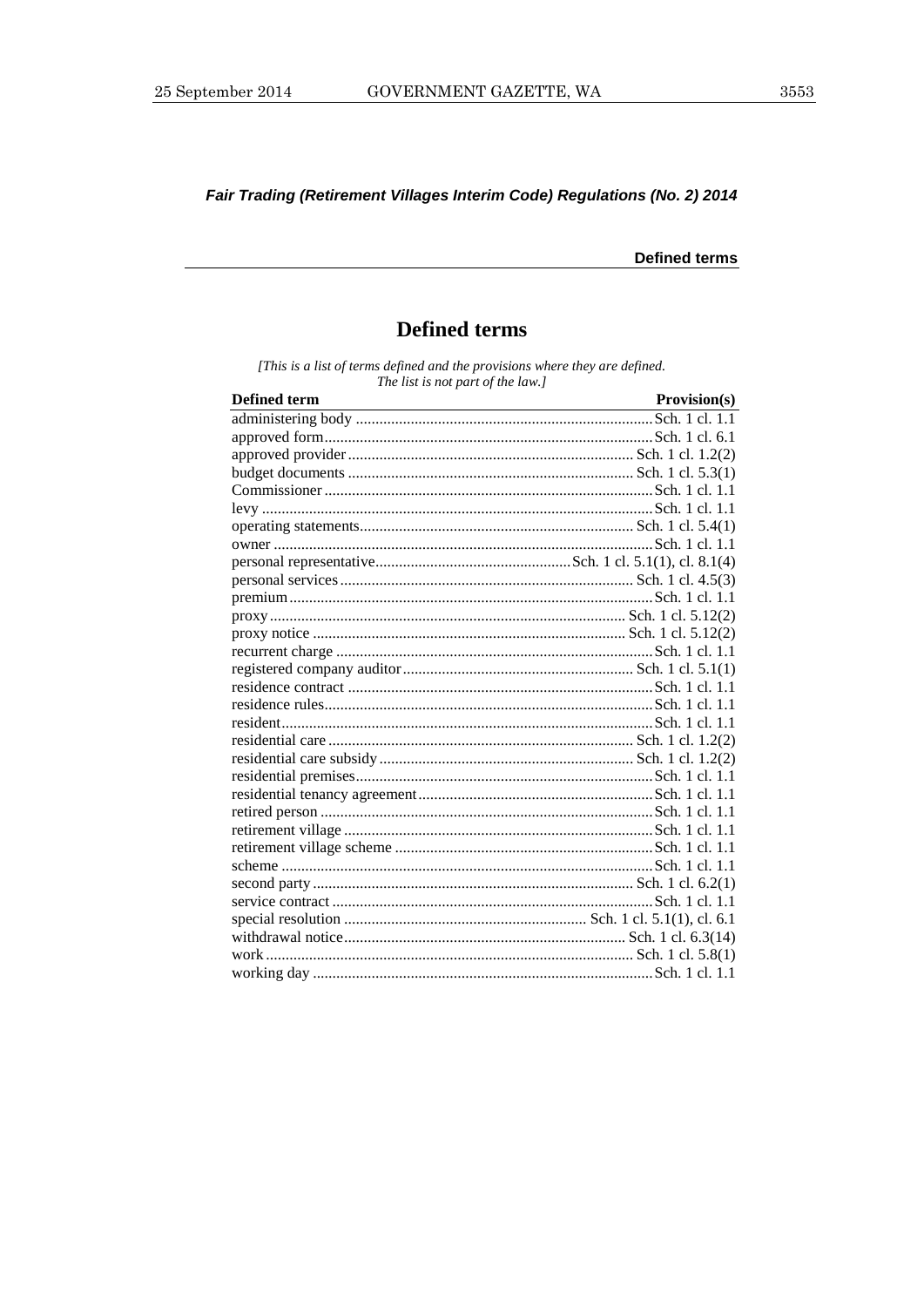*Fair Trading (Retirement Villages Interim Code) Regulations (No. 2) 2014*

**Defined terms**

# Defined terms

*[This is a list of terms defined and the provisions where they are defined. The list is not part of the law.]*

| Defined term | Provision(s) |
|---|---|
| administering body | Sch. 1 cl. 1.1 |
| approved form | Sch. 1 cl. 6.1 |
| approved provider | Sch. 1 cl. 1.2(2) |
| budget documents | Sch. 1 cl. 5.3(1) |
| Commissioner | Sch. 1 cl. 1.1 |
| levy | Sch. 1 cl. 1.1 |
| operating statements | Sch. 1 cl. 5.4(1) |
| owner | Sch. 1 cl. 1.1 |
| personal representative | Sch. 1 cl. 5.1(1), cl. 8.1(4) |
| personal services | Sch. 1 cl. 4.5(3) |
| premium | Sch. 1 cl. 1.1 |
| proxy | Sch. 1 cl. 5.12(2) |
| proxy notice | Sch. 1 cl. 5.12(2) |
| recurrent charge | Sch. 1 cl. 1.1 |
| registered company auditor | Sch. 1 cl. 5.1(1) |
| residence contract | Sch. 1 cl. 1.1 |
| residence rules | Sch. 1 cl. 1.1 |
| resident | Sch. 1 cl. 1.1 |
| residential care | Sch. 1 cl. 1.2(2) |
| residential care subsidy | Sch. 1 cl. 1.2(2) |
| residential premises | Sch. 1 cl. 1.1 |
| residential tenancy agreement | Sch. 1 cl. 1.1 |
| retired person | Sch. 1 cl. 1.1 |
| retirement village | Sch. 1 cl. 1.1 |
| retirement village scheme | Sch. 1 cl. 1.1 |
| scheme | Sch. 1 cl. 1.1 |
| second party | Sch. 1 cl. 6.2(1) |
| service contract | Sch. 1 cl. 1.1 |
| special resolution | Sch. 1 cl. 5.1(1), cl. 6.1 |
| withdrawal notice | Sch. 1 cl. 6.3(14) |
| work | Sch. 1 cl. 5.8(1) |
| working day | Sch. 1 cl. 1.1 |